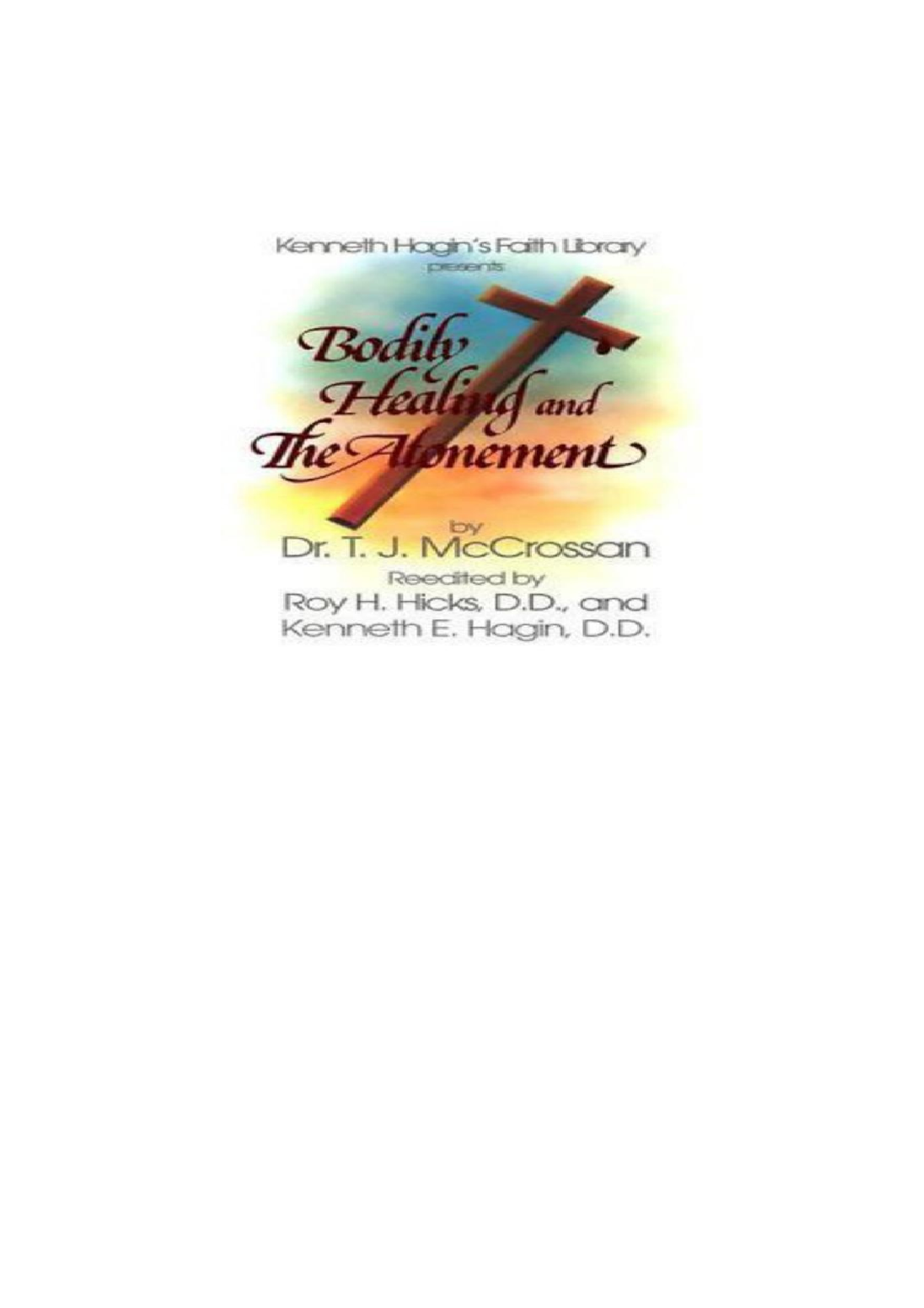Kenneth Hagin's Faith Library presents

# Bodily Healing and The Atonement

by

Dr. T. J. McCrossan

Reedited by

Roy H. Hicks, D.D., and

Kenneth E. Hagin, D.D.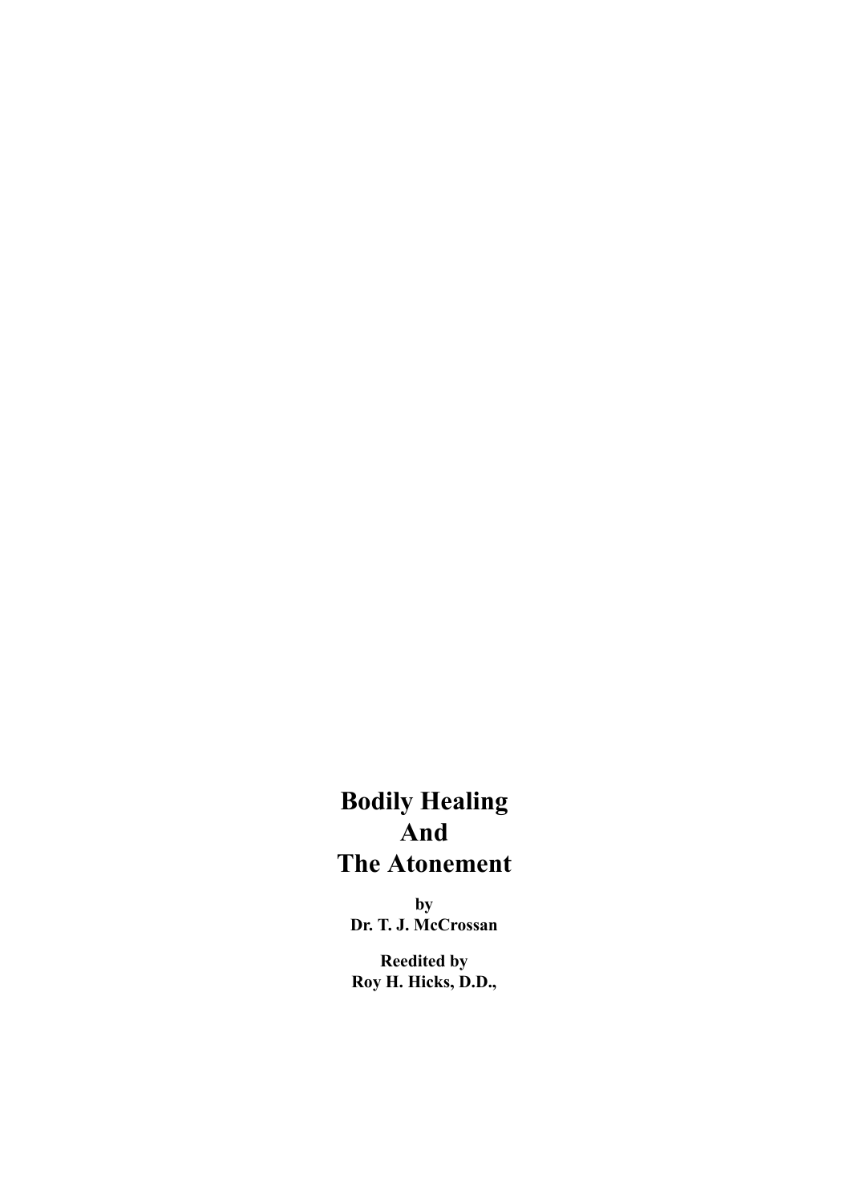# Bodily Healing And The Atonement

**by**
**Dr. T. J. McCrossan**

**Reedited by**
**Roy H. Hicks, D.D.,**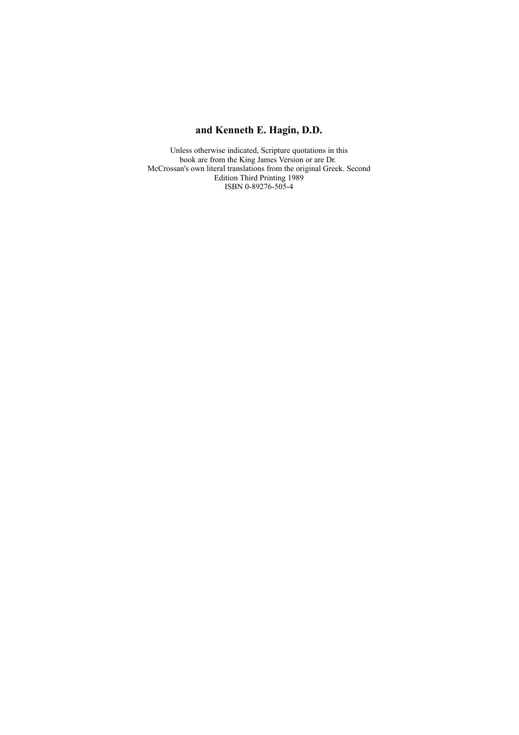**and Kenneth E. Hagin, D.D.**

Unless otherwise indicated, Scripture quotations in this book are from the King James Version or are Dr. McCrossan's own literal translations from the original Greek. Second Edition Third Printing 1989
ISBN 0-89276-505-4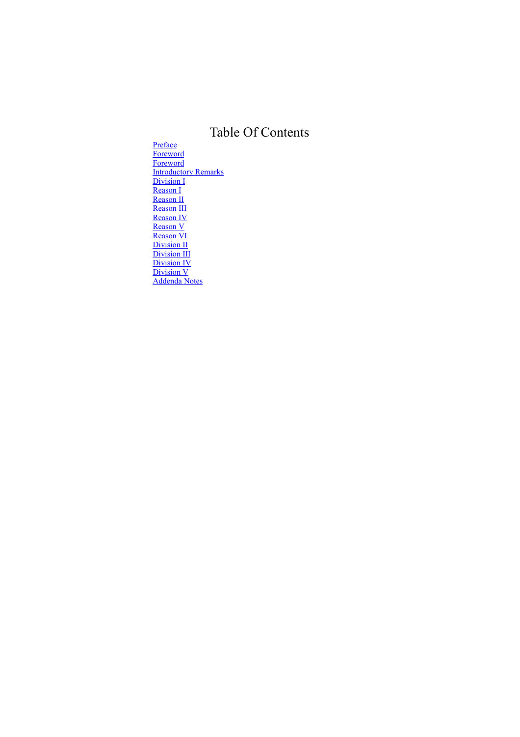# Table Of Contents

- Preface
- Foreword
- Foreword
- Introductory Remarks
- Division I
- Reason I
- Reason II
- Reason III
- Reason IV
- Reason V
- Reason VI
- Division II
- Division III
- Division IV
- Division V
- Addenda Notes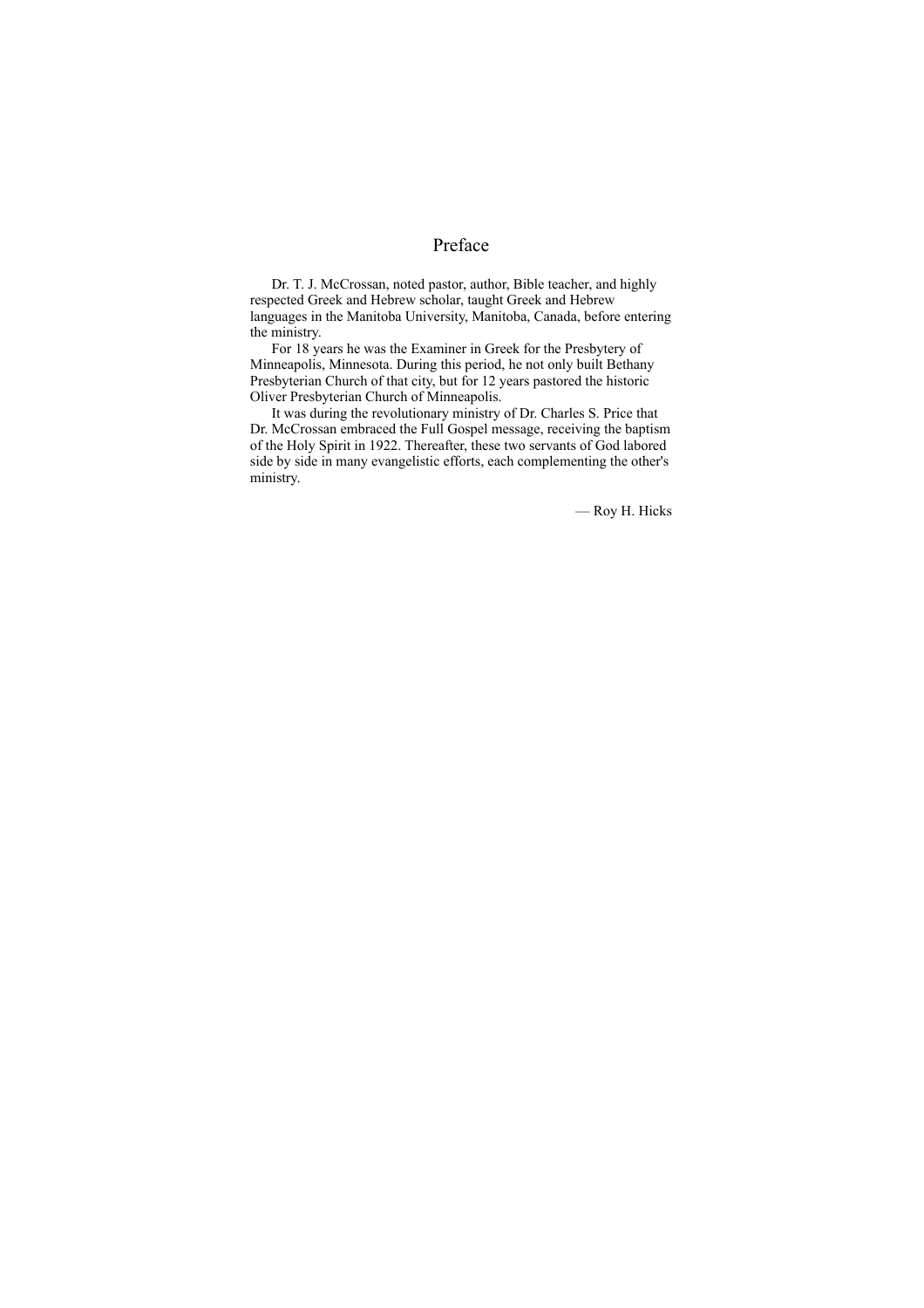# Preface

Dr. T. J. McCrossan, noted pastor, author, Bible teacher, and highly respected Greek and Hebrew scholar, taught Greek and Hebrew languages in the Manitoba University, Manitoba, Canada, before entering the ministry.

For 18 years he was the Examiner in Greek for the Presbytery of Minneapolis, Minnesota. During this period, he not only built Bethany Presbyterian Church of that city, but for 12 years pastored the historic Oliver Presbyterian Church of Minneapolis.

It was during the revolutionary ministry of Dr. Charles S. Price that Dr. McCrossan embraced the Full Gospel message, receiving the baptism of the Holy Spirit in 1922. Thereafter, these two servants of God labored side by side in many evangelistic efforts, each complementing the other's ministry.

— Roy H. Hicks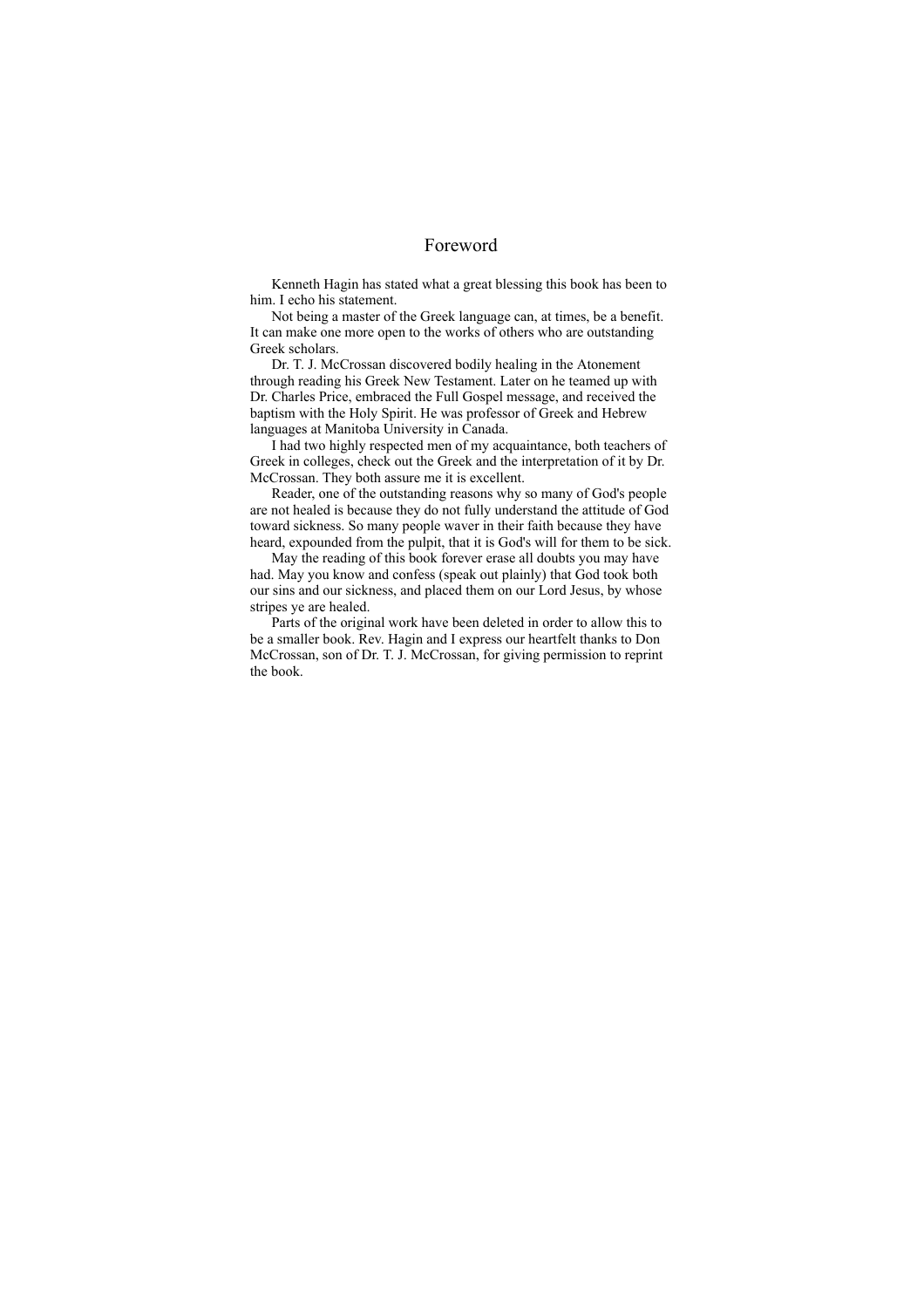# Foreword

Kenneth Hagin has stated what a great blessing this book has been to him. I echo his statement.

Not being a master of the Greek language can, at times, be a benefit. It can make one more open to the works of others who are outstanding Greek scholars.

Dr. T. J. McCrossan discovered bodily healing in the Atonement through reading his Greek New Testament. Later on he teamed up with Dr. Charles Price, embraced the Full Gospel message, and received the baptism with the Holy Spirit. He was professor of Greek and Hebrew languages at Manitoba University in Canada.

I had two highly respected men of my acquaintance, both teachers of Greek in colleges, check out the Greek and the interpretation of it by Dr. McCrossan. They both assure me it is excellent.

Reader, one of the outstanding reasons why so many of God's people are not healed is because they do not fully understand the attitude of God toward sickness. So many people waver in their faith because they have heard, expounded from the pulpit, that it is God's will for them to be sick.

May the reading of this book forever erase all doubts you may have had. May you know and confess (speak out plainly) that God took both our sins and our sickness, and placed them on our Lord Jesus, by whose stripes ye are healed.

Parts of the original work have been deleted in order to allow this to be a smaller book. Rev. Hagin and I express our heartfelt thanks to Don McCrossan, son of Dr. T. J. McCrossan, for giving permission to reprint the book.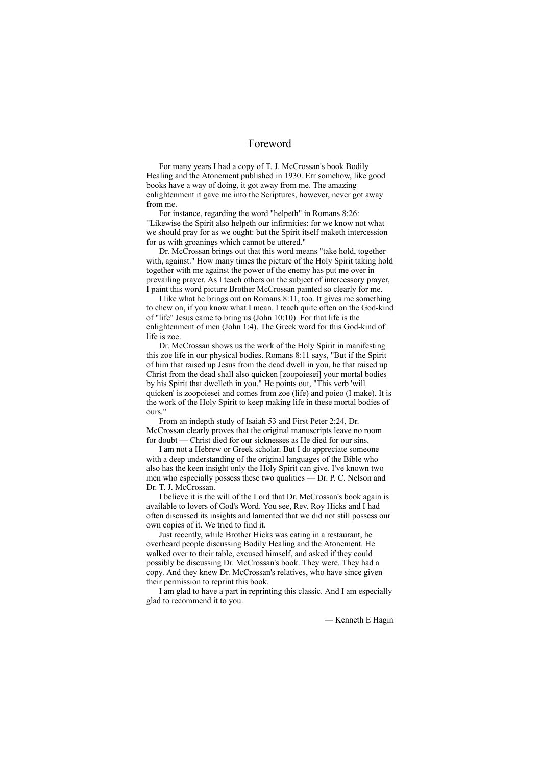# Foreword

For many years I had a copy of T. J. McCrossan's book Bodily Healing and the Atonement published in 1930. Err somehow, like good books have a way of doing, it got away from me. The amazing enlightenment it gave me into the Scriptures, however, never got away from me.

For instance, regarding the word "helpeth" in Romans 8:26: "Likewise the Spirit also helpeth our infirmities: for we know not what we should pray for as we ought: but the Spirit itself maketh intercession for us with groanings which cannot be uttered."

Dr. McCrossan brings out that this word means "take hold, together with, against." How many times the picture of the Holy Spirit taking hold together with me against the power of the enemy has put me over in prevailing prayer. As I teach others on the subject of intercessory prayer, I paint this word picture Brother McCrossan painted so clearly for me.

I like what he brings out on Romans 8:11, too. It gives me something to chew on, if you know what I mean. I teach quite often on the God-kind of "life" Jesus came to bring us (John 10:10). For that life is the enlightenment of men (John 1:4). The Greek word for this God-kind of life is zoe.

Dr. McCrossan shows us the work of the Holy Spirit in manifesting this zoe life in our physical bodies. Romans 8:11 says, "But if the Spirit of him that raised up Jesus from the dead dwell in you, he that raised up Christ from the dead shall also quicken [zoopoiesei] your mortal bodies by his Spirit that dwelleth in you." He points out, "This verb 'will quicken' is zoopoiesei and comes from zoe (life) and poieo (I make). It is the work of the Holy Spirit to keep making life in these mortal bodies of ours."

From an indepth study of Isaiah 53 and First Peter 2:24, Dr. McCrossan clearly proves that the original manuscripts leave no room for doubt — Christ died for our sicknesses as He died for our sins.

I am not a Hebrew or Greek scholar. But I do appreciate someone with a deep understanding of the original languages of the Bible who also has the keen insight only the Holy Spirit can give. I've known two men who especially possess these two qualities — Dr. P. C. Nelson and Dr. T. J. McCrossan.

I believe it is the will of the Lord that Dr. McCrossan's book again is available to lovers of God's Word. You see, Rev. Roy Hicks and I had often discussed its insights and lamented that we did not still possess our own copies of it. We tried to find it.

Just recently, while Brother Hicks was eating in a restaurant, he overheard people discussing Bodily Healing and the Atonement. He walked over to their table, excused himself, and asked if they could possibly be discussing Dr. McCrossan's book. They were. They had a copy. And they knew Dr. McCrossan's relatives, who have since given their permission to reprint this book.

I am glad to have a part in reprinting this classic. And I am especially glad to recommend it to you.

— Kenneth E Hagin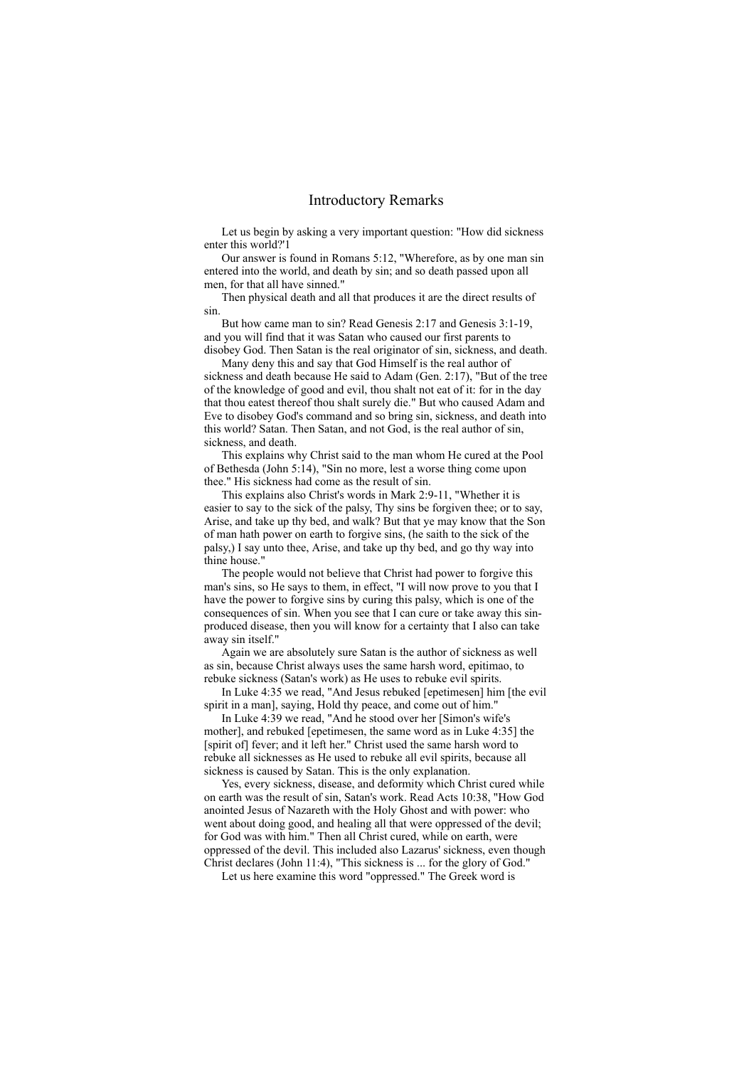# Introductory Remarks

Let us begin by asking a very important question: "How did sickness enter this world?'1

Our answer is found in Romans 5:12, "Wherefore, as by one man sin entered into the world, and death by sin; and so death passed upon all men, for that all have sinned."

Then physical death and all that produces it are the direct results of sin.

But how came man to sin? Read Genesis 2:17 and Genesis 3:1-19, and you will find that it was Satan who caused our first parents to disobey God. Then Satan is the real originator of sin, sickness, and death.

Many deny this and say that God Himself is the real author of sickness and death because He said to Adam (Gen. 2:17), "But of the tree of the knowledge of good and evil, thou shalt not eat of it: for in the day that thou eatest thereof thou shalt surely die." But who caused Adam and Eve to disobey God's command and so bring sin, sickness, and death into this world? Satan. Then Satan, and not God, is the real author of sin, sickness, and death.

This explains why Christ said to the man whom He cured at the Pool of Bethesda (John 5:14), "Sin no more, lest a worse thing come upon thee." His sickness had come as the result of sin.

This explains also Christ's words in Mark 2:9-11, "Whether it is easier to say to the sick of the palsy, Thy sins be forgiven thee; or to say, Arise, and take up thy bed, and walk? But that ye may know that the Son of man hath power on earth to forgive sins, (he saith to the sick of the palsy,) I say unto thee, Arise, and take up thy bed, and go thy way into thine house."

The people would not believe that Christ had power to forgive this man's sins, so He says to them, in effect, "I will now prove to you that I have the power to forgive sins by curing this palsy, which is one of the consequences of sin. When you see that I can cure or take away this sin-produced disease, then you will know for a certainty that I also can take away sin itself."

Again we are absolutely sure Satan is the author of sickness as well as sin, because Christ always uses the same harsh word, epitimao, to rebuke sickness (Satan's work) as He uses to rebuke evil spirits.

In Luke 4:35 we read, "And Jesus rebuked [epetimesen] him [the evil spirit in a man], saying, Hold thy peace, and come out of him."

In Luke 4:39 we read, "And he stood over her [Simon's wife's mother], and rebuked [epetimesen, the same word as in Luke 4:35] the [spirit of] fever; and it left her." Christ used the same harsh word to rebuke all sicknesses as He used to rebuke all evil spirits, because all sickness is caused by Satan. This is the only explanation.

Yes, every sickness, disease, and deformity which Christ cured while on earth was the result of sin, Satan's work. Read Acts 10:38, "How God anointed Jesus of Nazareth with the Holy Ghost and with power: who went about doing good, and healing all that were oppressed of the devil; for God was with him." Then all Christ cured, while on earth, were oppressed of the devil. This included also Lazarus' sickness, even though Christ declares (John 11:4), "This sickness is ... for the glory of God."

Let us here examine this word "oppressed." The Greek word is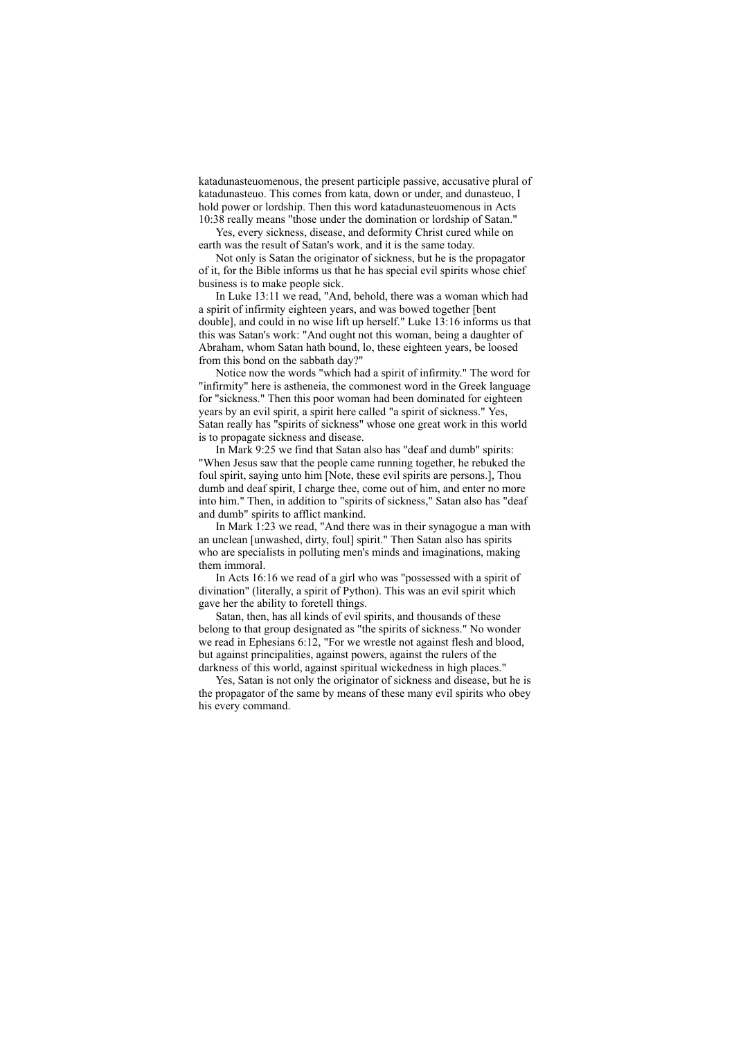katadunasteuomenous, the present participle passive, accusative plural of katadunasteuo. This comes from kata, down or under, and dunasteuo, I hold power or lordship. Then this word katadunasteuomenous in Acts 10:38 really means "those under the domination or lordship of Satan."

Yes, every sickness, disease, and deformity Christ cured while on earth was the result of Satan's work, and it is the same today.

Not only is Satan the originator of sickness, but he is the propagator of it, for the Bible informs us that he has special evil spirits whose chief business is to make people sick.

In Luke 13:11 we read, "And, behold, there was a woman which had a spirit of infirmity eighteen years, and was bowed together [bent double], and could in no wise lift up herself." Luke 13:16 informs us that this was Satan's work: "And ought not this woman, being a daughter of Abraham, whom Satan hath bound, lo, these eighteen years, be loosed from this bond on the sabbath day?"

Notice now the words "which had a spirit of infirmity." The word for "infirmity" here is astheneia, the commonest word in the Greek language for "sickness." Then this poor woman had been dominated for eighteen years by an evil spirit, a spirit here called "a spirit of sickness." Yes, Satan really has "spirits of sickness" whose one great work in this world is to propagate sickness and disease.

In Mark 9:25 we find that Satan also has "deaf and dumb" spirits: "When Jesus saw that the people came running together, he rebuked the foul spirit, saying unto him [Note, these evil spirits are persons.], Thou dumb and deaf spirit, I charge thee, come out of him, and enter no more into him." Then, in addition to "spirits of sickness," Satan also has "deaf and dumb" spirits to afflict mankind.

In Mark 1:23 we read, "And there was in their synagogue a man with an unclean [unwashed, dirty, foul] spirit." Then Satan also has spirits who are specialists in polluting men's minds and imaginations, making them immoral.

In Acts 16:16 we read of a girl who was "possessed with a spirit of divination" (literally, a spirit of Python). This was an evil spirit which gave her the ability to foretell things.

Satan, then, has all kinds of evil spirits, and thousands of these belong to that group designated as "the spirits of sickness." No wonder we read in Ephesians 6:12, "For we wrestle not against flesh and blood, but against principalities, against powers, against the rulers of the darkness of this world, against spiritual wickedness in high places."

Yes, Satan is not only the originator of sickness and disease, but he is the propagator of the same by means of these many evil spirits who obey his every command.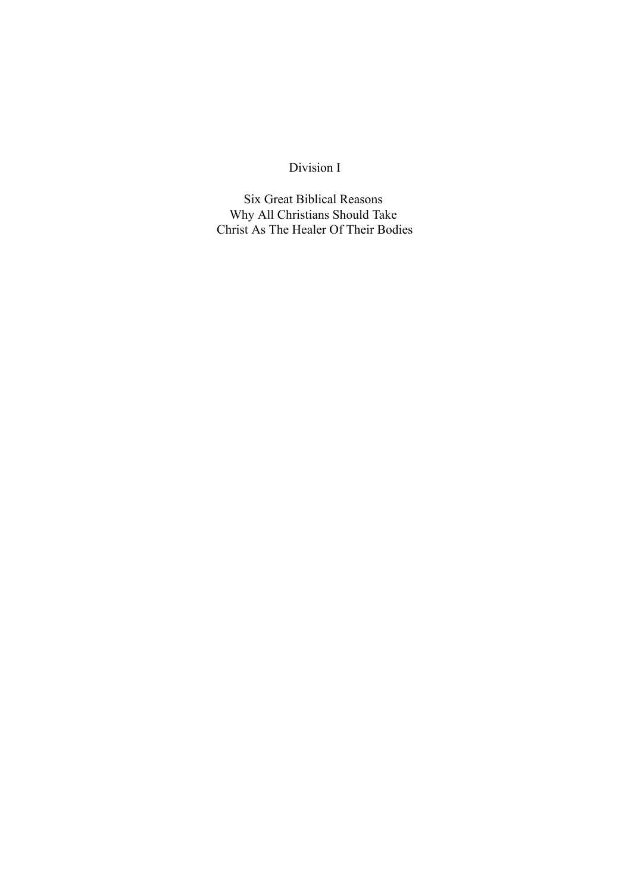# Division I

## Six Great Biblical Reasons Why All Christians Should Take Christ As The Healer Of Their Bodies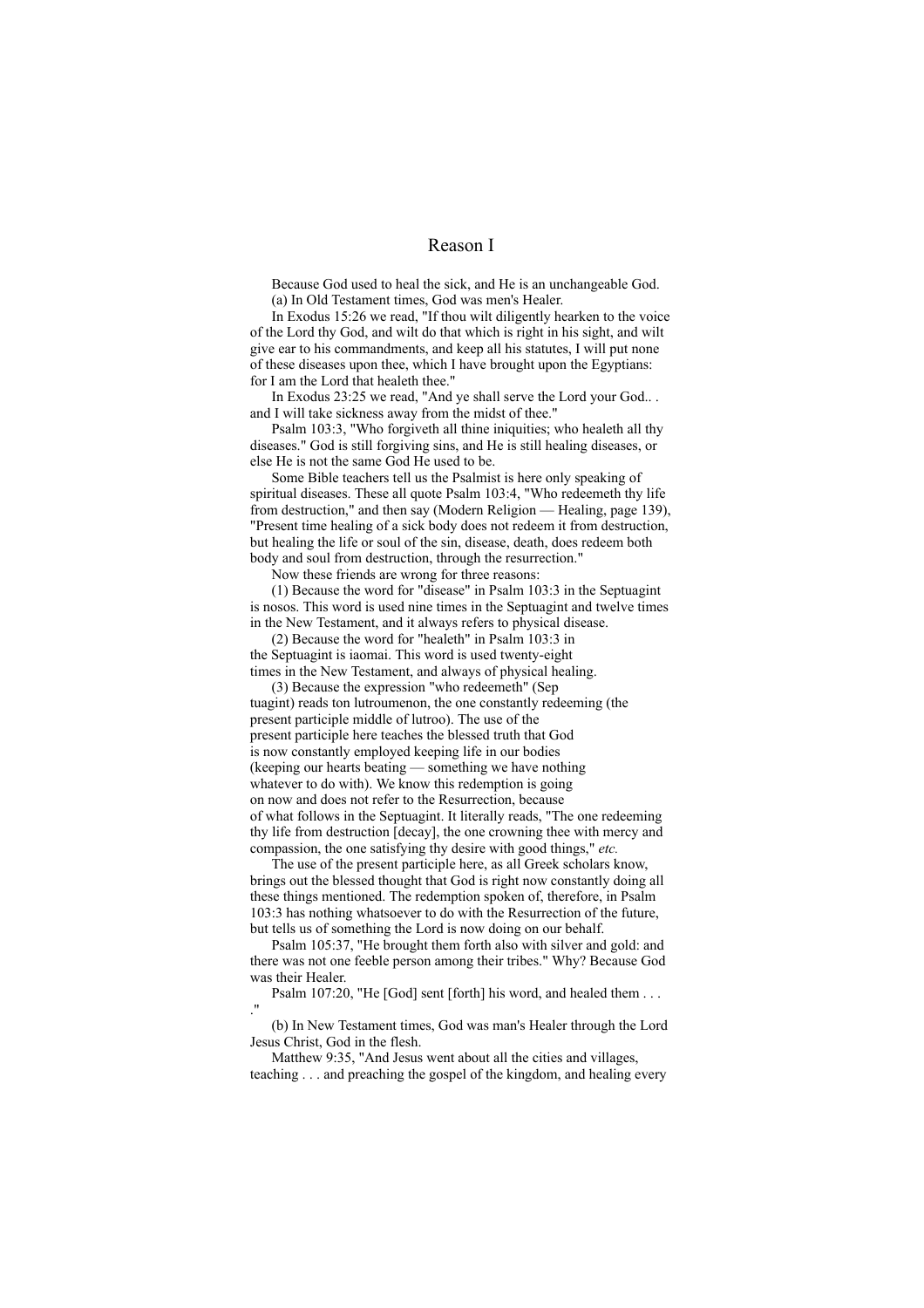# Reason I

Because God used to heal the sick, and He is an unchangeable God.

(a) In Old Testament times, God was men's Healer.

In Exodus 15:26 we read, "If thou wilt diligently hearken to the voice of the Lord thy God, and wilt do that which is right in his sight, and wilt give ear to his commandments, and keep all his statutes, I will put none of these diseases upon thee, which I have brought upon the Egyptians: for I am the Lord that healeth thee."

In Exodus 23:25 we read, "And ye shall serve the Lord your God.. . and I will take sickness away from the midst of thee."

Psalm 103:3, "Who forgiveth all thine iniquities; who healeth all thy diseases." God is still forgiving sins, and He is still healing diseases, or else He is not the same God He used to be.

Some Bible teachers tell us the Psalmist is here only speaking of spiritual diseases. These all quote Psalm 103:4, "Who redeemeth thy life from destruction," and then say (Modern Religion — Healing, page 139), "Present time healing of a sick body does not redeem it from destruction, but healing the life or soul of the sin, disease, death, does redeem both body and soul from destruction, through the resurrection."

Now these friends are wrong for three reasons:

(1) Because the word for "disease" in Psalm 103:3 in the Septuagint is nosos. This word is used nine times in the Septuagint and twelve times in the New Testament, and it always refers to physical disease.

(2) Because the word for "healeth" in Psalm 103:3 in the Septuagint is iaomai. This word is used twenty-eight times in the New Testament, and always of physical healing.

(3) Because the expression "who redeemeth" (Septuagint) reads ton lutroumenon, the one constantly redeeming (the present participle middle of lutroo). The use of the present participle here teaches the blessed truth that God is now constantly employed keeping life in our bodies (keeping our hearts beating — something we have nothing whatever to do with). We know this redemption is going on now and does not refer to the Resurrection, because of what follows in the Septuagint. It literally reads, "The one redeeming thy life from destruction [decay], the one crowning thee with mercy and compassion, the one satisfying thy desire with good things," *etc.*

The use of the present participle here, as all Greek scholars know, brings out the blessed thought that God is right now constantly doing all these things mentioned. The redemption spoken of, therefore, in Psalm 103:3 has nothing whatsoever to do with the Resurrection of the future, but tells us of something the Lord is now doing on our behalf.

Psalm 105:37, "He brought them forth also with silver and gold: and there was not one feeble person among their tribes." Why? Because God was their Healer.

Psalm 107:20, "He [God] sent [forth] his word, and healed them . . . ."

(b) In New Testament times, God was man's Healer through the Lord Jesus Christ, God in the flesh.

Matthew 9:35, "And Jesus went about all the cities and villages, teaching . . . and preaching the gospel of the kingdom, and healing every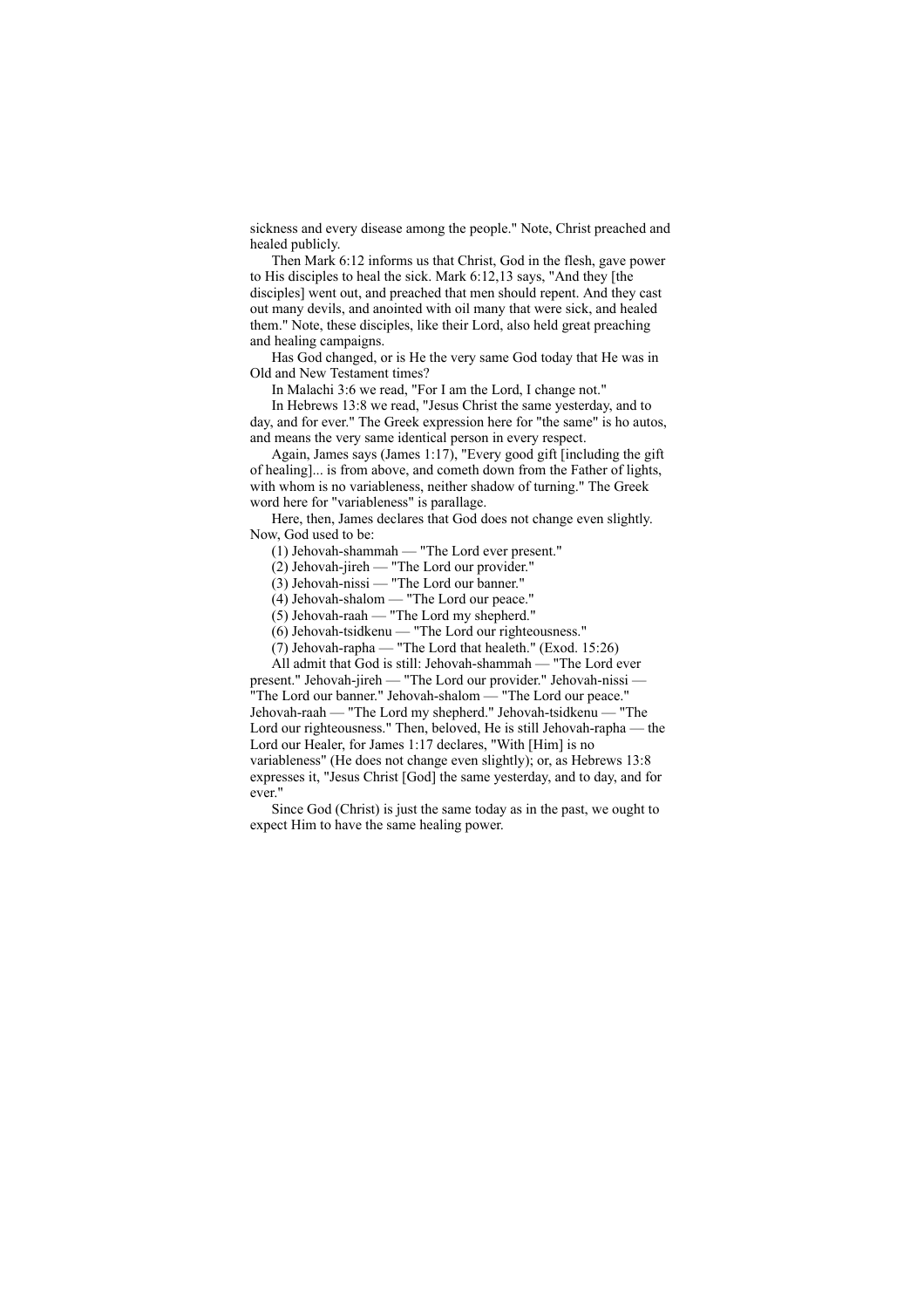sickness and every disease among the people." Note, Christ preached and healed publicly.

Then Mark 6:12 informs us that Christ, God in the flesh, gave power to His disciples to heal the sick. Mark 6:12,13 says, "And they [the disciples] went out, and preached that men should repent. And they cast out many devils, and anointed with oil many that were sick, and healed them." Note, these disciples, like their Lord, also held great preaching and healing campaigns.

Has God changed, or is He the very same God today that He was in Old and New Testament times?

In Malachi 3:6 we read, "For I am the Lord, I change not."

In Hebrews 13:8 we read, "Jesus Christ the same yesterday, and to day, and for ever." The Greek expression here for "the same" is ho autos, and means the very same identical person in every respect.

Again, James says (James 1:17), "Every good gift [including the gift of healing]... is from above, and cometh down from the Father of lights, with whom is no variableness, neither shadow of turning." The Greek word here for "variableness" is parallage.

Here, then, James declares that God does not change even slightly. Now, God used to be:

(1) Jehovah-shammah — "The Lord ever present."

(2) Jehovah-jireh — "The Lord our provider."

(3) Jehovah-nissi — "The Lord our banner."

(4) Jehovah-shalom — "The Lord our peace."

(5) Jehovah-raah — "The Lord my shepherd."

(6) Jehovah-tsidkenu — "The Lord our righteousness."

(7) Jehovah-rapha — "The Lord that healeth." (Exod. 15:26)

All admit that God is still: Jehovah-shammah — "The Lord ever present." Jehovah-jireh — "The Lord our provider." Jehovah-nissi — "The Lord our banner." Jehovah-shalom — "The Lord our peace." Jehovah-raah — "The Lord my shepherd." Jehovah-tsidkenu — "The Lord our righteousness." Then, beloved, He is still Jehovah-rapha — the Lord our Healer, for James 1:17 declares, "With [Him] is no variableness" (He does not change even slightly); or, as Hebrews 13:8 expresses it, "Jesus Christ [God] the same yesterday, and to day, and for ever."

Since God (Christ) is just the same today as in the past, we ought to expect Him to have the same healing power.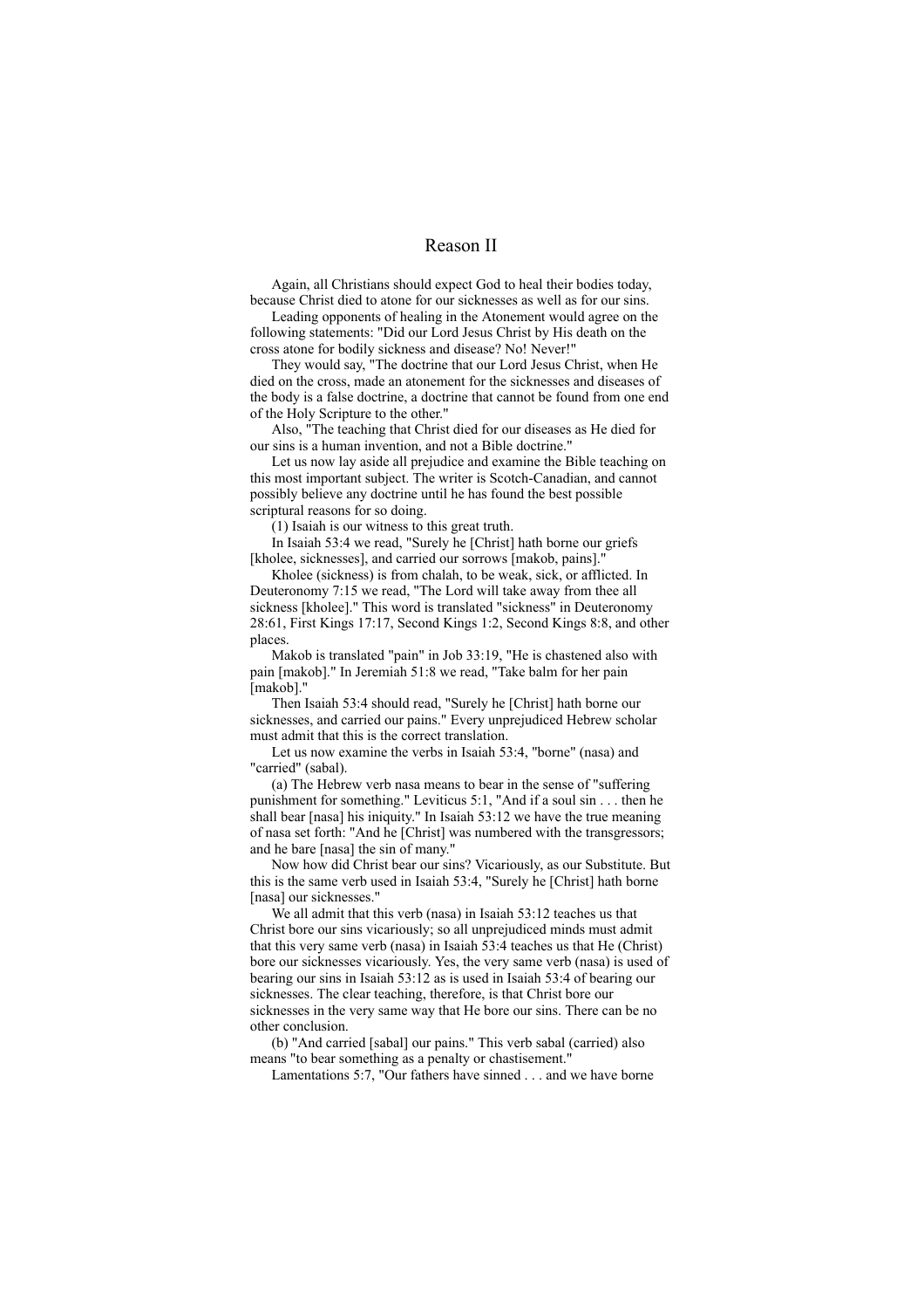# Reason II

Again, all Christians should expect God to heal their bodies today, because Christ died to atone for our sicknesses as well as for our sins.

Leading opponents of healing in the Atonement would agree on the following statements: "Did our Lord Jesus Christ by His death on the cross atone for bodily sickness and disease? No! Never!"

They would say, "The doctrine that our Lord Jesus Christ, when He died on the cross, made an atonement for the sicknesses and diseases of the body is a false doctrine, a doctrine that cannot be found from one end of the Holy Scripture to the other."

Also, "The teaching that Christ died for our diseases as He died for our sins is a human invention, and not a Bible doctrine."

Let us now lay aside all prejudice and examine the Bible teaching on this most important subject. The writer is Scotch-Canadian, and cannot possibly believe any doctrine until he has found the best possible scriptural reasons for so doing.

(1) Isaiah is our witness to this great truth.

In Isaiah 53:4 we read, "Surely he [Christ] hath borne our griefs [kholee, sicknesses], and carried our sorrows [makob, pains]."

Kholee (sickness) is from chalah, to be weak, sick, or afflicted. In Deuteronomy 7:15 we read, "The Lord will take away from thee all sickness [kholee]." This word is translated "sickness" in Deuteronomy 28:61, First Kings 17:17, Second Kings 1:2, Second Kings 8:8, and other places.

Makob is translated "pain" in Job 33:19, "He is chastened also with pain [makob]." In Jeremiah 51:8 we read, "Take balm for her pain [makob]."

Then Isaiah 53:4 should read, "Surely he [Christ] hath borne our sicknesses, and carried our pains." Every unprejudiced Hebrew scholar must admit that this is the correct translation.

Let us now examine the verbs in Isaiah 53:4, "borne" (nasa) and "carried" (sabal).

(a) The Hebrew verb nasa means to bear in the sense of "suffering punishment for something." Leviticus 5:1, "And if a soul sin . . . then he shall bear [nasa] his iniquity." In Isaiah 53:12 we have the true meaning of nasa set forth: "And he [Christ] was numbered with the transgressors; and he bare [nasa] the sin of many."

Now how did Christ bear our sins? Vicariously, as our Substitute. But this is the same verb used in Isaiah 53:4, "Surely he [Christ] hath borne [nasa] our sicknesses."

We all admit that this verb (nasa) in Isaiah 53:12 teaches us that Christ bore our sins vicariously; so all unprejudiced minds must admit that this very same verb (nasa) in Isaiah 53:4 teaches us that He (Christ) bore our sicknesses vicariously. Yes, the very same verb (nasa) is used of bearing our sins in Isaiah 53:12 as is used in Isaiah 53:4 of bearing our sicknesses. The clear teaching, therefore, is that Christ bore our sicknesses in the very same way that He bore our sins. There can be no other conclusion.

(b) "And carried [sabal] our pains." This verb sabal (carried) also means "to bear something as a penalty or chastisement."

Lamentations 5:7, "Our fathers have sinned . . . and we have borne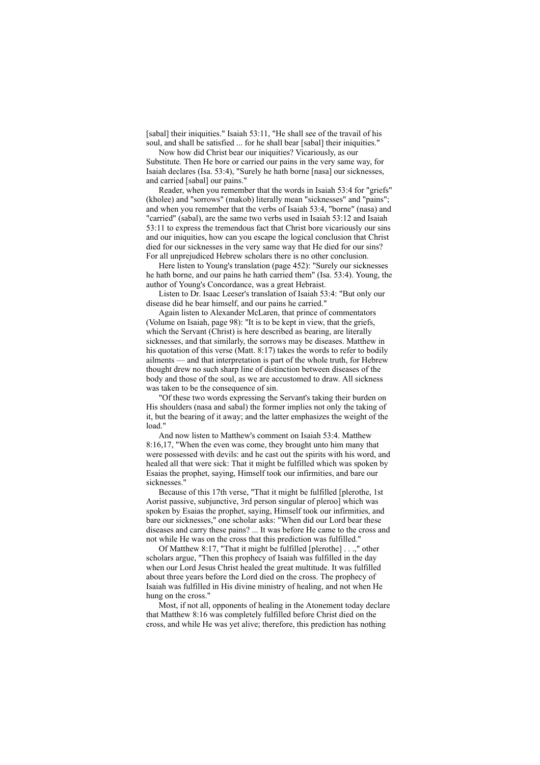[sabal] their iniquities." Isaiah 53:11, "He shall see of the travail of his soul, and shall be satisfied ... for he shall bear [sabal] their iniquities."

Now how did Christ bear our iniquities? Vicariously, as our Substitute. Then He bore or carried our pains in the very same way, for Isaiah declares (Isa. 53:4), "Surely he hath borne [nasa] our sicknesses, and carried [sabal] our pains."

Reader, when you remember that the words in Isaiah 53:4 for "griefs" (kholee) and "sorrows" (makob) literally mean "sicknesses" and "pains"; and when you remember that the verbs of Isaiah 53:4, "borne" (nasa) and "carried" (sabal), are the same two verbs used in Isaiah 53:12 and Isaiah 53:11 to express the tremendous fact that Christ bore vicariously our sins and our iniquities, how can you escape the logical conclusion that Christ died for our sicknesses in the very same way that He died for our sins? For all unprejudiced Hebrew scholars there is no other conclusion.

Here listen to Young's translation (page 452): "Surely our sicknesses he hath borne, and our pains he hath carried them" (Isa. 53:4). Young, the author of Young's Concordance, was a great Hebraist.

Listen to Dr. Isaac Leeser's translation of Isaiah 53:4: "But only our disease did he bear himself, and our pains he carried."

Again listen to Alexander McLaren, that prince of commentators (Volume on Isaiah, page 98): "It is to be kept in view, that the griefs, which the Servant (Christ) is here described as bearing, are literally sicknesses, and that similarly, the sorrows may be diseases. Matthew in his quotation of this verse (Matt. 8:17) takes the words to refer to bodily ailments — and that interpretation is part of the whole truth, for Hebrew thought drew no such sharp line of distinction between diseases of the body and those of the soul, as we are accustomed to draw. All sickness was taken to be the consequence of sin.

"Of these two words expressing the Servant's taking their burden on His shoulders (nasa and sabal) the former implies not only the taking of it, but the bearing of it away; and the latter emphasizes the weight of the load."

And now listen to Matthew's comment on Isaiah 53:4. Matthew 8:16,17, "When the even was come, they brought unto him many that were possessed with devils: and he cast out the spirits with his word, and healed all that were sick: That it might be fulfilled which was spoken by Esaias the prophet, saying, Himself took our infirmities, and bare our sicknesses."

Because of this 17th verse, "That it might be fulfilled [plerothe, 1st Aorist passive, subjunctive, 3rd person singular of pleroo] which was spoken by Esaias the prophet, saying, Himself took our infirmities, and bare our sicknesses," one scholar asks: "When did our Lord bear these diseases and carry these pains? ... It was before He came to the cross and not while He was on the cross that this prediction was fulfilled."

Of Matthew 8:17, "That it might be fulfilled [plerothe] . . .," other scholars argue, "Then this prophecy of Isaiah was fulfilled in the day when our Lord Jesus Christ healed the great multitude. It was fulfilled about three years before the Lord died on the cross. The prophecy of Isaiah was fulfilled in His divine ministry of healing, and not when He hung on the cross."

Most, if not all, opponents of healing in the Atonement today declare that Matthew 8:16 was completely fulfilled before Christ died on the cross, and while He was yet alive; therefore, this prediction has nothing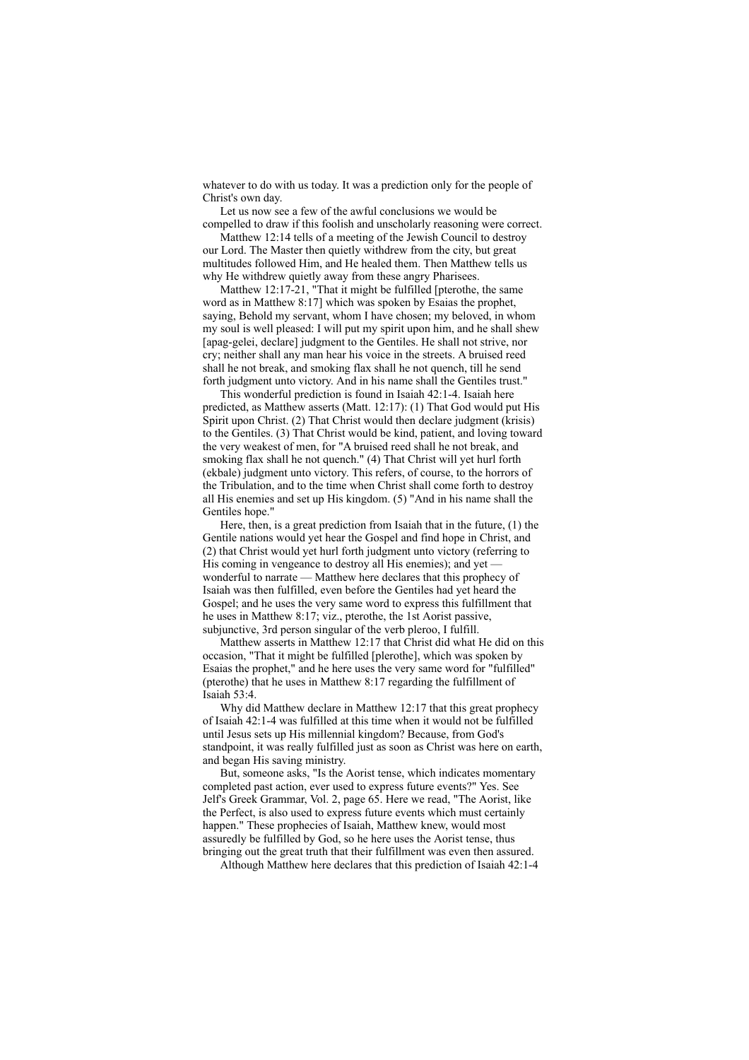whatever to do with us today. It was a prediction only for the people of Christ's own day.

Let us now see a few of the awful conclusions we would be compelled to draw if this foolish and unscholarly reasoning were correct.

Matthew 12:14 tells of a meeting of the Jewish Council to destroy our Lord. The Master then quietly withdrew from the city, but great multitudes followed Him, and He healed them. Then Matthew tells us why He withdrew quietly away from these angry Pharisees.

Matthew 12:17-21, "That it might be fulfilled [pterothe, the same word as in Matthew 8:17] which was spoken by Esaias the prophet, saying, Behold my servant, whom I have chosen; my beloved, in whom my soul is well pleased: I will put my spirit upon him, and he shall shew [apag-gelei, declare] judgment to the Gentiles. He shall not strive, nor cry; neither shall any man hear his voice in the streets. A bruised reed shall he not break, and smoking flax shall he not quench, till he send forth judgment unto victory. And in his name shall the Gentiles trust."

This wonderful prediction is found in Isaiah 42:1-4. Isaiah here predicted, as Matthew asserts (Matt. 12:17): (1) That God would put His Spirit upon Christ. (2) That Christ would then declare judgment (krisis) to the Gentiles. (3) That Christ would be kind, patient, and loving toward the very weakest of men, for "A bruised reed shall he not break, and smoking flax shall he not quench." (4) That Christ will yet hurl forth (ekbale) judgment unto victory. This refers, of course, to the horrors of the Tribulation, and to the time when Christ shall come forth to destroy all His enemies and set up His kingdom. (5) "And in his name shall the Gentiles hope."

Here, then, is a great prediction from Isaiah that in the future, (1) the Gentile nations would yet hear the Gospel and find hope in Christ, and (2) that Christ would yet hurl forth judgment unto victory (referring to His coming in vengeance to destroy all His enemies); and yet — wonderful to narrate — Matthew here declares that this prophecy of Isaiah was then fulfilled, even before the Gentiles had yet heard the Gospel; and he uses the very same word to express this fulfillment that he uses in Matthew 8:17; viz., pterothe, the 1st Aorist passive, subjunctive, 3rd person singular of the verb pleroo, I fulfill.

Matthew asserts in Matthew 12:17 that Christ did what He did on this occasion, "That it might be fulfilled [plerothe], which was spoken by Esaias the prophet," and he here uses the very same word for "fulfilled" (pterothe) that he uses in Matthew 8:17 regarding the fulfillment of Isaiah 53:4.

Why did Matthew declare in Matthew 12:17 that this great prophecy of Isaiah 42:1-4 was fulfilled at this time when it would not be fulfilled until Jesus sets up His millennial kingdom? Because, from God's standpoint, it was really fulfilled just as soon as Christ was here on earth, and began His saving ministry.

But, someone asks, "Is the Aorist tense, which indicates momentary completed past action, ever used to express future events?" Yes. See Jelf's Greek Grammar, Vol. 2, page 65. Here we read, "The Aorist, like the Perfect, is also used to express future events which must certainly happen." These prophecies of Isaiah, Matthew knew, would most assuredly be fulfilled by God, so he here uses the Aorist tense, thus bringing out the great truth that their fulfillment was even then assured.

Although Matthew here declares that this prediction of Isaiah 42:1-4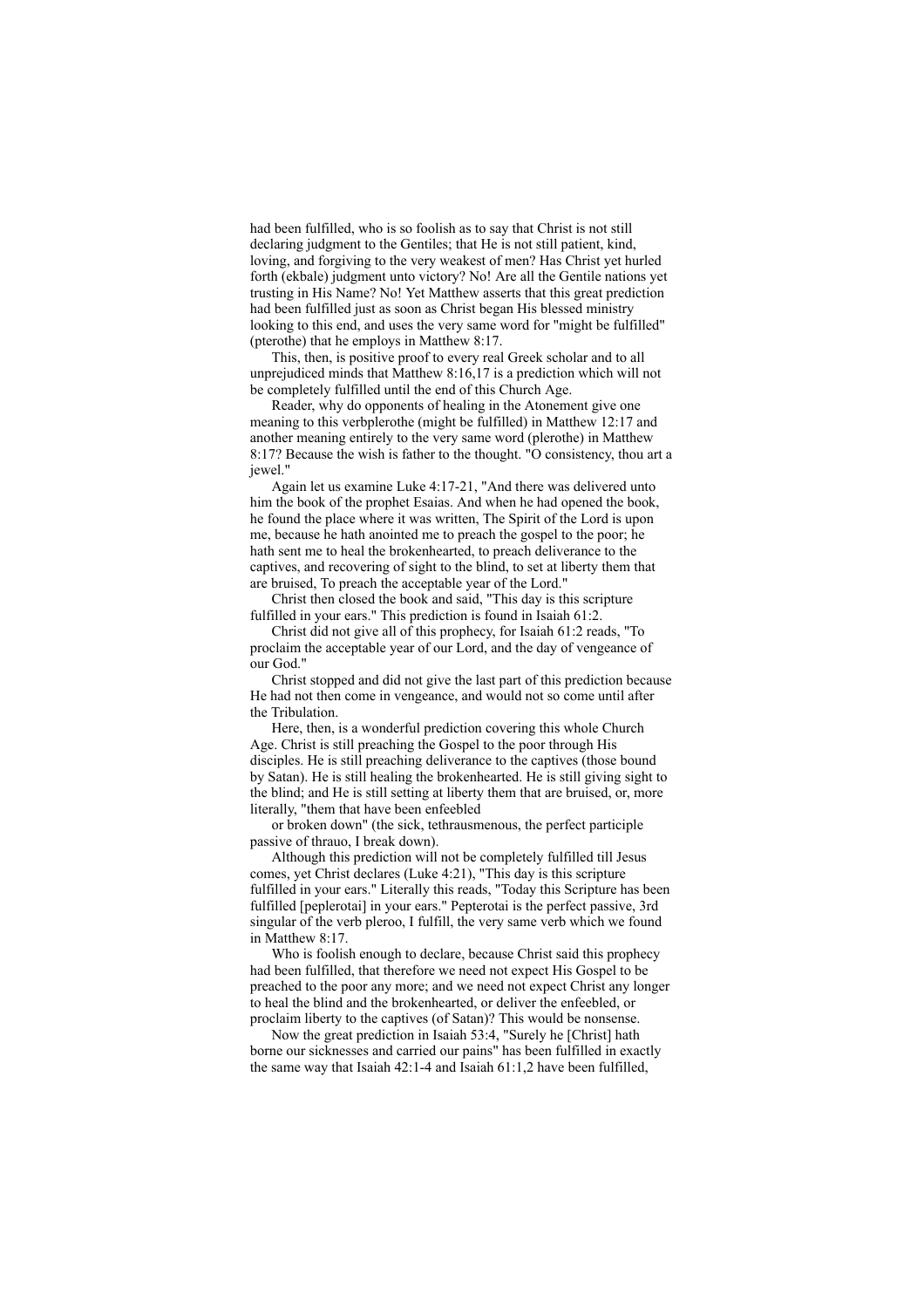had been fulfilled, who is so foolish as to say that Christ is not still declaring judgment to the Gentiles; that He is not still patient, kind, loving, and forgiving to the very weakest of men? Has Christ yet hurled forth (ekbale) judgment unto victory? No! Are all the Gentile nations yet trusting in His Name? No! Yet Matthew asserts that this great prediction had been fulfilled just as soon as Christ began His blessed ministry looking to this end, and uses the very same word for "might be fulfilled" (pterothe) that he employs in Matthew 8:17.

This, then, is positive proof to every real Greek scholar and to all unprejudiced minds that Matthew 8:16,17 is a prediction which will not be completely fulfilled until the end of this Church Age.

Reader, why do opponents of healing in the Atonement give one meaning to this verbplerothe (might be fulfilled) in Matthew 12:17 and another meaning entirely to the very same word (plerothe) in Matthew 8:17? Because the wish is father to the thought. "O consistency, thou art a jewel."

Again let us examine Luke 4:17-21, "And there was delivered unto him the book of the prophet Esaias. And when he had opened the book, he found the place where it was written, The Spirit of the Lord is upon me, because he hath anointed me to preach the gospel to the poor; he hath sent me to heal the brokenhearted, to preach deliverance to the captives, and recovering of sight to the blind, to set at liberty them that are bruised, To preach the acceptable year of the Lord."

Christ then closed the book and said, "This day is this scripture fulfilled in your ears." This prediction is found in Isaiah 61:2.

Christ did not give all of this prophecy, for Isaiah 61:2 reads, "To proclaim the acceptable year of our Lord, and the day of vengeance of our God."

Christ stopped and did not give the last part of this prediction because He had not then come in vengeance, and would not so come until after the Tribulation.

Here, then, is a wonderful prediction covering this whole Church Age. Christ is still preaching the Gospel to the poor through His disciples. He is still preaching deliverance to the captives (those bound by Satan). He is still healing the brokenhearted. He is still giving sight to the blind; and He is still setting at liberty them that are bruised, or, more literally, "them that have been enfeebled

or broken down" (the sick, tethrausmenous, the perfect participle passive of thrauo, I break down).

Although this prediction will not be completely fulfilled till Jesus comes, yet Christ declares (Luke 4:21), "This day is this scripture fulfilled in your ears." Literally this reads, "Today this Scripture has been fulfilled [peplerotai] in your ears." Pepterotai is the perfect passive, 3rd singular of the verb pleroo, I fulfill, the very same verb which we found in Matthew 8:17.

Who is foolish enough to declare, because Christ said this prophecy had been fulfilled, that therefore we need not expect His Gospel to be preached to the poor any more; and we need not expect Christ any longer to heal the blind and the brokenhearted, or deliver the enfeebled, or proclaim liberty to the captives (of Satan)? This would be nonsense.

Now the great prediction in Isaiah 53:4, "Surely he [Christ] hath borne our sicknesses and carried our pains" has been fulfilled in exactly the same way that Isaiah 42:1-4 and Isaiah 61:1,2 have been fulfilled,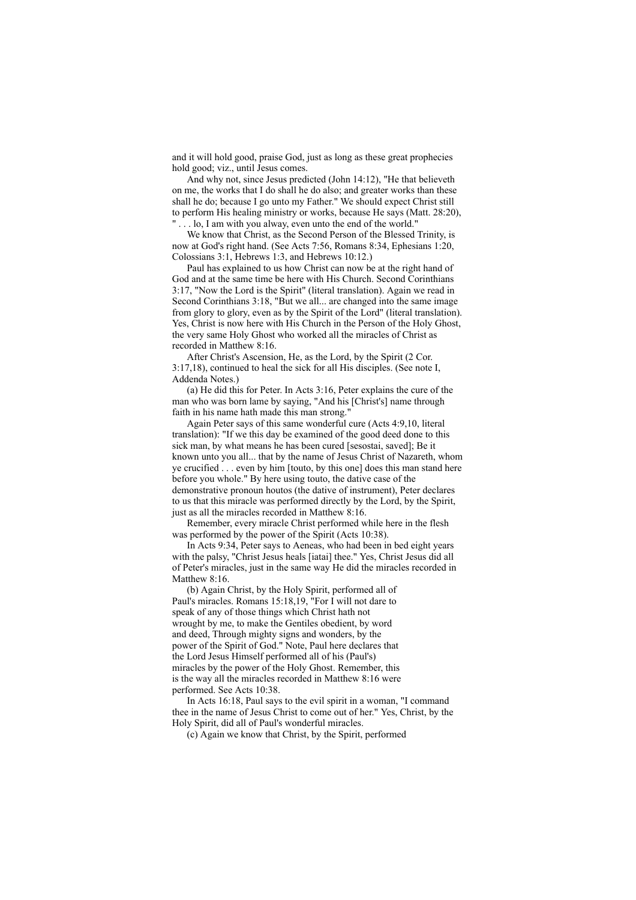and it will hold good, praise God, just as long as these great prophecies hold good; viz., until Jesus comes.

And why not, since Jesus predicted (John 14:12), "He that believeth on me, the works that I do shall he do also; and greater works than these shall he do; because I go unto my Father." We should expect Christ still to perform His healing ministry or works, because He says (Matt. 28:20), " . . . lo, I am with you alway, even unto the end of the world."

We know that Christ, as the Second Person of the Blessed Trinity, is now at God's right hand. (See Acts 7:56, Romans 8:34, Ephesians 1:20, Colossians 3:1, Hebrews 1:3, and Hebrews 10:12.)

Paul has explained to us how Christ can now be at the right hand of God and at the same time be here with His Church. Second Corinthians 3:17, "Now the Lord is the Spirit" (literal translation). Again we read in Second Corinthians 3:18, "But we all... are changed into the same image from glory to glory, even as by the Spirit of the Lord" (literal translation). Yes, Christ is now here with His Church in the Person of the Holy Ghost, the very same Holy Ghost who worked all the miracles of Christ as recorded in Matthew 8:16.

After Christ's Ascension, He, as the Lord, by the Spirit (2 Cor. 3:17,18), continued to heal the sick for all His disciples. (See note I, Addenda Notes.)

(a) He did this for Peter. In Acts 3:16, Peter explains the cure of the man who was born lame by saying, "And his [Christ's] name through faith in his name hath made this man strong."

Again Peter says of this same wonderful cure (Acts 4:9,10, literal translation): "If we this day be examined of the good deed done to this sick man, by what means he has been cured [sesostai, saved]; Be it known unto you all... that by the name of Jesus Christ of Nazareth, whom ye crucified . . . even by him [touto, by this one] does this man stand here before you whole." By here using touto, the dative case of the demonstrative pronoun houtos (the dative of instrument), Peter declares to us that this miracle was performed directly by the Lord, by the Spirit, just as all the miracles recorded in Matthew 8:16.

Remember, every miracle Christ performed while here in the flesh was performed by the power of the Spirit (Acts 10:38).

In Acts 9:34, Peter says to Aeneas, who had been in bed eight years with the palsy, "Christ Jesus heals [iatai] thee." Yes, Christ Jesus did all of Peter's miracles, just in the same way He did the miracles recorded in Matthew 8:16.

(b) Again Christ, by the Holy Spirit, performed all of Paul's miracles. Romans 15:18,19, "For I will not dare to speak of any of those things which Christ hath not wrought by me, to make the Gentiles obedient, by word and deed, Through mighty signs and wonders, by the power of the Spirit of God." Note, Paul here declares that the Lord Jesus Himself performed all of his (Paul's) miracles by the power of the Holy Ghost. Remember, this is the way all the miracles recorded in Matthew 8:16 were performed. See Acts 10:38.

In Acts 16:18, Paul says to the evil spirit in a woman, "I command thee in the name of Jesus Christ to come out of her." Yes, Christ, by the Holy Spirit, did all of Paul's wonderful miracles.

(c) Again we know that Christ, by the Spirit, performed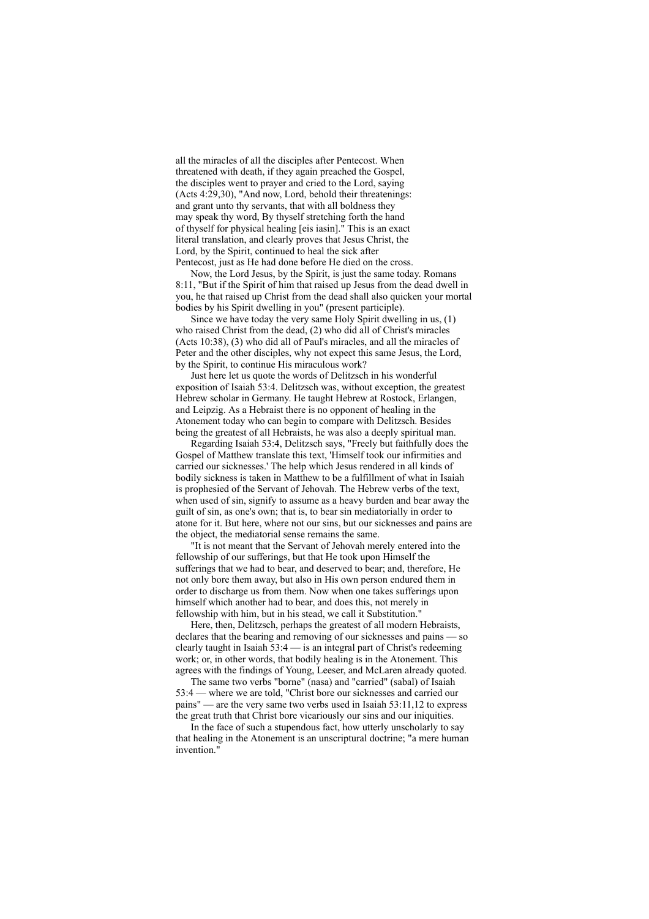all the miracles of all the disciples after Pentecost. When threatened with death, if they again preached the Gospel, the disciples went to prayer and cried to the Lord, saying (Acts 4:29,30), "And now, Lord, behold their threatenings: and grant unto thy servants, that with all boldness they may speak thy word, By thyself stretching forth the hand of thyself for physical healing [eis iasin]." This is an exact literal translation, and clearly proves that Jesus Christ, the Lord, by the Spirit, continued to heal the sick after Pentecost, just as He had done before He died on the cross.

Now, the Lord Jesus, by the Spirit, is just the same today. Romans 8:11, "But if the Spirit of him that raised up Jesus from the dead dwell in you, he that raised up Christ from the dead shall also quicken your mortal bodies by his Spirit dwelling in you" (present participle).

Since we have today the very same Holy Spirit dwelling in us, (1) who raised Christ from the dead, (2) who did all of Christ's miracles (Acts 10:38), (3) who did all of Paul's miracles, and all the miracles of Peter and the other disciples, why not expect this same Jesus, the Lord, by the Spirit, to continue His miraculous work?

Just here let us quote the words of Delitzsch in his wonderful exposition of Isaiah 53:4. Delitzsch was, without exception, the greatest Hebrew scholar in Germany. He taught Hebrew at Rostock, Erlangen, and Leipzig. As a Hebraist there is no opponent of healing in the Atonement today who can begin to compare with Delitzsch. Besides being the greatest of all Hebraists, he was also a deeply spiritual man.

Regarding Isaiah 53:4, Delitzsch says, "Freely but faithfully does the Gospel of Matthew translate this text, 'Himself took our infirmities and carried our sicknesses.' The help which Jesus rendered in all kinds of bodily sickness is taken in Matthew to be a fulfillment of what in Isaiah is prophesied of the Servant of Jehovah. The Hebrew verbs of the text, when used of sin, signify to assume as a heavy burden and bear away the guilt of sin, as one's own; that is, to bear sin mediatorially in order to atone for it. But here, where not our sins, but our sicknesses and pains are the object, the mediatorial sense remains the same.

"It is not meant that the Servant of Jehovah merely entered into the fellowship of our sufferings, but that He took upon Himself the sufferings that we had to bear, and deserved to bear; and, therefore, He not only bore them away, but also in His own person endured them in order to discharge us from them. Now when one takes sufferings upon himself which another had to bear, and does this, not merely in fellowship with him, but in his stead, we call it Substitution."

Here, then, Delitzsch, perhaps the greatest of all modern Hebraists, declares that the bearing and removing of our sicknesses and pains — so clearly taught in Isaiah 53:4 — is an integral part of Christ's redeeming work; or, in other words, that bodily healing is in the Atonement. This agrees with the findings of Young, Leeser, and McLaren already quoted.

The same two verbs "borne" (nasa) and "carried" (sabal) of Isaiah 53:4 — where we are told, "Christ bore our sicknesses and carried our pains" — are the very same two verbs used in Isaiah 53:11,12 to express the great truth that Christ bore vicariously our sins and our iniquities.

In the face of such a stupendous fact, how utterly unscholarly to say that healing in the Atonement is an unscriptural doctrine; "a mere human invention."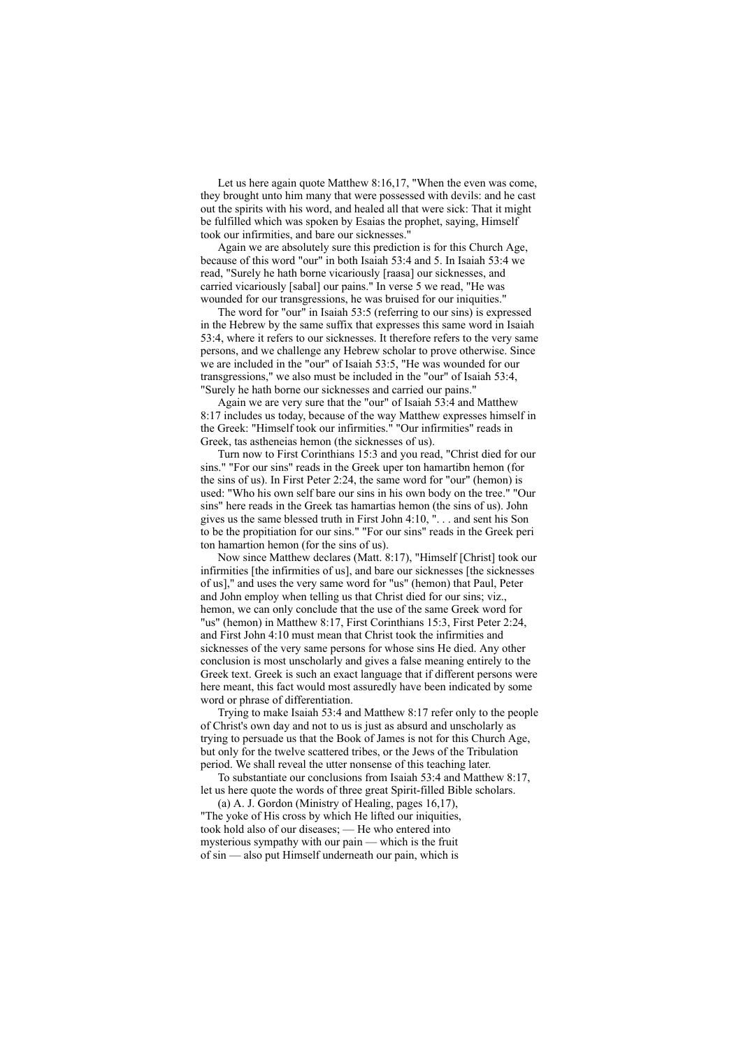Let us here again quote Matthew 8:16,17, "When the even was come, they brought unto him many that were possessed with devils: and he cast out the spirits with his word, and healed all that were sick: That it might be fulfilled which was spoken by Esaias the prophet, saying, Himself took our infirmities, and bare our sicknesses."

Again we are absolutely sure this prediction is for this Church Age, because of this word "our" in both Isaiah 53:4 and 5. In Isaiah 53:4 we read, "Surely he hath borne vicariously [raasa] our sicknesses, and carried vicariously [sabal] our pains." In verse 5 we read, "He was wounded for our transgressions, he was bruised for our iniquities."

The word for "our" in Isaiah 53:5 (referring to our sins) is expressed in the Hebrew by the same suffix that expresses this same word in Isaiah 53:4, where it refers to our sicknesses. It therefore refers to the very same persons, and we challenge any Hebrew scholar to prove otherwise. Since we are included in the "our" of Isaiah 53:5, "He was wounded for our transgressions," we also must be included in the "our" of Isaiah 53:4, "Surely he hath borne our sicknesses and carried our pains."

Again we are very sure that the "our" of Isaiah 53:4 and Matthew 8:17 includes us today, because of the way Matthew expresses himself in the Greek: "Himself took our infirmities." "Our infirmities" reads in Greek, tas astheneias hemon (the sicknesses of us).

Turn now to First Corinthians 15:3 and you read, "Christ died for our sins." "For our sins" reads in the Greek uper ton hamartibn hemon (for the sins of us). In First Peter 2:24, the same word for "our" (hemon) is used: "Who his own self bare our sins in his own body on the tree." "Our sins" here reads in the Greek tas hamartias hemon (the sins of us). John gives us the same blessed truth in First John 4:10, ". . . and sent his Son to be the propitiation for our sins." "For our sins" reads in the Greek peri ton hamartion hemon (for the sins of us).

Now since Matthew declares (Matt. 8:17), "Himself [Christ] took our infirmities [the infirmities of us], and bare our sicknesses [the sicknesses of us]," and uses the very same word for "us" (hemon) that Paul, Peter and John employ when telling us that Christ died for our sins; viz., hemon, we can only conclude that the use of the same Greek word for "us" (hemon) in Matthew 8:17, First Corinthians 15:3, First Peter 2:24, and First John 4:10 must mean that Christ took the infirmities and sicknesses of the very same persons for whose sins He died. Any other conclusion is most unscholarly and gives a false meaning entirely to the Greek text. Greek is such an exact language that if different persons were here meant, this fact would most assuredly have been indicated by some word or phrase of differentiation.

Trying to make Isaiah 53:4 and Matthew 8:17 refer only to the people of Christ's own day and not to us is just as absurd and unscholarly as trying to persuade us that the Book of James is not for this Church Age, but only for the twelve scattered tribes, or the Jews of the Tribulation period. We shall reveal the utter nonsense of this teaching later.

To substantiate our conclusions from Isaiah 53:4 and Matthew 8:17, let us here quote the words of three great Spirit-filled Bible scholars.

(a) A. J. Gordon (Ministry of Healing, pages 16,17), "The yoke of His cross by which He lifted our iniquities, took hold also of our diseases; — He who entered into mysterious sympathy with our pain — which is the fruit of sin — also put Himself underneath our pain, which is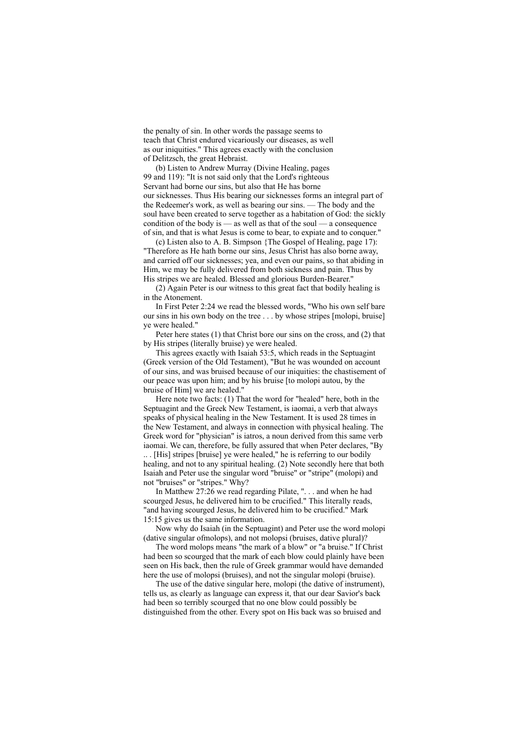the penalty of sin. In other words the passage seems to teach that Christ endured vicariously our diseases, as well as our iniquities." This agrees exactly with the conclusion of Delitzsch, the great Hebraist.

(b) Listen to Andrew Murray (Divine Healing, pages 99 and 119): "It is not said only that the Lord's righteous Servant had borne our sins, but also that He has borne our sicknesses. Thus His bearing our sicknesses forms an integral part of the Redeemer's work, as well as bearing our sins. — The body and the soul have been created to serve together as a habitation of God: the sickly condition of the body is — as well as that of the soul — a consequence of sin, and that is what Jesus is come to bear, to expiate and to conquer."

(c) Listen also to A. B. Simpson {The Gospel of Healing, page 17): "Therefore as He hath borne our sins, Jesus Christ has also borne away, and carried off our sicknesses; yea, and even our pains, so that abiding in Him, we may be fully delivered from both sickness and pain. Thus by His stripes we are healed. Blessed and glorious Burden-Bearer."

(2) Again Peter is our witness to this great fact that bodily healing is in the Atonement.

In First Peter 2:24 we read the blessed words, "Who his own self bare our sins in his own body on the tree . . . by whose stripes [molopi, bruise] ye were healed."

Peter here states (1) that Christ bore our sins on the cross, and (2) that by His stripes (literally bruise) ye were healed.

This agrees exactly with Isaiah 53:5, which reads in the Septuagint (Greek version of the Old Testament), "But he was wounded on account of our sins, and was bruised because of our iniquities: the chastisement of our peace was upon him; and by his bruise [to molopi autou, by the bruise of Him] we are healed."

Here note two facts: (1) That the word for "healed" here, both in the Septuagint and the Greek New Testament, is iaomai, a verb that always speaks of physical healing in the New Testament. It is used 28 times in the New Testament, and always in connection with physical healing. The Greek word for "physician" is iatros, a noun derived from this same verb iaomai. We can, therefore, be fully assured that when Peter declares, "By .. . [His] stripes [bruise] ye were healed," he is referring to our bodily healing, and not to any spiritual healing. (2) Note secondly here that both Isaiah and Peter use the singular word "bruise" or "stripe" (molopi) and not "bruises" or "stripes." Why?

In Matthew 27:26 we read regarding Pilate, ". . . and when he had scourged Jesus, he delivered him to be crucified." This literally reads, "and having scourged Jesus, he delivered him to be crucified." Mark 15:15 gives us the same information.

Now why do Isaiah (in the Septuagint) and Peter use the word molopi (dative singular ofmolops), and not molopsi (bruises, dative plural)?

The word molops means "the mark of a blow" or "a bruise." If Christ had been so scourged that the mark of each blow could plainly have been seen on His back, then the rule of Greek grammar would have demanded here the use of molopsi (bruises), and not the singular molopi (bruise).

The use of the dative singular here, molopi (the dative of instrument), tells us, as clearly as language can express it, that our dear Savior's back had been so terribly scourged that no one blow could possibly be distinguished from the other. Every spot on His back was so bruised and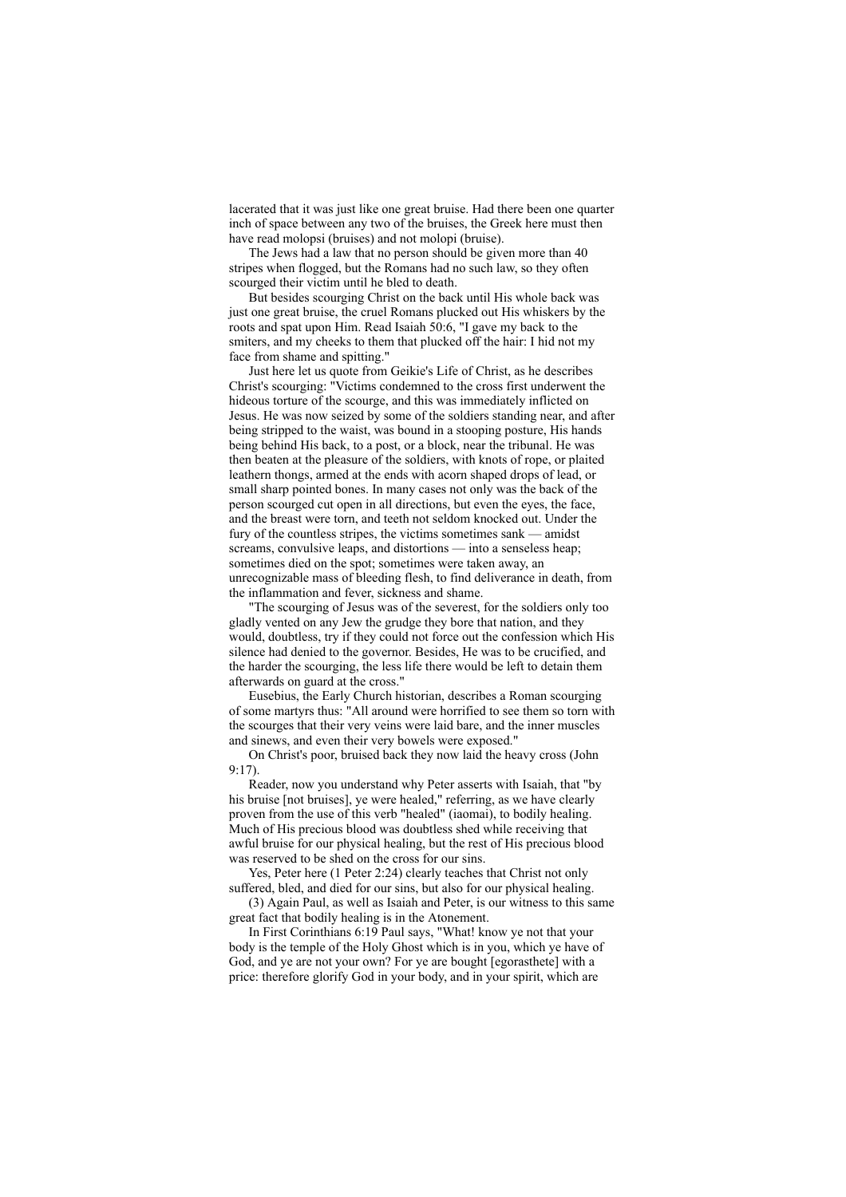lacerated that it was just like one great bruise. Had there been one quarter inch of space between any two of the bruises, the Greek here must then have read molopsi (bruises) and not molopi (bruise).

The Jews had a law that no person should be given more than 40 stripes when flogged, but the Romans had no such law, so they often scourged their victim until he bled to death.

But besides scourging Christ on the back until His whole back was just one great bruise, the cruel Romans plucked out His whiskers by the roots and spat upon Him. Read Isaiah 50:6, "I gave my back to the smiters, and my cheeks to them that plucked off the hair: I hid not my face from shame and spitting."

Just here let us quote from Geikie's Life of Christ, as he describes Christ's scourging: "Victims condemned to the cross first underwent the hideous torture of the scourge, and this was immediately inflicted on Jesus. He was now seized by some of the soldiers standing near, and after being stripped to the waist, was bound in a stooping posture, His hands being behind His back, to a post, or a block, near the tribunal. He was then beaten at the pleasure of the soldiers, with knots of rope, or plaited leathern thongs, armed at the ends with acorn shaped drops of lead, or small sharp pointed bones. In many cases not only was the back of the person scourged cut open in all directions, but even the eyes, the face, and the breast were torn, and teeth not seldom knocked out. Under the fury of the countless stripes, the victims sometimes sank — amidst screams, convulsive leaps, and distortions — into a senseless heap; sometimes died on the spot; sometimes were taken away, an unrecognizable mass of bleeding flesh, to find deliverance in death, from the inflammation and fever, sickness and shame.

"The scourging of Jesus was of the severest, for the soldiers only too gladly vented on any Jew the grudge they bore that nation, and they would, doubtless, try if they could not force out the confession which His silence had denied to the governor. Besides, He was to be crucified, and the harder the scourging, the less life there would be left to detain them afterwards on guard at the cross."

Eusebius, the Early Church historian, describes a Roman scourging of some martyrs thus: "All around were horrified to see them so torn with the scourges that their very veins were laid bare, and the inner muscles and sinews, and even their very bowels were exposed."

On Christ's poor, bruised back they now laid the heavy cross (John 9:17).

Reader, now you understand why Peter asserts with Isaiah, that "by his bruise [not bruises], ye were healed," referring, as we have clearly proven from the use of this verb "healed" (iaomai), to bodily healing. Much of His precious blood was doubtless shed while receiving that awful bruise for our physical healing, but the rest of His precious blood was reserved to be shed on the cross for our sins.

Yes, Peter here (1 Peter 2:24) clearly teaches that Christ not only suffered, bled, and died for our sins, but also for our physical healing.

(3) Again Paul, as well as Isaiah and Peter, is our witness to this same great fact that bodily healing is in the Atonement.

In First Corinthians 6:19 Paul says, "What! know ye not that your body is the temple of the Holy Ghost which is in you, which ye have of God, and ye are not your own? For ye are bought [egorasthete] with a price: therefore glorify God in your body, and in your spirit, which are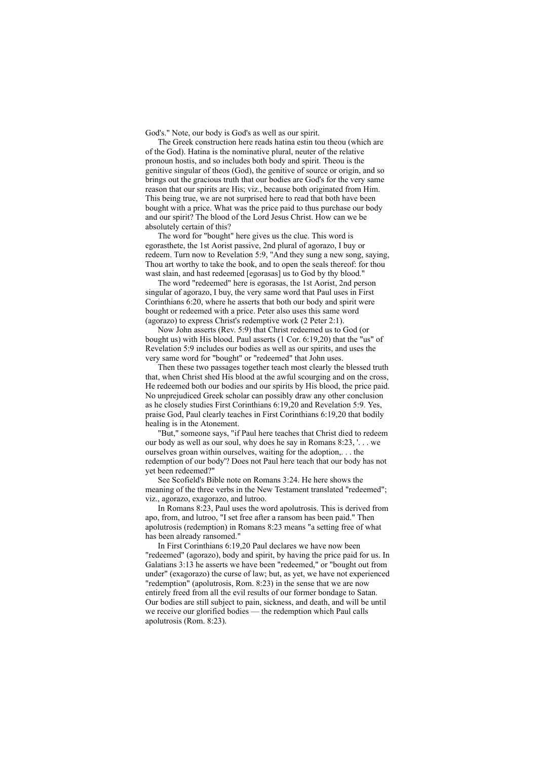God's." Note, our body is God's as well as our spirit.

The Greek construction here reads hatina estin tou theou (which are of the God). Hatina is the nominative plural, neuter of the relative pronoun hostis, and so includes both body and spirit. Theou is the genitive singular of theos (God), the genitive of source or origin, and so brings out the gracious truth that our bodies are God's for the very same reason that our spirits are His; viz., because both originated from Him. This being true, we are not surprised here to read that both have been bought with a price. What was the price paid to thus purchase our body and our spirit? The blood of the Lord Jesus Christ. How can we be absolutely certain of this?

The word for "bought" here gives us the clue. This word is egorasthete, the 1st Aorist passive, 2nd plural of agorazo, I buy or redeem. Turn now to Revelation 5:9, "And they sung a new song, saying, Thou art worthy to take the book, and to open the seals thereof: for thou wast slain, and hast redeemed [egorasas] us to God by thy blood."

The word "redeemed" here is egorasas, the 1st Aorist, 2nd person singular of agorazo, I buy, the very same word that Paul uses in First Corinthians 6:20, where he asserts that both our body and spirit were bought or redeemed with a price. Peter also uses this same word (agorazo) to express Christ's redemptive work (2 Peter 2:1).

Now John asserts (Rev. 5:9) that Christ redeemed us to God (or bought us) with His blood. Paul asserts (1 Cor. 6:19,20) that the "us" of Revelation 5:9 includes our bodies as well as our spirits, and uses the very same word for "bought" or "redeemed" that John uses.

Then these two passages together teach most clearly the blessed truth that, when Christ shed His blood at the awful scourging and on the cross, He redeemed both our bodies and our spirits by His blood, the price paid. No unprejudiced Greek scholar can possibly draw any other conclusion as he closely studies First Corinthians 6:19,20 and Revelation 5:9. Yes, praise God, Paul clearly teaches in First Corinthians 6:19,20 that bodily healing is in the Atonement.

"But," someone says, "if Paul here teaches that Christ died to redeem our body as well as our soul, why does he say in Romans 8:23, '. . . we ourselves groan within ourselves, waiting for the adoption,. . . the redemption of our body'? Does not Paul here teach that our body has not yet been redeemed?"

See Scofield's Bible note on Romans 3:24. He here shows the meaning of the three verbs in the New Testament translated "redeemed"; viz., agorazo, exagorazo, and lutroo.

In Romans 8:23, Paul uses the word apolutrosis. This is derived from apo, from, and lutroo, "I set free after a ransom has been paid." Then apolutrosis (redemption) in Romans 8:23 means "a setting free of what has been already ransomed."

In First Corinthians 6:19,20 Paul declares we have now been "redeemed" (agorazo), body and spirit, by having the price paid for us. In Galatians 3:13 he asserts we have been "redeemed," or "bought out from under" (exagorazo) the curse of law; but, as yet, we have not experienced "redemption" (apolutrosis, Rom. 8:23) in the sense that we are now entirely freed from all the evil results of our former bondage to Satan. Our bodies are still subject to pain, sickness, and death, and will be until we receive our glorified bodies — the redemption which Paul calls apolutrosis (Rom. 8:23).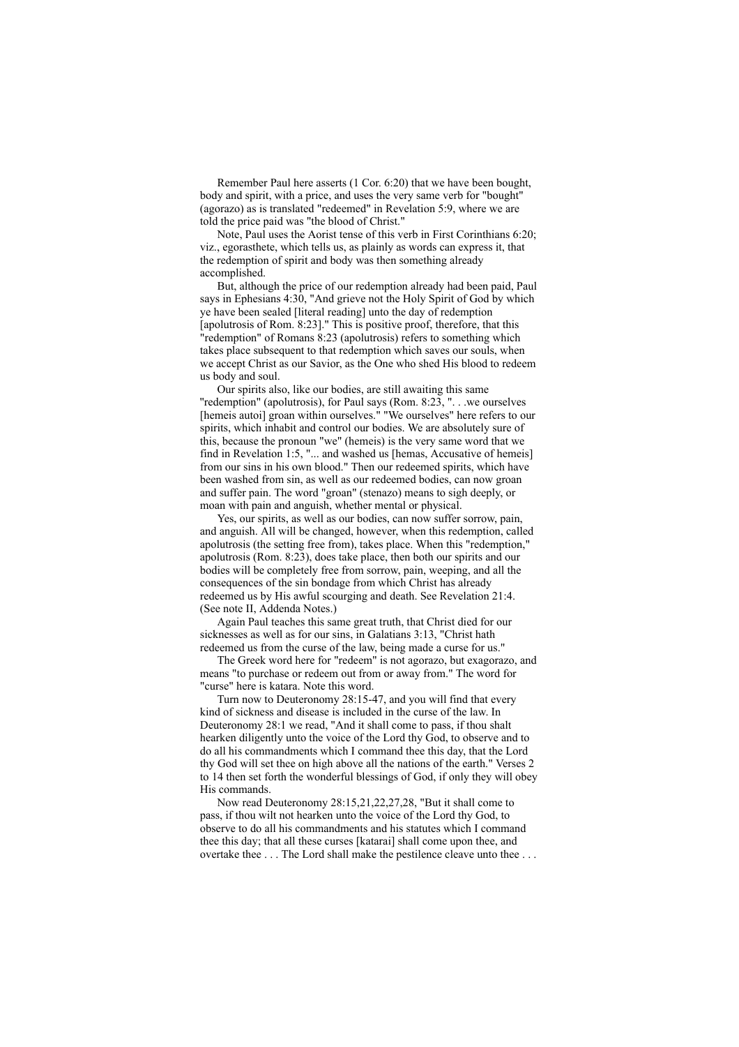Remember Paul here asserts (1 Cor. 6:20) that we have been bought, body and spirit, with a price, and uses the very same verb for "bought" (agorazo) as is translated "redeemed" in Revelation 5:9, where we are told the price paid was "the blood of Christ."

Note, Paul uses the Aorist tense of this verb in First Corinthians 6:20; viz., egorasthete, which tells us, as plainly as words can express it, that the redemption of spirit and body was then something already accomplished.

But, although the price of our redemption already had been paid, Paul says in Ephesians 4:30, "And grieve not the Holy Spirit of God by which ye have been sealed [literal reading] unto the day of redemption [apolutrosis of Rom. 8:23]." This is positive proof, therefore, that this "redemption" of Romans 8:23 (apolutrosis) refers to something which takes place subsequent to that redemption which saves our souls, when we accept Christ as our Savior, as the One who shed His blood to redeem us body and soul.

Our spirits also, like our bodies, are still awaiting this same "redemption" (apolutrosis), for Paul says (Rom. 8:23, ". . .we ourselves [hemeis autoi] groan within ourselves." "We ourselves" here refers to our spirits, which inhabit and control our bodies. We are absolutely sure of this, because the pronoun "we" (hemeis) is the very same word that we find in Revelation 1:5, "... and washed us [hemas, Accusative of hemeis] from our sins in his own blood." Then our redeemed spirits, which have been washed from sin, as well as our redeemed bodies, can now groan and suffer pain. The word "groan" (stenazo) means to sigh deeply, or moan with pain and anguish, whether mental or physical.

Yes, our spirits, as well as our bodies, can now suffer sorrow, pain, and anguish. All will be changed, however, when this redemption, called apolutrosis (the setting free from), takes place. When this "redemption," apolutrosis (Rom. 8:23), does take place, then both our spirits and our bodies will be completely free from sorrow, pain, weeping, and all the consequences of the sin bondage from which Christ has already redeemed us by His awful scourging and death. See Revelation 21:4. (See note II, Addenda Notes.)

Again Paul teaches this same great truth, that Christ died for our sicknesses as well as for our sins, in Galatians 3:13, "Christ hath redeemed us from the curse of the law, being made a curse for us."

The Greek word here for "redeem" is not agorazo, but exagorazo, and means "to purchase or redeem out from or away from." The word for "curse" here is katara. Note this word.

Turn now to Deuteronomy 28:15-47, and you will find that every kind of sickness and disease is included in the curse of the law. In Deuteronomy 28:1 we read, "And it shall come to pass, if thou shalt hearken diligently unto the voice of the Lord thy God, to observe and to do all his commandments which I command thee this day, that the Lord thy God will set thee on high above all the nations of the earth." Verses 2 to 14 then set forth the wonderful blessings of God, if only they will obey His commands.

Now read Deuteronomy 28:15,21,22,27,28, "But it shall come to pass, if thou wilt not hearken unto the voice of the Lord thy God, to observe to do all his commandments and his statutes which I command thee this day; that all these curses [katarai] shall come upon thee, and overtake thee . . . The Lord shall make the pestilence cleave unto thee . . .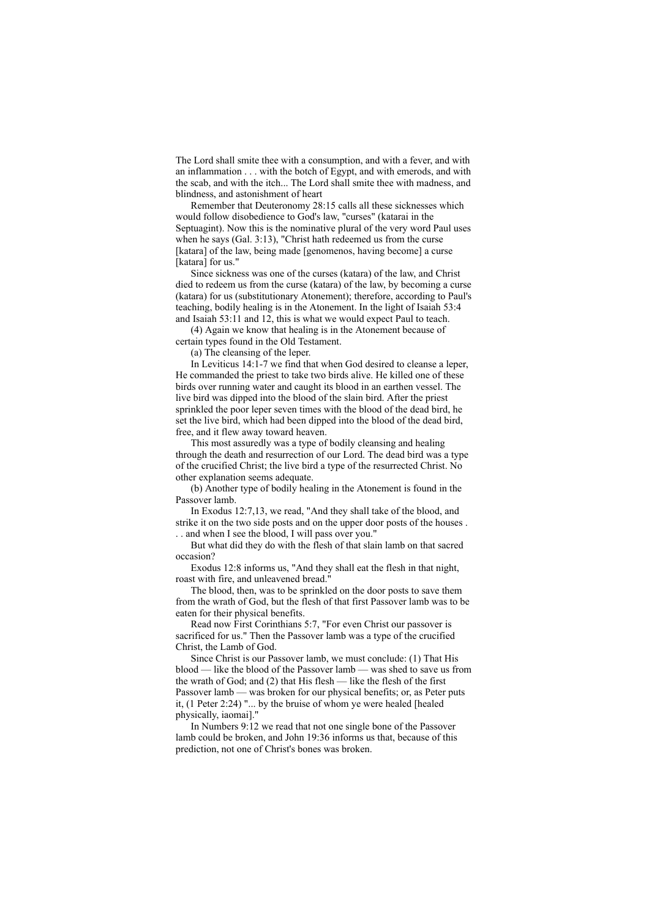The Lord shall smite thee with a consumption, and with a fever, and with an inflammation . . . with the botch of Egypt, and with emerods, and with the scab, and with the itch... The Lord shall smite thee with madness, and blindness, and astonishment of heart

Remember that Deuteronomy 28:15 calls all these sicknesses which would follow disobedience to God's law, "curses" (katarai in the Septuagint). Now this is the nominative plural of the very word Paul uses when he says (Gal. 3:13), "Christ hath redeemed us from the curse [katara] of the law, being made [genomenos, having become] a curse [katara] for us."

Since sickness was one of the curses (katara) of the law, and Christ died to redeem us from the curse (katara) of the law, by becoming a curse (katara) for us (substitutionary Atonement); therefore, according to Paul's teaching, bodily healing is in the Atonement. In the light of Isaiah 53:4 and Isaiah 53:11 and 12, this is what we would expect Paul to teach.

(4) Again we know that healing is in the Atonement because of certain types found in the Old Testament.

(a) The cleansing of the leper.

In Leviticus 14:1-7 we find that when God desired to cleanse a leper, He commanded the priest to take two birds alive. He killed one of these birds over running water and caught its blood in an earthen vessel. The live bird was dipped into the blood of the slain bird. After the priest sprinkled the poor leper seven times with the blood of the dead bird, he set the live bird, which had been dipped into the blood of the dead bird, free, and it flew away toward heaven.

This most assuredly was a type of bodily cleansing and healing through the death and resurrection of our Lord. The dead bird was a type of the crucified Christ; the live bird a type of the resurrected Christ. No other explanation seems adequate.

(b) Another type of bodily healing in the Atonement is found in the Passover lamb.

In Exodus 12:7,13, we read, "And they shall take of the blood, and strike it on the two side posts and on the upper door posts of the houses . . . and when I see the blood, I will pass over you."

But what did they do with the flesh of that slain lamb on that sacred occasion?

Exodus 12:8 informs us, "And they shall eat the flesh in that night, roast with fire, and unleavened bread."

The blood, then, was to be sprinkled on the door posts to save them from the wrath of God, but the flesh of that first Passover lamb was to be eaten for their physical benefits.

Read now First Corinthians 5:7, "For even Christ our passover is sacrificed for us." Then the Passover lamb was a type of the crucified Christ, the Lamb of God.

Since Christ is our Passover lamb, we must conclude: (1) That His blood — like the blood of the Passover lamb — was shed to save us from the wrath of God; and (2) that His flesh — like the flesh of the first Passover lamb — was broken for our physical benefits; or, as Peter puts it, (1 Peter 2:24) "... by the bruise of whom ye were healed [healed physically, iaomai]."

In Numbers 9:12 we read that not one single bone of the Passover lamb could be broken, and John 19:36 informs us that, because of this prediction, not one of Christ's bones was broken.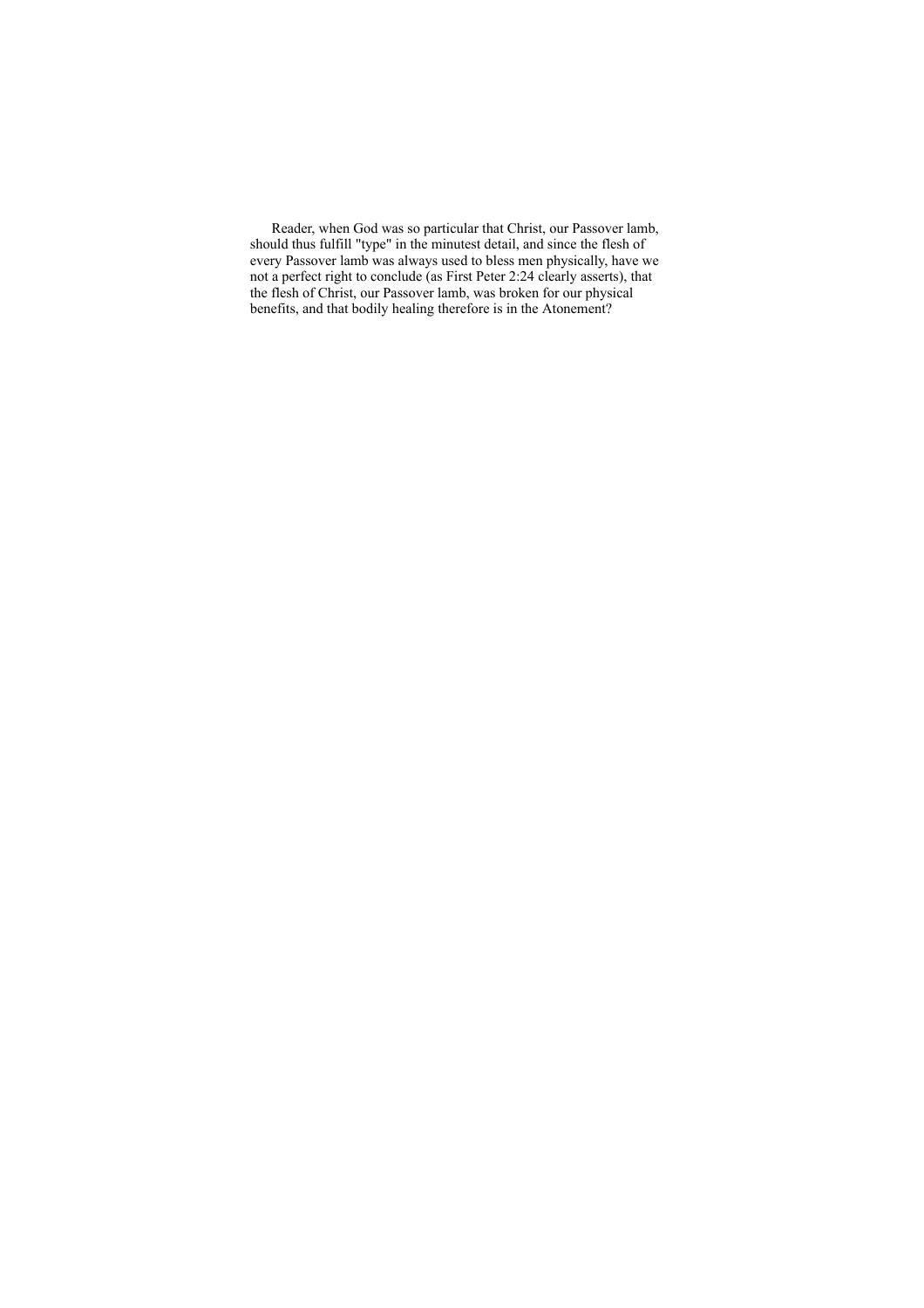Reader, when God was so particular that Christ, our Passover lamb, should thus fulfill "type" in the minutest detail, and since the flesh of every Passover lamb was always used to bless men physically, have we not a perfect right to conclude (as First Peter 2:24 clearly asserts), that the flesh of Christ, our Passover lamb, was broken for our physical benefits, and that bodily healing therefore is in the Atonement?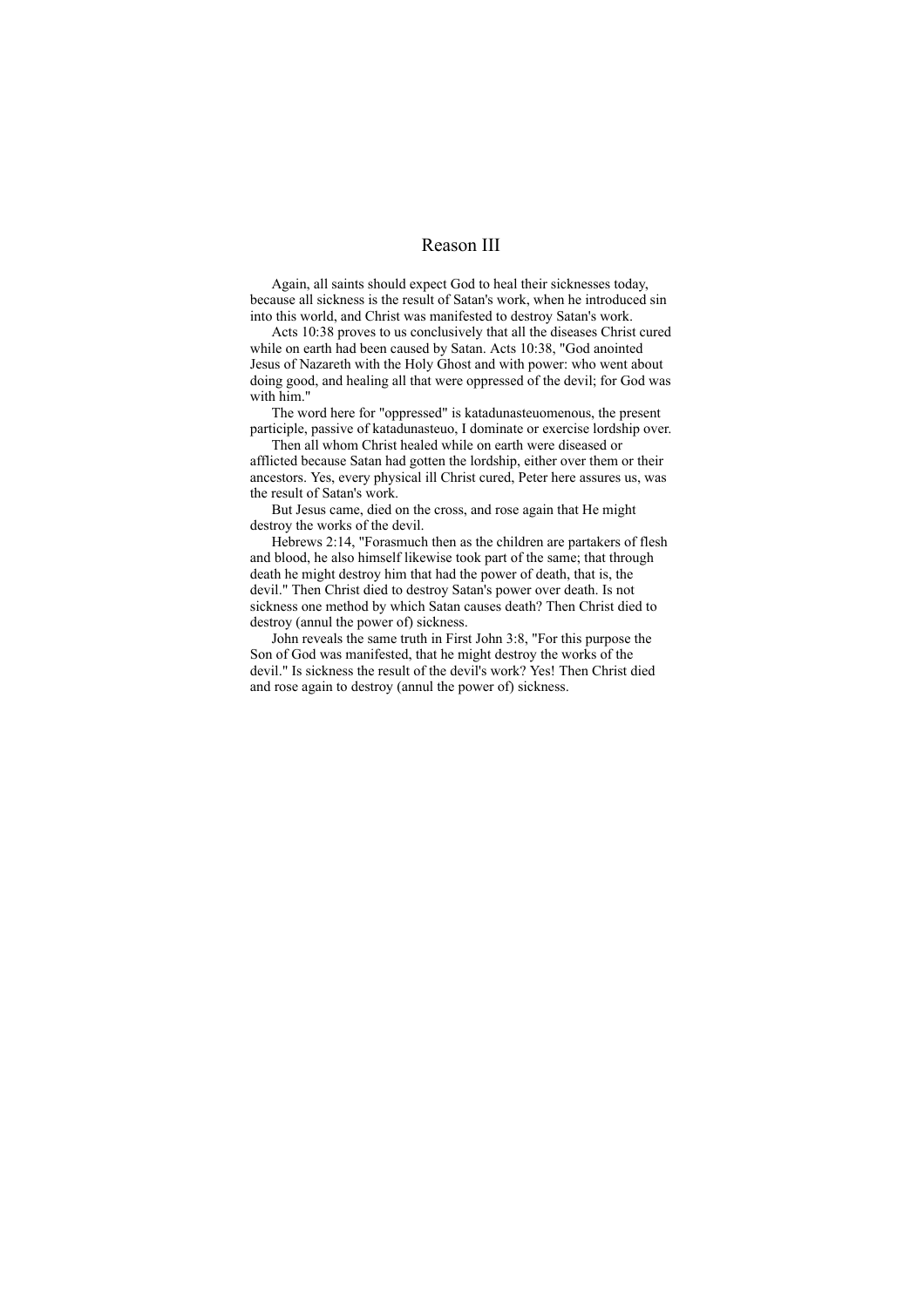# Reason III

Again, all saints should expect God to heal their sicknesses today, because all sickness is the result of Satan's work, when he introduced sin into this world, and Christ was manifested to destroy Satan's work.

Acts 10:38 proves to us conclusively that all the diseases Christ cured while on earth had been caused by Satan. Acts 10:38, "God anointed Jesus of Nazareth with the Holy Ghost and with power: who went about doing good, and healing all that were oppressed of the devil; for God was with him."

The word here for "oppressed" is katadunasteuomenous, the present participle, passive of katadunasteuo, I dominate or exercise lordship over.

Then all whom Christ healed while on earth were diseased or afflicted because Satan had gotten the lordship, either over them or their ancestors. Yes, every physical ill Christ cured, Peter here assures us, was the result of Satan's work.

But Jesus came, died on the cross, and rose again that He might destroy the works of the devil.

Hebrews 2:14, "Forasmuch then as the children are partakers of flesh and blood, he also himself likewise took part of the same; that through death he might destroy him that had the power of death, that is, the devil." Then Christ died to destroy Satan's power over death. Is not sickness one method by which Satan causes death? Then Christ died to destroy (annul the power of) sickness.

John reveals the same truth in First John 3:8, "For this purpose the Son of God was manifested, that he might destroy the works of the devil." Is sickness the result of the devil's work? Yes! Then Christ died and rose again to destroy (annul the power of) sickness.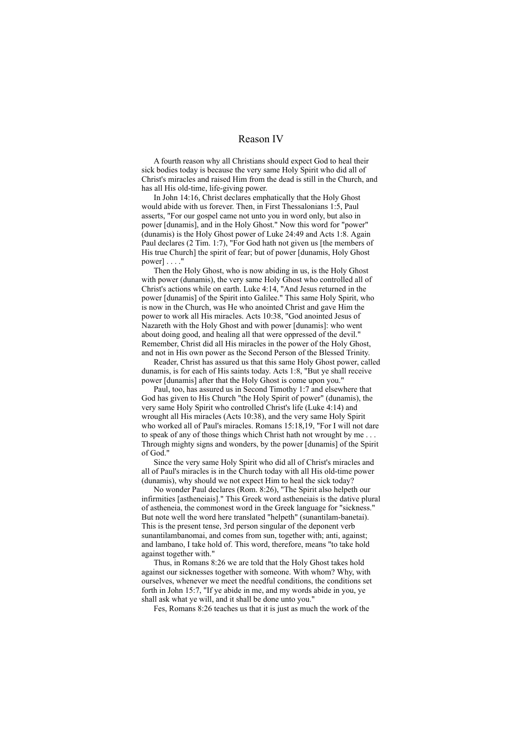## Reason IV

A fourth reason why all Christians should expect God to heal their sick bodies today is because the very same Holy Spirit who did all of Christ's miracles and raised Him from the dead is still in the Church, and has all His old-time, life-giving power.

In John 14:16, Christ declares emphatically that the Holy Ghost would abide with us forever. Then, in First Thessalonians 1:5, Paul asserts, "For our gospel came not unto you in word only, but also in power [dunamis], and in the Holy Ghost." Now this word for "power" (dunamis) is the Holy Ghost power of Luke 24:49 and Acts 1:8. Again Paul declares (2 Tim. 1:7), "For God hath not given us [the members of His true Church] the spirit of fear; but of power [dunamis, Holy Ghost power] . . . ."

Then the Holy Ghost, who is now abiding in us, is the Holy Ghost with power (dunamis), the very same Holy Ghost who controlled all of Christ's actions while on earth. Luke 4:14, "And Jesus returned in the power [dunamis] of the Spirit into Galilee." This same Holy Spirit, who is now in the Church, was He who anointed Christ and gave Him the power to work all His miracles. Acts 10:38, "God anointed Jesus of Nazareth with the Holy Ghost and with power [dunamis]: who went about doing good, and healing all that were oppressed of the devil." Remember, Christ did all His miracles in the power of the Holy Ghost, and not in His own power as the Second Person of the Blessed Trinity.

Reader, Christ has assured us that this same Holy Ghost power, called dunamis, is for each of His saints today. Acts 1:8, "But ye shall receive power [dunamis] after that the Holy Ghost is come upon you."

Paul, too, has assured us in Second Timothy 1:7 and elsewhere that God has given to His Church "the Holy Spirit of power" (dunamis), the very same Holy Spirit who controlled Christ's life (Luke 4:14) and wrought all His miracles (Acts 10:38), and the very same Holy Spirit who worked all of Paul's miracles. Romans 15:18,19, "For I will not dare to speak of any of those things which Christ hath not wrought by me . . . Through mighty signs and wonders, by the power [dunamis] of the Spirit of God."

Since the very same Holy Spirit who did all of Christ's miracles and all of Paul's miracles is in the Church today with all His old-time power (dunamis), why should we not expect Him to heal the sick today?

No wonder Paul declares (Rom. 8:26), "The Spirit also helpeth our infirmities [astheneiais]." This Greek word astheneiais is the dative plural of astheneia, the commonest word in the Greek language for "sickness." But note well the word here translated "helpeth" (sunantilam-banetai). This is the present tense, 3rd person singular of the deponent verb sunantilambanomai, and comes from sun, together with; anti, against; and lambano, I take hold of. This word, therefore, means "to take hold against together with."

Thus, in Romans 8:26 we are told that the Holy Ghost takes hold against our sicknesses together with someone. With whom? Why, with ourselves, whenever we meet the needful conditions, the conditions set forth in John 15:7, "If ye abide in me, and my words abide in you, ye shall ask what ye will, and it shall be done unto you."

Fes, Romans 8:26 teaches us that it is just as much the work of the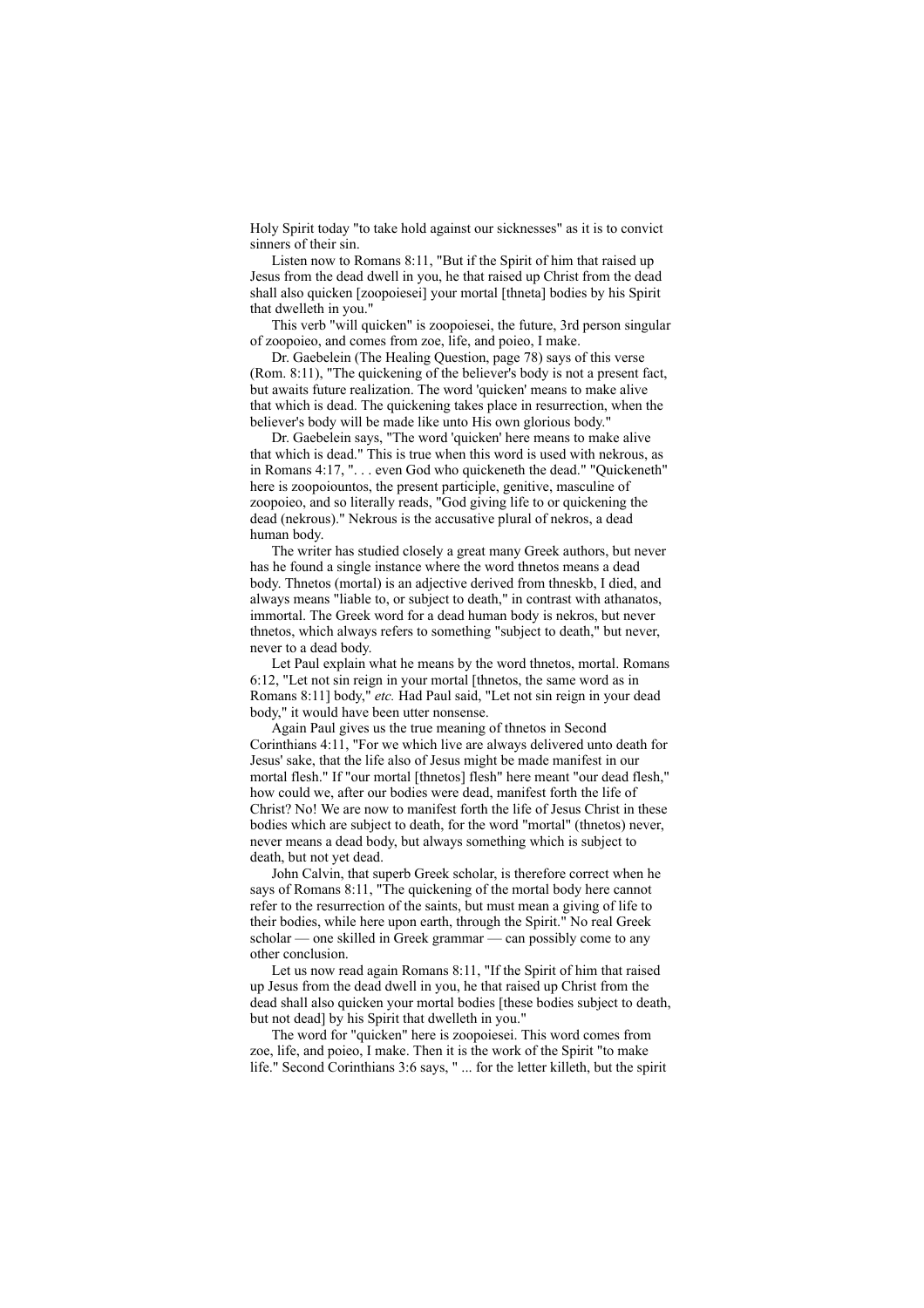Holy Spirit today "to take hold against our sicknesses" as it is to convict sinners of their sin.

Listen now to Romans 8:11, "But if the Spirit of him that raised up Jesus from the dead dwell in you, he that raised up Christ from the dead shall also quicken [zoopoiesei] your mortal [thneta] bodies by his Spirit that dwelleth in you."

This verb "will quicken" is zoopoiesei, the future, 3rd person singular of zoopoieo, and comes from zoe, life, and poieo, I make.

Dr. Gaebelein (The Healing Question, page 78) says of this verse (Rom. 8:11), "The quickening of the believer's body is not a present fact, but awaits future realization. The word 'quicken' means to make alive that which is dead. The quickening takes place in resurrection, when the believer's body will be made like unto His own glorious body."

Dr. Gaebelein says, "The word 'quicken' here means to make alive that which is dead." This is true when this word is used with nekrous, as in Romans 4:17, ". . . even God who quickeneth the dead." "Quickeneth" here is zoopoiountos, the present participle, genitive, masculine of zoopoieo, and so literally reads, "God giving life to or quickening the dead (nekrous)." Nekrous is the accusative plural of nekros, a dead human body.

The writer has studied closely a great many Greek authors, but never has he found a single instance where the word thnetos means a dead body. Thnetos (mortal) is an adjective derived from thneskb, I died, and always means "liable to, or subject to death," in contrast with athanatos, immortal. The Greek word for a dead human body is nekros, but never thnetos, which always refers to something "subject to death," but never, never to a dead body.

Let Paul explain what he means by the word thnetos, mortal. Romans 6:12, "Let not sin reign in your mortal [thnetos, the same word as in Romans 8:11] body," *etc.* Had Paul said, "Let not sin reign in your dead body," it would have been utter nonsense.

Again Paul gives us the true meaning of thnetos in Second Corinthians 4:11, "For we which live are always delivered unto death for Jesus' sake, that the life also of Jesus might be made manifest in our mortal flesh." If "our mortal [thnetos] flesh" here meant "our dead flesh," how could we, after our bodies were dead, manifest forth the life of Christ? No! We are now to manifest forth the life of Jesus Christ in these bodies which are subject to death, for the word "mortal" (thnetos) never, never means a dead body, but always something which is subject to death, but not yet dead.

John Calvin, that superb Greek scholar, is therefore correct when he says of Romans 8:11, "The quickening of the mortal body here cannot refer to the resurrection of the saints, but must mean a giving of life to their bodies, while here upon earth, through the Spirit." No real Greek scholar — one skilled in Greek grammar — can possibly come to any other conclusion.

Let us now read again Romans 8:11, "If the Spirit of him that raised up Jesus from the dead dwell in you, he that raised up Christ from the dead shall also quicken your mortal bodies [these bodies subject to death, but not dead] by his Spirit that dwelleth in you."

The word for "quicken" here is zoopoiesei. This word comes from zoe, life, and poieo, I make. Then it is the work of the Spirit "to make life." Second Corinthians 3:6 says, " ... for the letter killeth, but the spirit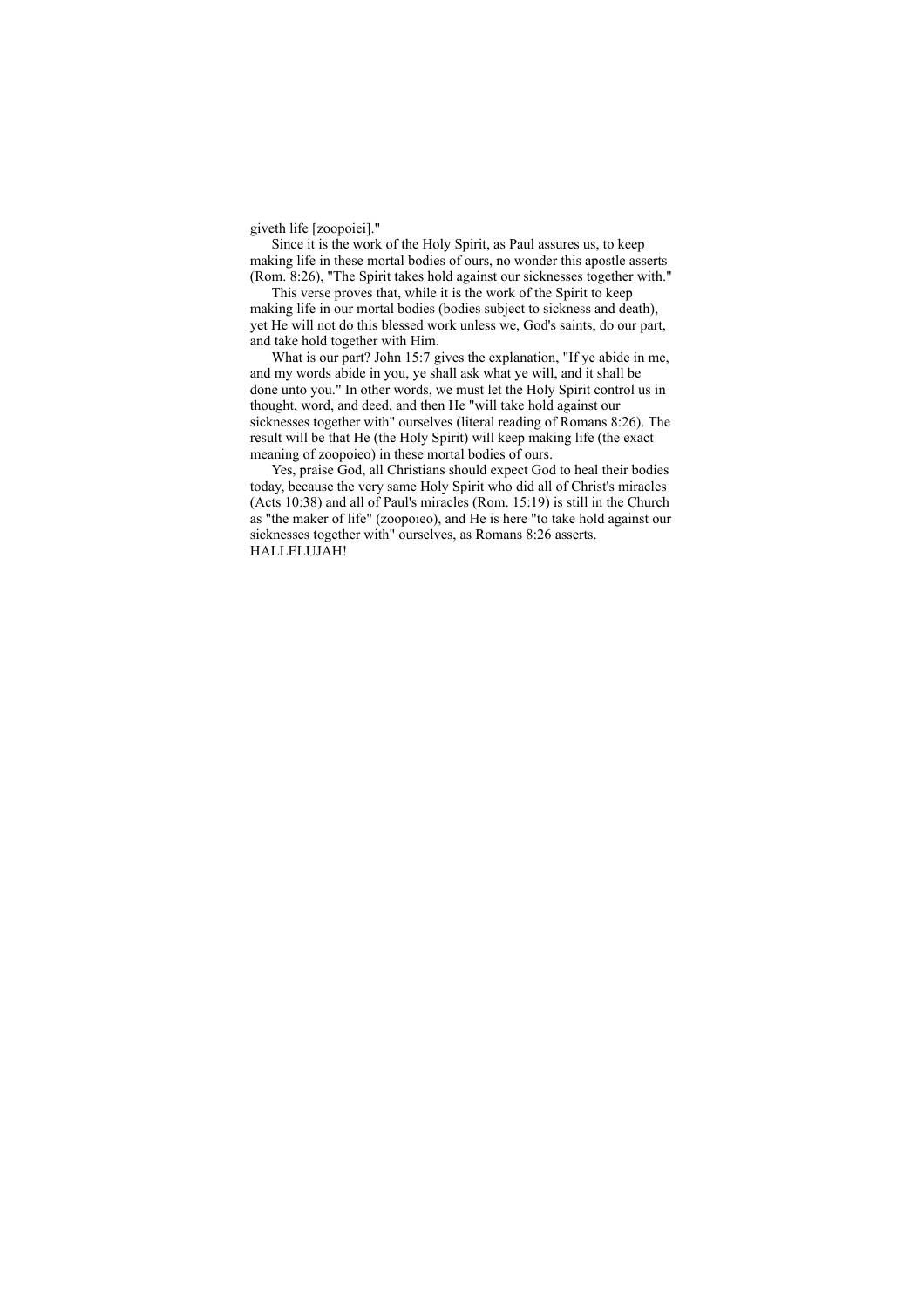giveth life [zoopoiei]."

Since it is the work of the Holy Spirit, as Paul assures us, to keep making life in these mortal bodies of ours, no wonder this apostle asserts (Rom. 8:26), "The Spirit takes hold against our sicknesses together with."

This verse proves that, while it is the work of the Spirit to keep making life in our mortal bodies (bodies subject to sickness and death), yet He will not do this blessed work unless we, God's saints, do our part, and take hold together with Him.

What is our part? John 15:7 gives the explanation, "If ye abide in me, and my words abide in you, ye shall ask what ye will, and it shall be done unto you." In other words, we must let the Holy Spirit control us in thought, word, and deed, and then He "will take hold against our sicknesses together with" ourselves (literal reading of Romans 8:26). The result will be that He (the Holy Spirit) will keep making life (the exact meaning of zoopoieo) in these mortal bodies of ours.

Yes, praise God, all Christians should expect God to heal their bodies today, because the very same Holy Spirit who did all of Christ's miracles (Acts 10:38) and all of Paul's miracles (Rom. 15:19) is still in the Church as "the maker of life" (zoopoieo), and He is here "to take hold against our sicknesses together with" ourselves, as Romans 8:26 asserts. HALLELUJAH!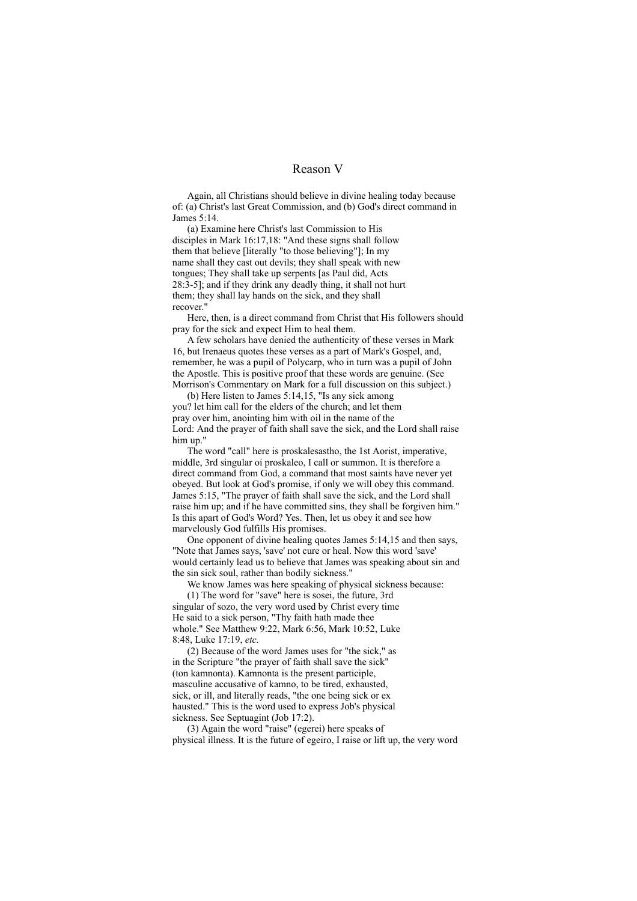## Reason V

Again, all Christians should believe in divine healing today because of: (a) Christ's last Great Commission, and (b) God's direct command in James 5:14.

(a) Examine here Christ's last Commission to His disciples in Mark 16:17,18: "And these signs shall follow them that believe [literally "to those believing"]; In my name shall they cast out devils; they shall speak with new tongues; They shall take up serpents [as Paul did, Acts 28:3-5]; and if they drink any deadly thing, it shall not hurt them; they shall lay hands on the sick, and they shall recover."

Here, then, is a direct command from Christ that His followers should pray for the sick and expect Him to heal them.

A few scholars have denied the authenticity of these verses in Mark 16, but Irenaeus quotes these verses as a part of Mark's Gospel, and, remember, he was a pupil of Polycarp, who in turn was a pupil of John the Apostle. This is positive proof that these words are genuine. (See Morrison's Commentary on Mark for a full discussion on this subject.)

(b) Here listen to James 5:14,15, "Is any sick among you? let him call for the elders of the church; and let them pray over him, anointing him with oil in the name of the Lord: And the prayer of faith shall save the sick, and the Lord shall raise him up."

The word "call" here is proskalesastho, the 1st Aorist, imperative, middle, 3rd singular oi proskaleo, I call or summon. It is therefore a direct command from God, a command that most saints have never yet obeyed. But look at God's promise, if only we will obey this command. James 5:15, "The prayer of faith shall save the sick, and the Lord shall raise him up; and if he have committed sins, they shall be forgiven him." Is this apart of God's Word? Yes. Then, let us obey it and see how marvelously God fulfills His promises.

One opponent of divine healing quotes James 5:14,15 and then says, "Note that James says, 'save' not cure or heal. Now this word 'save' would certainly lead us to believe that James was speaking about sin and the sin sick soul, rather than bodily sickness."

We know James was here speaking of physical sickness because:

(1) The word for "save" here is sosei, the future, 3rd singular of sozo, the very word used by Christ every time He said to a sick person, "Thy faith hath made thee whole." See Matthew 9:22, Mark 6:56, Mark 10:52, Luke 8:48, Luke 17:19, *etc.*

(2) Because of the word James uses for "the sick," as in the Scripture "the prayer of faith shall save the sick" (ton kamnonta). Kamnonta is the present participle, masculine accusative of kamno, to be tired, exhausted, sick, or ill, and literally reads, "the one being sick or ex hausted." This is the word used to express Job's physical sickness. See Septuagint (Job 17:2).

(3) Again the word "raise" (egerei) here speaks of physical illness. It is the future of egeiro, I raise or lift up, the very word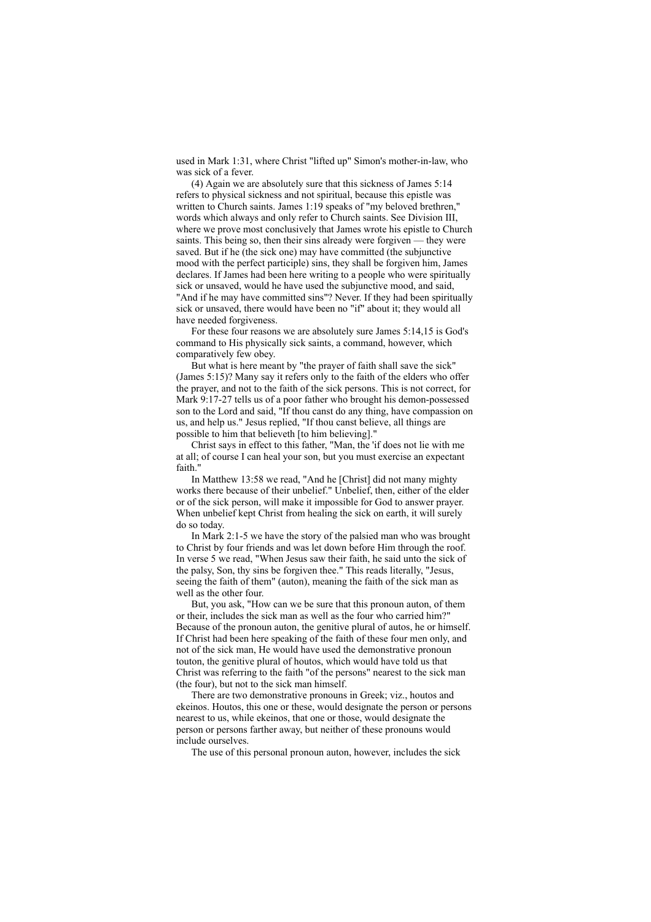used in Mark 1:31, where Christ "lifted up" Simon's mother-in-law, who was sick of a fever.

(4) Again we are absolutely sure that this sickness of James 5:14 refers to physical sickness and not spiritual, because this epistle was written to Church saints. James 1:19 speaks of "my beloved brethren," words which always and only refer to Church saints. See Division III, where we prove most conclusively that James wrote his epistle to Church saints. This being so, then their sins already were forgiven — they were saved. But if he (the sick one) may have committed (the subjunctive mood with the perfect participle) sins, they shall be forgiven him, James declares. If James had been here writing to a people who were spiritually sick or unsaved, would he have used the subjunctive mood, and said, "And if he may have committed sins"? Never. If they had been spiritually sick or unsaved, there would have been no "if" about it; they would all have needed forgiveness.

For these four reasons we are absolutely sure James 5:14,15 is God's command to His physically sick saints, a command, however, which comparatively few obey.

But what is here meant by "the prayer of faith shall save the sick" (James 5:15)? Many say it refers only to the faith of the elders who offer the prayer, and not to the faith of the sick persons. This is not correct, for Mark 9:17-27 tells us of a poor father who brought his demon-possessed son to the Lord and said, "If thou canst do any thing, have compassion on us, and help us." Jesus replied, "If thou canst believe, all things are possible to him that believeth [to him believing]."

Christ says in effect to this father, "Man, the 'if does not lie with me at all; of course I can heal your son, but you must exercise an expectant faith."

In Matthew 13:58 we read, "And he [Christ] did not many mighty works there because of their unbelief." Unbelief, then, either of the elder or of the sick person, will make it impossible for God to answer prayer. When unbelief kept Christ from healing the sick on earth, it will surely do so today.

In Mark 2:1-5 we have the story of the palsied man who was brought to Christ by four friends and was let down before Him through the roof. In verse 5 we read, "When Jesus saw their faith, he said unto the sick of the palsy, Son, thy sins be forgiven thee." This reads literally, "Jesus, seeing the faith of them" (auton), meaning the faith of the sick man as well as the other four.

But, you ask, "How can we be sure that this pronoun auton, of them or their, includes the sick man as well as the four who carried him?" Because of the pronoun auton, the genitive plural of autos, he or himself. If Christ had been here speaking of the faith of these four men only, and not of the sick man, He would have used the demonstrative pronoun touton, the genitive plural of houtos, which would have told us that Christ was referring to the faith "of the persons" nearest to the sick man (the four), but not to the sick man himself.

There are two demonstrative pronouns in Greek; viz., houtos and ekeinos. Houtos, this one or these, would designate the person or persons nearest to us, while ekeinos, that one or those, would designate the person or persons farther away, but neither of these pronouns would include ourselves.

The use of this personal pronoun auton, however, includes the sick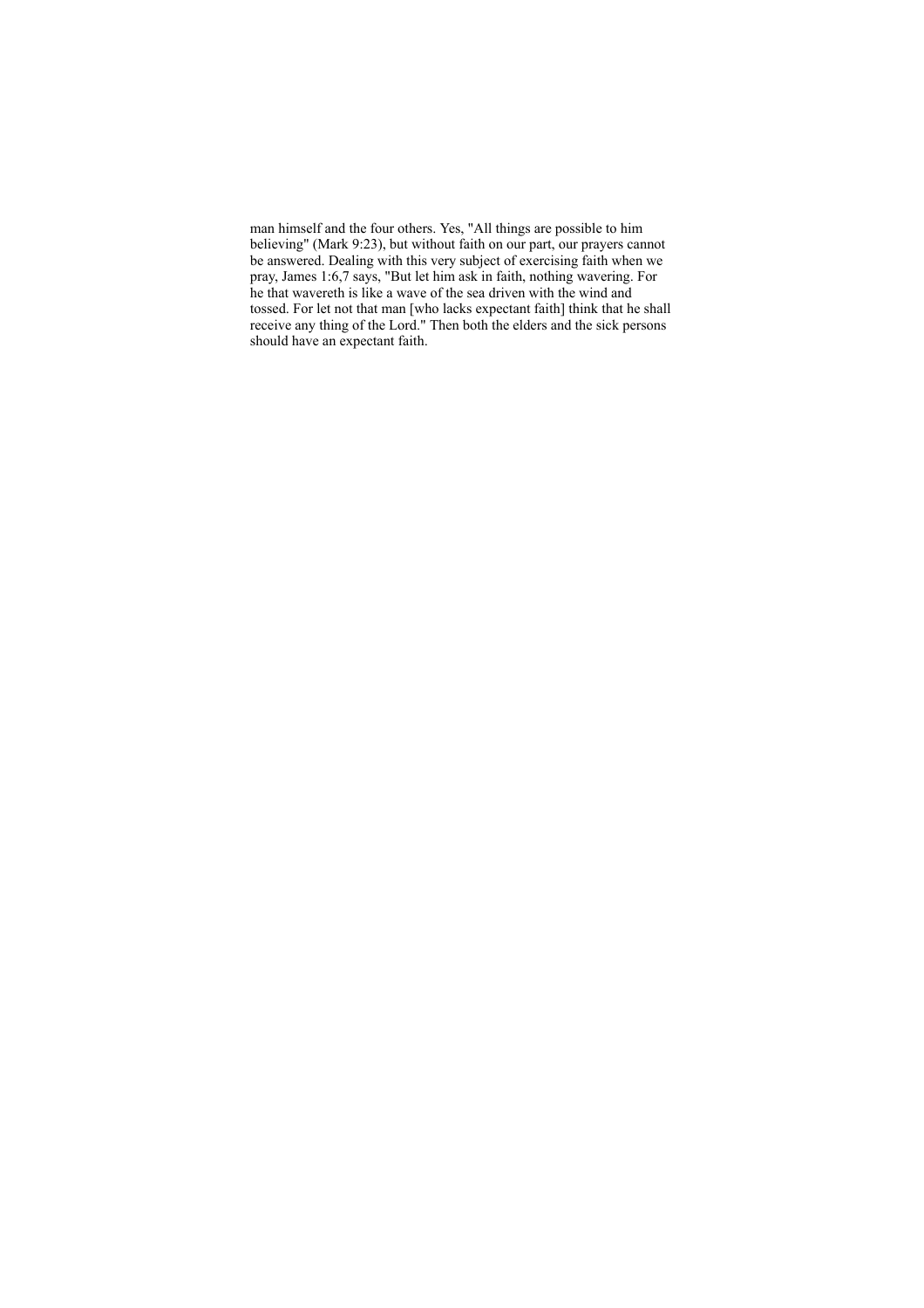man himself and the four others. Yes, "All things are possible to him believing" (Mark 9:23), but without faith on our part, our prayers cannot be answered. Dealing with this very subject of exercising faith when we pray, James 1:6,7 says, "But let him ask in faith, nothing wavering. For he that wavereth is like a wave of the sea driven with the wind and tossed. For let not that man [who lacks expectant faith] think that he shall receive any thing of the Lord." Then both the elders and the sick persons should have an expectant faith.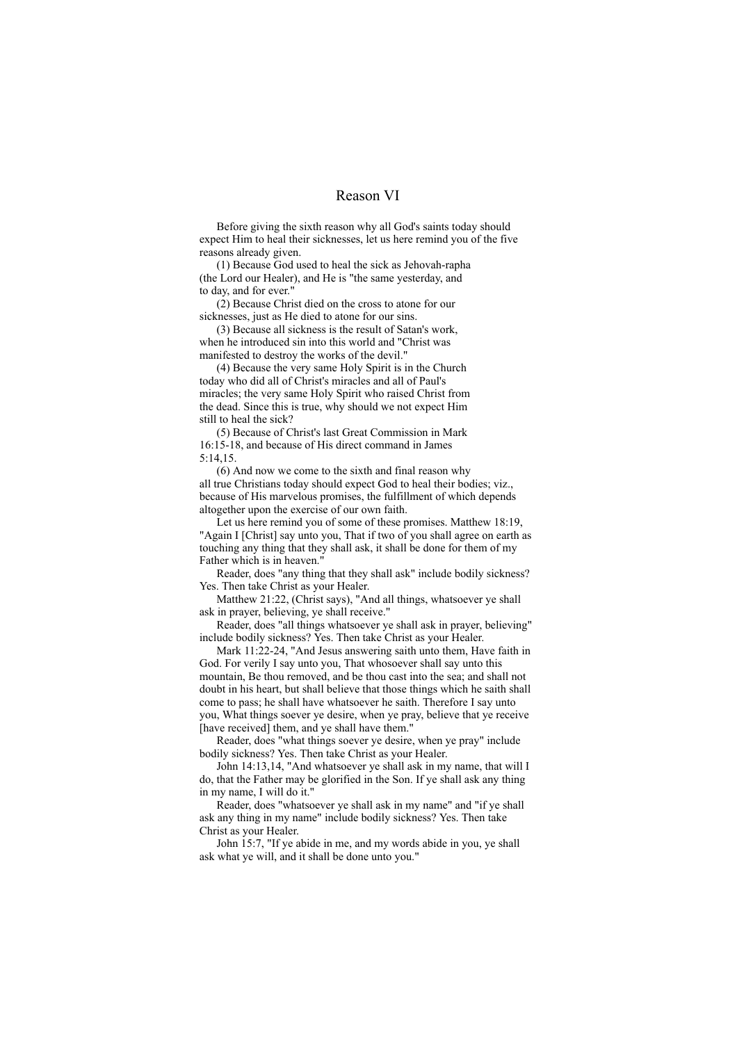# Reason VI

Before giving the sixth reason why all God's saints today should expect Him to heal their sicknesses, let us here remind you of the five reasons already given.

(1) Because God used to heal the sick as Jehovah-rapha (the Lord our Healer), and He is "the same yesterday, and to day, and for ever."

(2) Because Christ died on the cross to atone for our sicknesses, just as He died to atone for our sins.

(3) Because all sickness is the result of Satan's work, when he introduced sin into this world and "Christ was manifested to destroy the works of the devil."

(4) Because the very same Holy Spirit is in the Church today who did all of Christ's miracles and all of Paul's miracles; the very same Holy Spirit who raised Christ from the dead. Since this is true, why should we not expect Him still to heal the sick?

(5) Because of Christ's last Great Commission in Mark 16:15-18, and because of His direct command in James 5:14,15.

(6) And now we come to the sixth and final reason why all true Christians today should expect God to heal their bodies; viz., because of His marvelous promises, the fulfillment of which depends altogether upon the exercise of our own faith.

Let us here remind you of some of these promises. Matthew 18:19, "Again I [Christ] say unto you, That if two of you shall agree on earth as touching any thing that they shall ask, it shall be done for them of my Father which is in heaven."

Reader, does "any thing that they shall ask" include bodily sickness? Yes. Then take Christ as your Healer.

Matthew 21:22, (Christ says), "And all things, whatsoever ye shall ask in prayer, believing, ye shall receive."

Reader, does "all things whatsoever ye shall ask in prayer, believing" include bodily sickness? Yes. Then take Christ as your Healer.

Mark 11:22-24, "And Jesus answering saith unto them, Have faith in God. For verily I say unto you, That whosoever shall say unto this mountain, Be thou removed, and be thou cast into the sea; and shall not doubt in his heart, but shall believe that those things which he saith shall come to pass; he shall have whatsoever he saith. Therefore I say unto you, What things soever ye desire, when ye pray, believe that ye receive [have received] them, and ye shall have them."

Reader, does "what things soever ye desire, when ye pray" include bodily sickness? Yes. Then take Christ as your Healer.

John 14:13,14, "And whatsoever ye shall ask in my name, that will I do, that the Father may be glorified in the Son. If ye shall ask any thing in my name, I will do it."

Reader, does "whatsoever ye shall ask in my name" and "if ye shall ask any thing in my name" include bodily sickness? Yes. Then take Christ as your Healer.

John 15:7, "If ye abide in me, and my words abide in you, ye shall ask what ye will, and it shall be done unto you."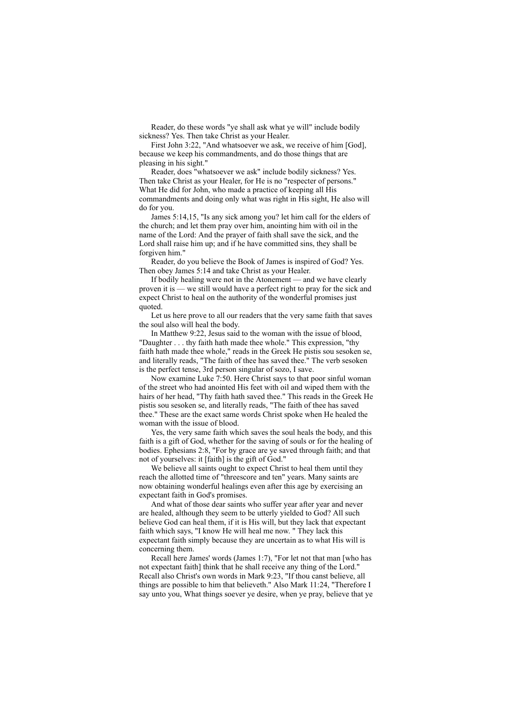Reader, do these words "ye shall ask what ye will" include bodily sickness? Yes. Then take Christ as your Healer.

First John 3:22, "And whatsoever we ask, we receive of him [God], because we keep his commandments, and do those things that are pleasing in his sight."

Reader, does "whatsoever we ask" include bodily sickness? Yes. Then take Christ as your Healer, for He is no "respecter of persons." What He did for John, who made a practice of keeping all His commandments and doing only what was right in His sight, He also will do for you.

James 5:14,15, "Is any sick among you? let him call for the elders of the church; and let them pray over him, anointing him with oil in the name of the Lord: And the prayer of faith shall save the sick, and the Lord shall raise him up; and if he have committed sins, they shall be forgiven him."

Reader, do you believe the Book of James is inspired of God? Yes. Then obey James 5:14 and take Christ as your Healer.

If bodily healing were not in the Atonement — and we have clearly proven it is — we still would have a perfect right to pray for the sick and expect Christ to heal on the authority of the wonderful promises just quoted.

Let us here prove to all our readers that the very same faith that saves the soul also will heal the body.

In Matthew 9:22, Jesus said to the woman with the issue of blood, "Daughter . . . thy faith hath made thee whole." This expression, "thy faith hath made thee whole," reads in the Greek He pistis sou sesoken se, and literally reads, "The faith of thee has saved thee." The verb sesoken is the perfect tense, 3rd person singular of sozo, I save.

Now examine Luke 7:50. Here Christ says to that poor sinful woman of the street who had anointed His feet with oil and wiped them with the hairs of her head, "Thy faith hath saved thee." This reads in the Greek He pistis sou sesoken se, and literally reads, "The faith of thee has saved thee." These are the exact same words Christ spoke when He healed the woman with the issue of blood.

Yes, the very same faith which saves the soul heals the body, and this faith is a gift of God, whether for the saving of souls or for the healing of bodies. Ephesians 2:8, "For by grace are ye saved through faith; and that not of yourselves: it [faith] is the gift of God."

We believe all saints ought to expect Christ to heal them until they reach the allotted time of "threescore and ten" years. Many saints are now obtaining wonderful healings even after this age by exercising an expectant faith in God's promises.

And what of those dear saints who suffer year after year and never are healed, although they seem to be utterly yielded to God? All such believe God can heal them, if it is His will, but they lack that expectant faith which says, "I know He will heal me now. " They lack this expectant faith simply because they are uncertain as to what His will is concerning them.

Recall here James' words (James 1:7), "For let not that man [who has not expectant faith] think that he shall receive any thing of the Lord." Recall also Christ's own words in Mark 9:23, "If thou canst believe, all things are possible to him that believeth." Also Mark 11:24, "Therefore I say unto you, What things soever ye desire, when ye pray, believe that ye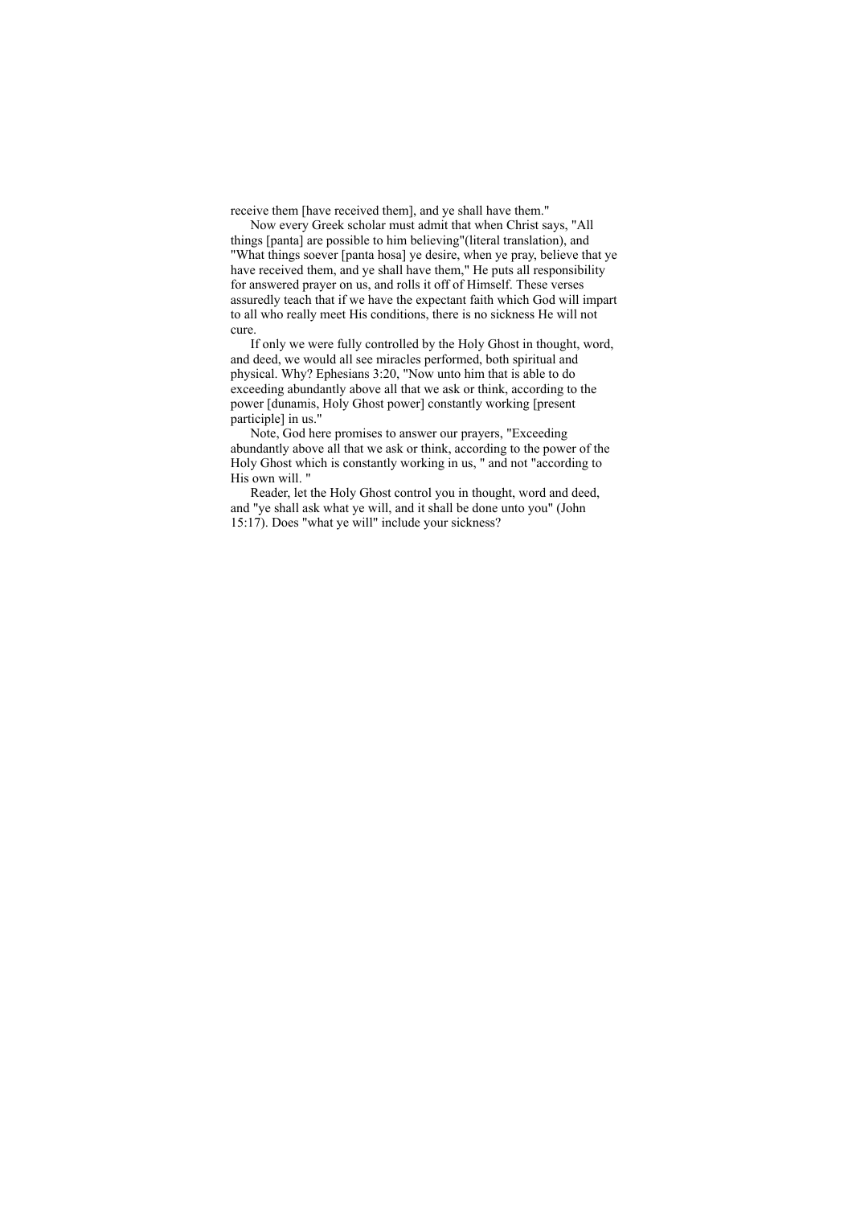receive them [have received them], and ye shall have them."

Now every Greek scholar must admit that when Christ says, "All things [panta] are possible to him believing"(literal translation), and "What things soever [panta hosa] ye desire, when ye pray, believe that ye have received them, and ye shall have them," He puts all responsibility for answered prayer on us, and rolls it off of Himself. These verses assuredly teach that if we have the expectant faith which God will impart to all who really meet His conditions, there is no sickness He will not cure.

If only we were fully controlled by the Holy Ghost in thought, word, and deed, we would all see miracles performed, both spiritual and physical. Why? Ephesians 3:20, "Now unto him that is able to do exceeding abundantly above all that we ask or think, according to the power [dunamis, Holy Ghost power] constantly working [present participle] in us."

Note, God here promises to answer our prayers, "Exceeding abundantly above all that we ask or think, according to the power of the Holy Ghost which is constantly working in us, " and not "according to His own will. "

Reader, let the Holy Ghost control you in thought, word and deed, and "ye shall ask what ye will, and it shall be done unto you" (John 15:17). Does "what ye will" include your sickness?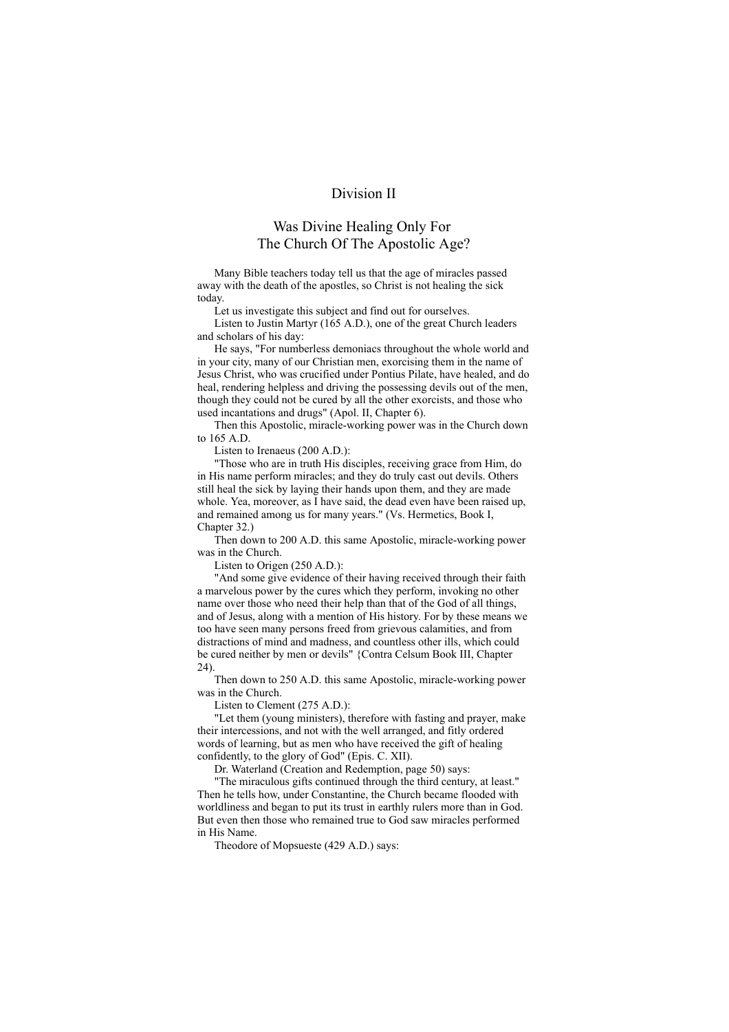# Division II

## Was Divine Healing Only For The Church Of The Apostolic Age?

Many Bible teachers today tell us that the age of miracles passed away with the death of the apostles, so Christ is not healing the sick today.

Let us investigate this subject and find out for ourselves.

Listen to Justin Martyr (165 A.D.), one of the great Church leaders and scholars of his day:

He says, "For numberless demoniacs throughout the whole world and in your city, many of our Christian men, exorcising them in the name of Jesus Christ, who was crucified under Pontius Pilate, have healed, and do heal, rendering helpless and driving the possessing devils out of the men, though they could not be cured by all the other exorcists, and those who used incantations and drugs" (Apol. II, Chapter 6).

Then this Apostolic, miracle-working power was in the Church down to 165 A.D.

Listen to Irenaeus (200 A.D.):

"Those who are in truth His disciples, receiving grace from Him, do in His name perform miracles; and they do truly cast out devils. Others still heal the sick by laying their hands upon them, and they are made whole. Yea, moreover, as I have said, the dead even have been raised up, and remained among us for many years." (Vs. Hermetics, Book I, Chapter 32.)

Then down to 200 A.D. this same Apostolic, miracle-working power was in the Church.

Listen to Origen (250 A.D.):

"And some give evidence of their having received through their faith a marvelous power by the cures which they perform, invoking no other name over those who need their help than that of the God of all things, and of Jesus, along with a mention of His history. For by these means we too have seen many persons freed from grievous calamities, and from distractions of mind and madness, and countless other ills, which could be cured neither by men or devils" {Contra Celsum Book III, Chapter 24).

Then down to 250 A.D. this same Apostolic, miracle-working power was in the Church.

Listen to Clement (275 A.D.):

"Let them (young ministers), therefore with fasting and prayer, make their intercessions, and not with the well arranged, and fitly ordered words of learning, but as men who have received the gift of healing confidently, to the glory of God" (Epis. C. XII).

Dr. Waterland (Creation and Redemption, page 50) says:

"The miraculous gifts continued through the third century, at least." Then he tells how, under Constantine, the Church became flooded with worldliness and began to put its trust in earthly rulers more than in God. But even then those who remained true to God saw miracles performed in His Name.

Theodore of Mopsueste (429 A.D.) says: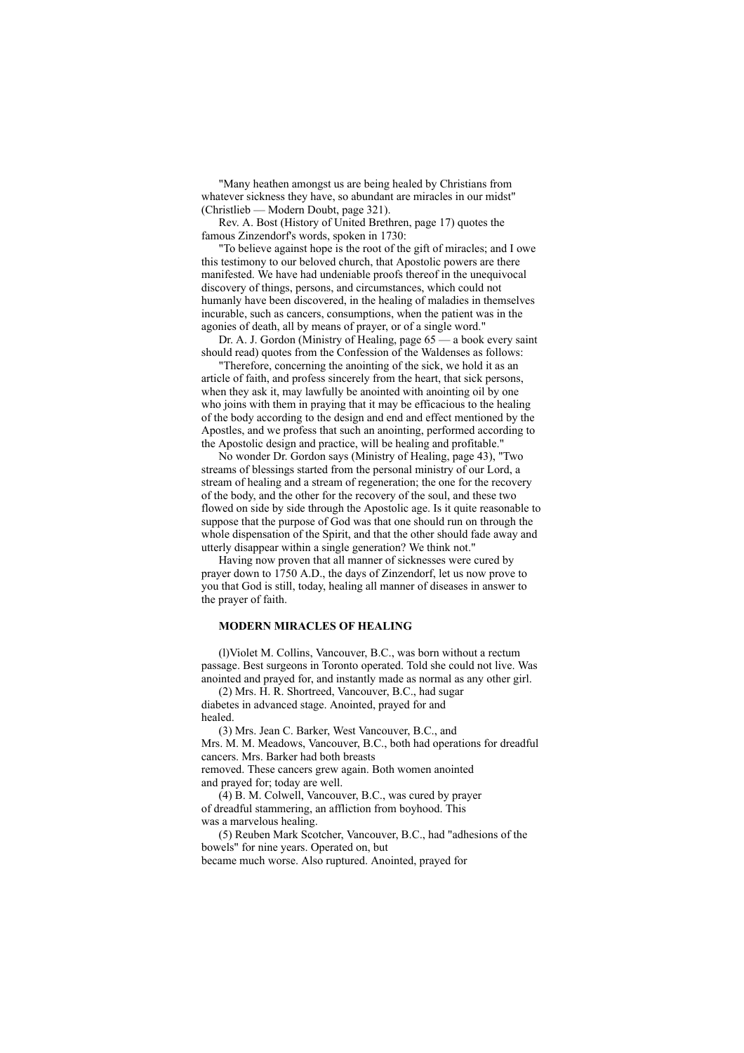"Many heathen amongst us are being healed by Christians from whatever sickness they have, so abundant are miracles in our midst" (Christlieb — Modern Doubt, page 321).

Rev. A. Bost (History of United Brethren, page 17) quotes the famous Zinzendorf's words, spoken in 1730:

"To believe against hope is the root of the gift of miracles; and I owe this testimony to our beloved church, that Apostolic powers are there manifested. We have had undeniable proofs thereof in the unequivocal discovery of things, persons, and circumstances, which could not humanly have been discovered, in the healing of maladies in themselves incurable, such as cancers, consumptions, when the patient was in the agonies of death, all by means of prayer, or of a single word."

Dr. A. J. Gordon (Ministry of Healing, page 65 — a book every saint should read) quotes from the Confession of the Waldenses as follows:

"Therefore, concerning the anointing of the sick, we hold it as an article of faith, and profess sincerely from the heart, that sick persons, when they ask it, may lawfully be anointed with anointing oil by one who joins with them in praying that it may be efficacious to the healing of the body according to the design and end and effect mentioned by the Apostles, and we profess that such an anointing, performed according to the Apostolic design and practice, will be healing and profitable."

No wonder Dr. Gordon says (Ministry of Healing, page 43), "Two streams of blessings started from the personal ministry of our Lord, a stream of healing and a stream of regeneration; the one for the recovery of the body, and the other for the recovery of the soul, and these two flowed on side by side through the Apostolic age. Is it quite reasonable to suppose that the purpose of God was that one should run on through the whole dispensation of the Spirit, and that the other should fade away and utterly disappear within a single generation? We think not."

Having now proven that all manner of sicknesses were cured by prayer down to 1750 A.D., the days of Zinzendorf, let us now prove to you that God is still, today, healing all manner of diseases in answer to the prayer of faith.

**MODERN MIRACLES OF HEALING**

(l)Violet M. Collins, Vancouver, B.C., was born without a rectum passage. Best surgeons in Toronto operated. Told she could not live. Was anointed and prayed for, and instantly made as normal as any other girl.

(2) Mrs. H. R. Shortreed, Vancouver, B.C., had sugar diabetes in advanced stage. Anointed, prayed for and healed.

(3) Mrs. Jean C. Barker, West Vancouver, B.C., and Mrs. M. M. Meadows, Vancouver, B.C., both had operations for dreadful cancers. Mrs. Barker had both breasts removed. These cancers grew again. Both women anointed and prayed for; today are well.

(4) B. M. Colwell, Vancouver, B.C., was cured by prayer of dreadful stammering, an affliction from boyhood. This was a marvelous healing.

(5) Reuben Mark Scotcher, Vancouver, B.C., had "adhesions of the bowels" for nine years. Operated on, but became much worse. Also ruptured. Anointed, prayed for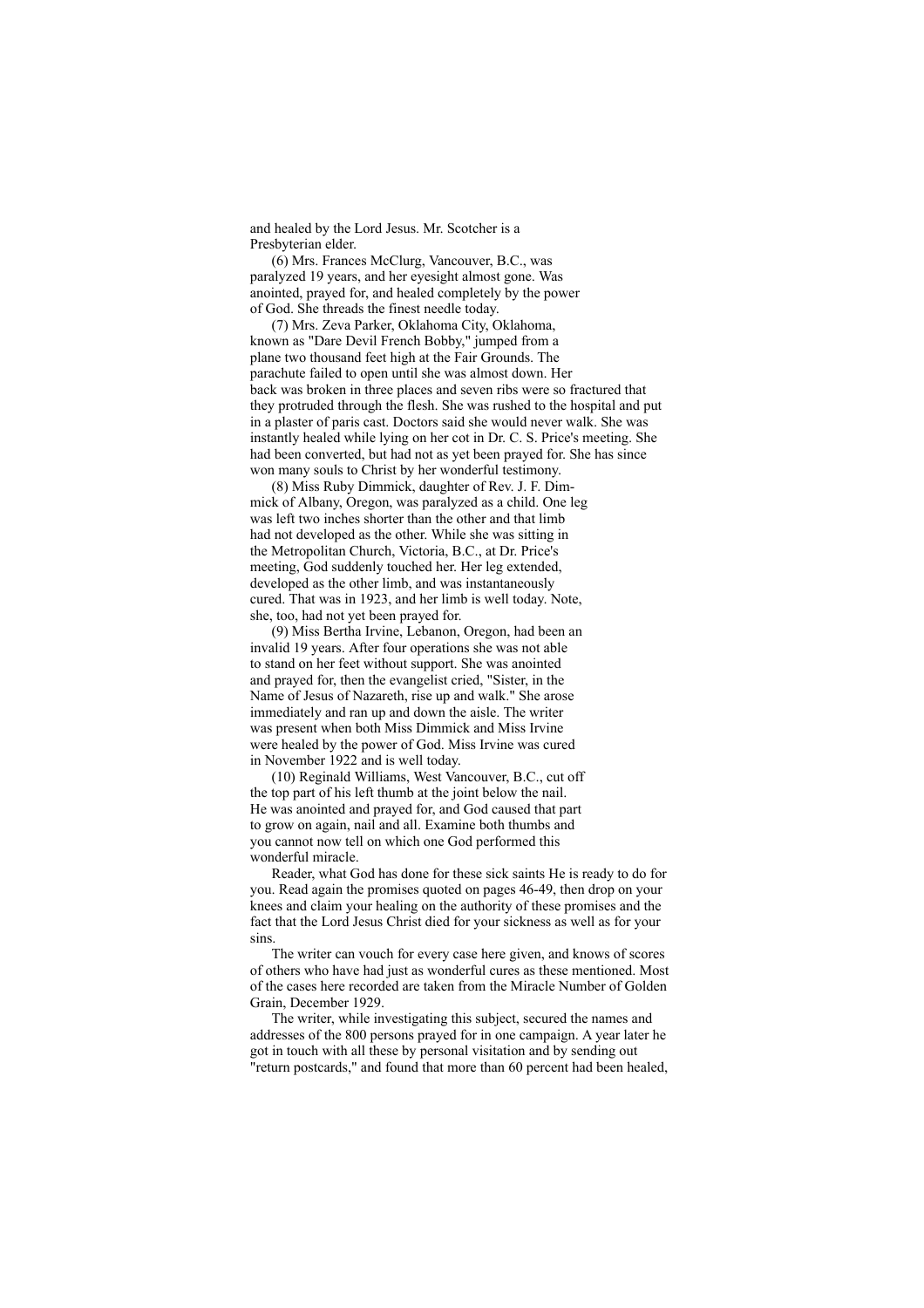and healed by the Lord Jesus. Mr. Scotcher is a Presbyterian elder.

(6) Mrs. Frances McClurg, Vancouver, B.C., was paralyzed 19 years, and her eyesight almost gone. Was anointed, prayed for, and healed completely by the power of God. She threads the finest needle today.

(7) Mrs. Zeva Parker, Oklahoma City, Oklahoma, known as "Dare Devil French Bobby," jumped from a plane two thousand feet high at the Fair Grounds. The parachute failed to open until she was almost down. Her back was broken in three places and seven ribs were so fractured that they protruded through the flesh. She was rushed to the hospital and put in a plaster of paris cast. Doctors said she would never walk. She was instantly healed while lying on her cot in Dr. C. S. Price's meeting. She had been converted, but had not as yet been prayed for. She has since won many souls to Christ by her wonderful testimony.

(8) Miss Ruby Dimmick, daughter of Rev. J. F. Dimmick of Albany, Oregon, was paralyzed as a child. One leg was left two inches shorter than the other and that limb had not developed as the other. While she was sitting in the Metropolitan Church, Victoria, B.C., at Dr. Price's meeting, God suddenly touched her. Her leg extended, developed as the other limb, and was instantaneously cured. That was in 1923, and her limb is well today. Note, she, too, had not yet been prayed for.

(9) Miss Bertha Irvine, Lebanon, Oregon, had been an invalid 19 years. After four operations she was not able to stand on her feet without support. She was anointed and prayed for, then the evangelist cried, "Sister, in the Name of Jesus of Nazareth, rise up and walk." She arose immediately and ran up and down the aisle. The writer was present when both Miss Dimmick and Miss Irvine were healed by the power of God. Miss Irvine was cured in November 1922 and is well today.

(10) Reginald Williams, West Vancouver, B.C., cut off the top part of his left thumb at the joint below the nail. He was anointed and prayed for, and God caused that part to grow on again, nail and all. Examine both thumbs and you cannot now tell on which one God performed this wonderful miracle.

Reader, what God has done for these sick saints He is ready to do for you. Read again the promises quoted on pages 46-49, then drop on your knees and claim your healing on the authority of these promises and the fact that the Lord Jesus Christ died for your sickness as well as for your sins.

The writer can vouch for every case here given, and knows of scores of others who have had just as wonderful cures as these mentioned. Most of the cases here recorded are taken from the Miracle Number of Golden Grain, December 1929.

The writer, while investigating this subject, secured the names and addresses of the 800 persons prayed for in one campaign. A year later he got in touch with all these by personal visitation and by sending out "return postcards," and found that more than 60 percent had been healed,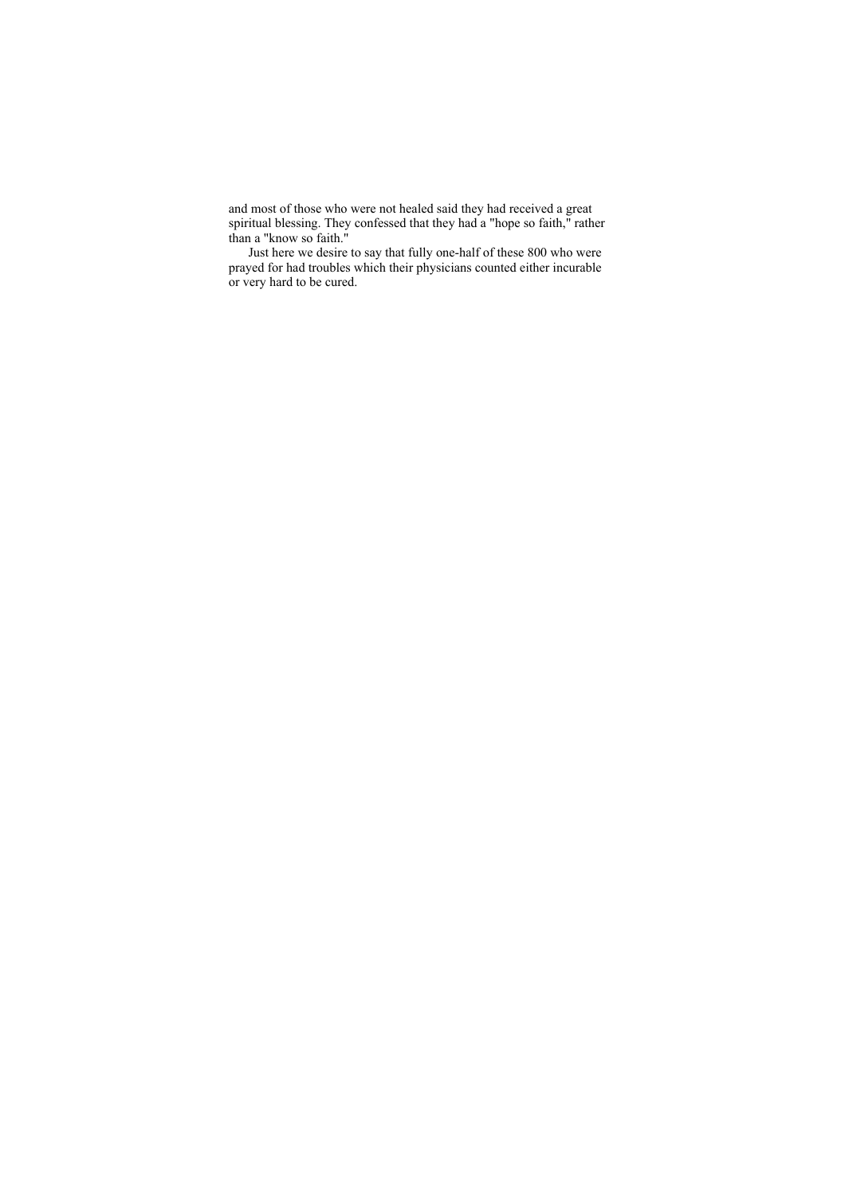and most of those who were not healed said they had received a great spiritual blessing. They confessed that they had a "hope so faith," rather than a "know so faith."

Just here we desire to say that fully one-half of these 800 who were prayed for had troubles which their physicians counted either incurable or very hard to be cured.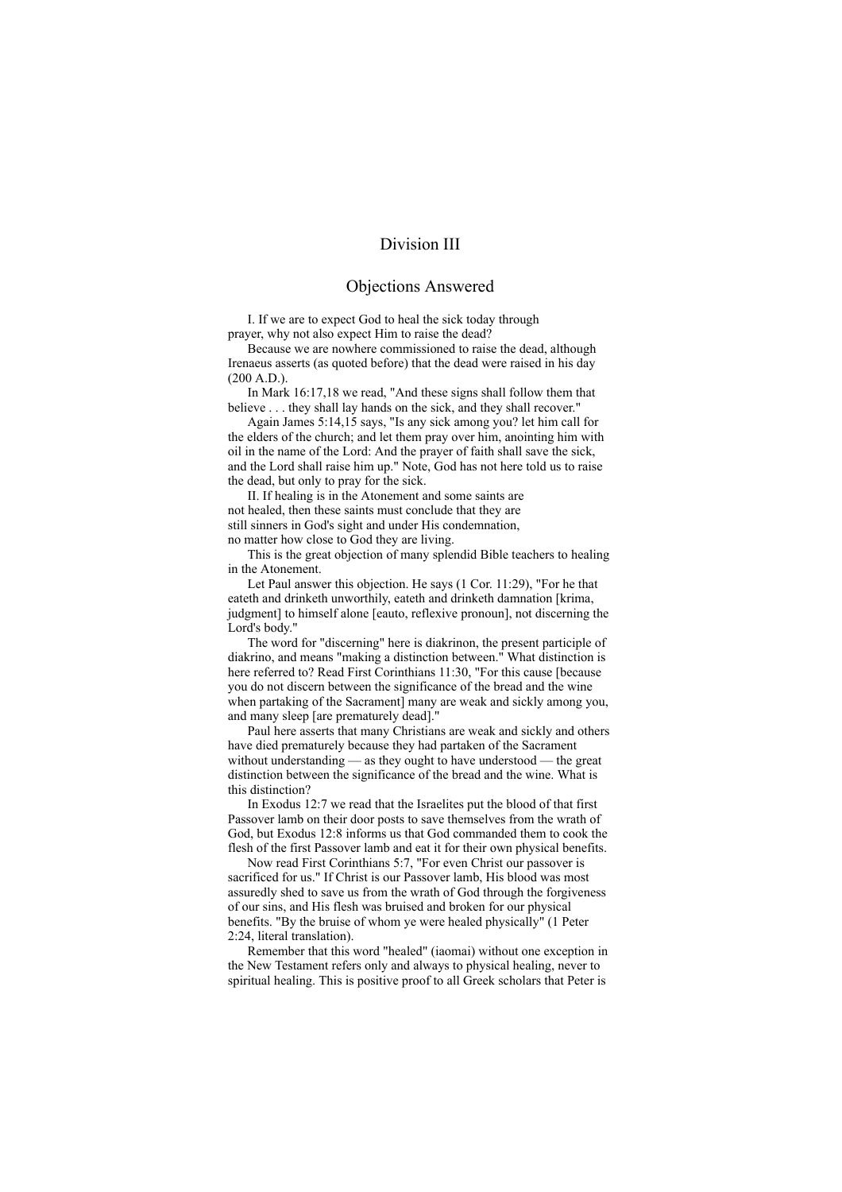# Division III

## Objections Answered

I. If we are to expect God to heal the sick today through prayer, why not also expect Him to raise the dead?

Because we are nowhere commissioned to raise the dead, although Irenaeus asserts (as quoted before) that the dead were raised in his day (200 A.D.).

In Mark 16:17,18 we read, "And these signs shall follow them that believe . . . they shall lay hands on the sick, and they shall recover."

Again James 5:14,15 says, "Is any sick among you? let him call for the elders of the church; and let them pray over him, anointing him with oil in the name of the Lord: And the prayer of faith shall save the sick, and the Lord shall raise him up." Note, God has not here told us to raise the dead, but only to pray for the sick.

II. If healing is in the Atonement and some saints are not healed, then these saints must conclude that they are still sinners in God's sight and under His condemnation, no matter how close to God they are living.

This is the great objection of many splendid Bible teachers to healing in the Atonement.

Let Paul answer this objection. He says (1 Cor. 11:29), "For he that eateth and drinketh unworthily, eateth and drinketh damnation [krima, judgment] to himself alone [eauto, reflexive pronoun], not discerning the Lord's body."

The word for "discerning" here is diakrinon, the present participle of diakrino, and means "making a distinction between." What distinction is here referred to? Read First Corinthians 11:30, "For this cause [because you do not discern between the significance of the bread and the wine when partaking of the Sacrament] many are weak and sickly among you, and many sleep [are prematurely dead]."

Paul here asserts that many Christians are weak and sickly and others have died prematurely because they had partaken of the Sacrament without understanding — as they ought to have understood — the great distinction between the significance of the bread and the wine. What is this distinction?

In Exodus 12:7 we read that the Israelites put the blood of that first Passover lamb on their door posts to save themselves from the wrath of God, but Exodus 12:8 informs us that God commanded them to cook the flesh of the first Passover lamb and eat it for their own physical benefits.

Now read First Corinthians 5:7, "For even Christ our passover is sacrificed for us." If Christ is our Passover lamb, His blood was most assuredly shed to save us from the wrath of God through the forgiveness of our sins, and His flesh was bruised and broken for our physical benefits. "By the bruise of whom ye were healed physically" (1 Peter 2:24, literal translation).

Remember that this word "healed" (iaomai) without one exception in the New Testament refers only and always to physical healing, never to spiritual healing. This is positive proof to all Greek scholars that Peter is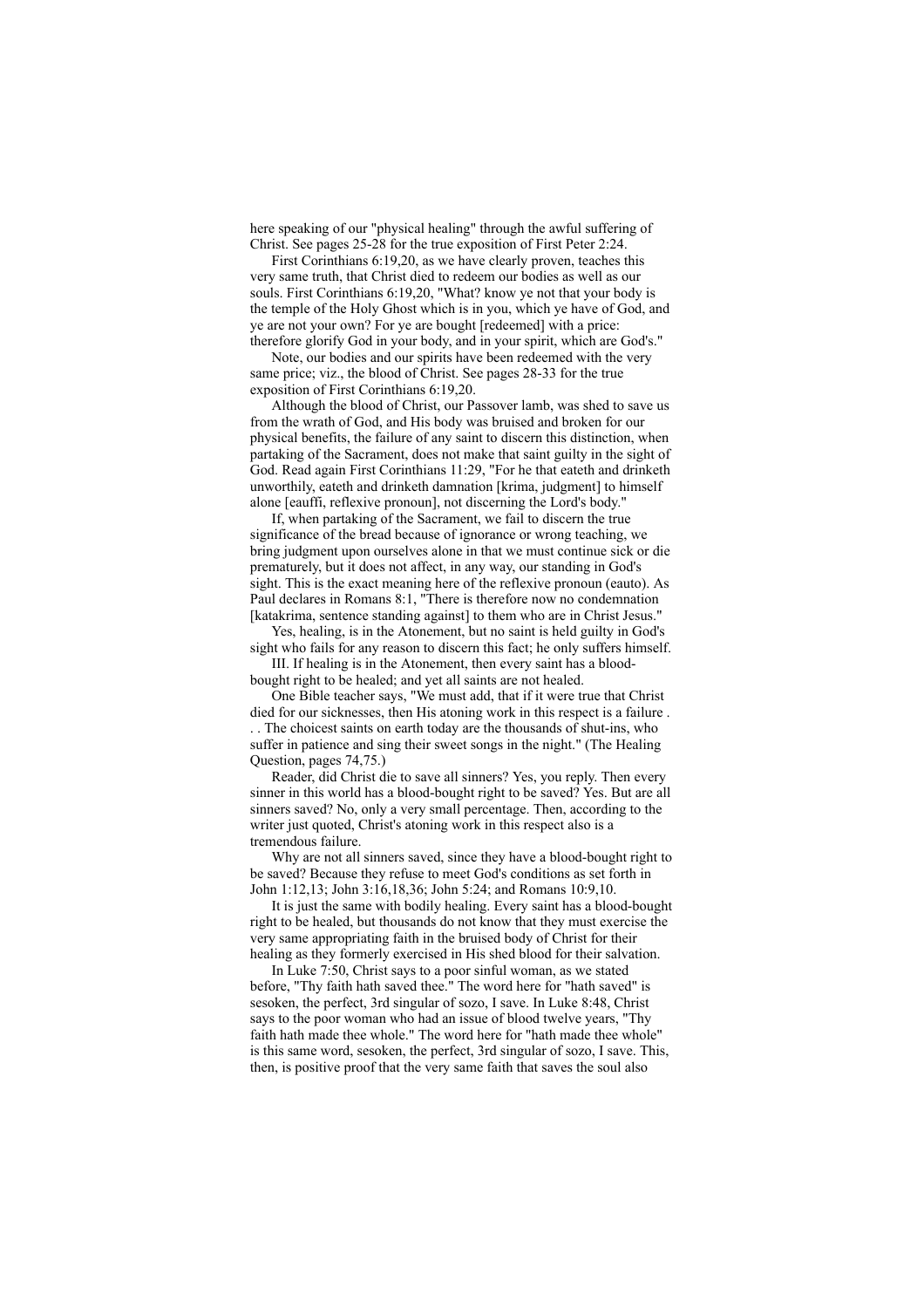here speaking of our "physical healing" through the awful suffering of Christ. See pages 25-28 for the true exposition of First Peter 2:24.

First Corinthians 6:19,20, as we have clearly proven, teaches this very same truth, that Christ died to redeem our bodies as well as our souls. First Corinthians 6:19,20, "What? know ye not that your body is the temple of the Holy Ghost which is in you, which ye have of God, and ye are not your own? For ye are bought [redeemed] with a price: therefore glorify God in your body, and in your spirit, which are God's."

Note, our bodies and our spirits have been redeemed with the very same price; viz., the blood of Christ. See pages 28-33 for the true exposition of First Corinthians 6:19,20.

Although the blood of Christ, our Passover lamb, was shed to save us from the wrath of God, and His body was bruised and broken for our physical benefits, the failure of any saint to discern this distinction, when partaking of the Sacrament, does not make that saint guilty in the sight of God. Read again First Corinthians 11:29, "For he that eateth and drinketh unworthily, eateth and drinketh damnation [krima, judgment] to himself alone [eauffi, reflexive pronoun], not discerning the Lord's body."

If, when partaking of the Sacrament, we fail to discern the true significance of the bread because of ignorance or wrong teaching, we bring judgment upon ourselves alone in that we must continue sick or die prematurely, but it does not affect, in any way, our standing in God's sight. This is the exact meaning here of the reflexive pronoun (eauto). As Paul declares in Romans 8:1, "There is therefore now no condemnation [katakrima, sentence standing against] to them who are in Christ Jesus."

Yes, healing, is in the Atonement, but no saint is held guilty in God's sight who fails for any reason to discern this fact; he only suffers himself.

III. If healing is in the Atonement, then every saint has a blood-bought right to be healed; and yet all saints are not healed.

One Bible teacher says, "We must add, that if it were true that Christ died for our sicknesses, then His atoning work in this respect is a failure . . . The choicest saints on earth today are the thousands of shut-ins, who suffer in patience and sing their sweet songs in the night." (The Healing Question, pages 74,75.)

Reader, did Christ die to save all sinners? Yes, you reply. Then every sinner in this world has a blood-bought right to be saved? Yes. But are all sinners saved? No, only a very small percentage. Then, according to the writer just quoted, Christ's atoning work in this respect also is a tremendous failure.

Why are not all sinners saved, since they have a blood-bought right to be saved? Because they refuse to meet God's conditions as set forth in John 1:12,13; John 3:16,18,36; John 5:24; and Romans 10:9,10.

It is just the same with bodily healing. Every saint has a blood-bought right to be healed, but thousands do not know that they must exercise the very same appropriating faith in the bruised body of Christ for their healing as they formerly exercised in His shed blood for their salvation.

In Luke 7:50, Christ says to a poor sinful woman, as we stated before, "Thy faith hath saved thee." The word here for "hath saved" is sesoken, the perfect, 3rd singular of sozo, I save. In Luke 8:48, Christ says to the poor woman who had an issue of blood twelve years, "Thy faith hath made thee whole." The word here for "hath made thee whole" is this same word, sesoken, the perfect, 3rd singular of sozo, I save. This, then, is positive proof that the very same faith that saves the soul also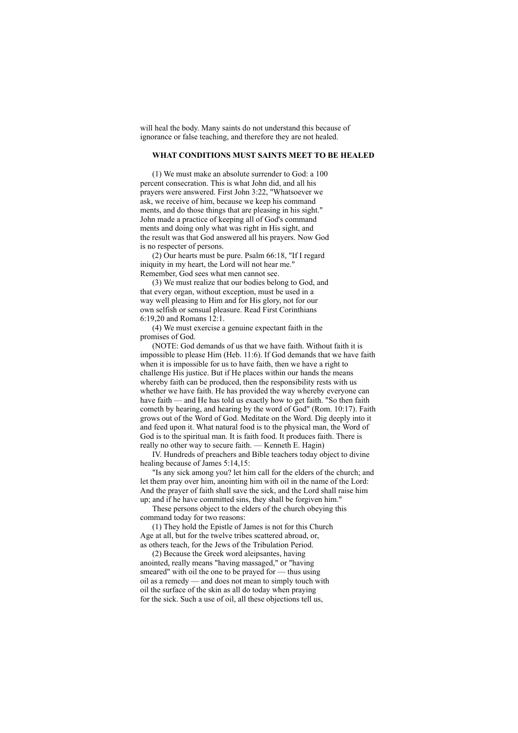will heal the body. Many saints do not understand this because of ignorance or false teaching, and therefore they are not healed.

### WHAT CONDITIONS MUST SAINTS MEET TO BE HEALED

(1) We must make an absolute surrender to God: a 100 percent consecration. This is what John did, and all his prayers were answered. First John 3:22, "Whatsoever we ask, we receive of him, because we keep his commandments, and do those things that are pleasing in his sight." John made a practice of keeping all of God's commandments and doing only what was right in His sight, and the result was that God answered all his prayers. Now God is no respecter of persons.

(2) Our hearts must be pure. Psalm 66:18, "If I regard iniquity in my heart, the Lord will not hear me." Remember, God sees what men cannot see.

(3) We must realize that our bodies belong to God, and that every organ, without exception, must be used in a way well pleasing to Him and for His glory, not for our own selfish or sensual pleasure. Read First Corinthians 6:19,20 and Romans 12:1.

(4) We must exercise a genuine expectant faith in the promises of God.

(NOTE: God demands of us that we have faith. Without faith it is impossible to please Him (Heb. 11:6). If God demands that we have faith when it is impossible for us to have faith, then we have a right to challenge His justice. But if He places within our hands the means whereby faith can be produced, then the responsibility rests with us whether we have faith. He has provided the way whereby everyone can have faith — and He has told us exactly how to get faith. "So then faith cometh by hearing, and hearing by the word of God" (Rom. 10:17). Faith grows out of the Word of God. Meditate on the Word. Dig deeply into it and feed upon it. What natural food is to the physical man, the Word of God is to the spiritual man. It is faith food. It produces faith. There is really no other way to secure faith. — Kenneth E. Hagin)

IV. Hundreds of preachers and Bible teachers today object to divine healing because of James 5:14,15:

"Is any sick among you? let him call for the elders of the church; and let them pray over him, anointing him with oil in the name of the Lord: And the prayer of faith shall save the sick, and the Lord shall raise him up; and if he have committed sins, they shall be forgiven him."

These persons object to the elders of the church obeying this command today for two reasons:

(1) They hold the Epistle of James is not for this Church Age at all, but for the twelve tribes scattered abroad, or, as others teach, for the Jews of the Tribulation Period.

(2) Because the Greek word aleipsantes, having anointed, really means "having massaged," or "having smeared" with oil the one to be prayed for — thus using oil as a remedy — and does not mean to simply touch with oil the surface of the skin as all do today when praying for the sick. Such a use of oil, all these objections tell us,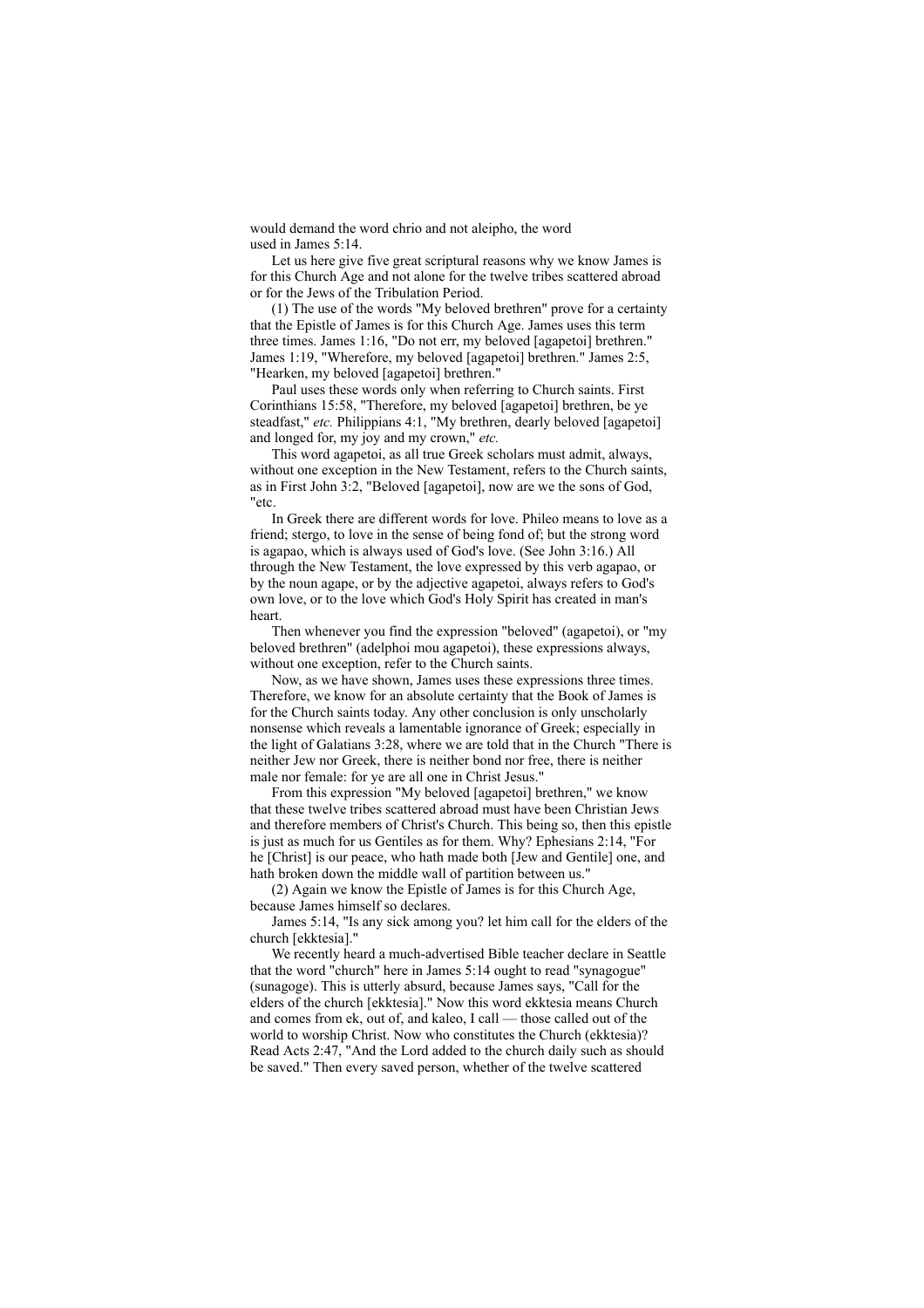would demand the word chrio and not aleipho, the word used in James 5:14.

Let us here give five great scriptural reasons why we know James is for this Church Age and not alone for the twelve tribes scattered abroad or for the Jews of the Tribulation Period.

(1) The use of the words "My beloved brethren" prove for a certainty that the Epistle of James is for this Church Age. James uses this term three times. James 1:16, "Do not err, my beloved [agapetoi] brethren." James 1:19, "Wherefore, my beloved [agapetoi] brethren." James 2:5, "Hearken, my beloved [agapetoi] brethren."

Paul uses these words only when referring to Church saints. First Corinthians 15:58, "Therefore, my beloved [agapetoi] brethren, be ye steadfast," *etc.* Philippians 4:1, "My brethren, dearly beloved [agapetoi] and longed for, my joy and my crown," *etc.*

This word agapetoi, as all true Greek scholars must admit, always, without one exception in the New Testament, refers to the Church saints, as in First John 3:2, "Beloved [agapetoi], now are we the sons of God, "etc.

In Greek there are different words for love. Phileo means to love as a friend; stergo, to love in the sense of being fond of; but the strong word is agapao, which is always used of God's love. (See John 3:16.) All through the New Testament, the love expressed by this verb agapao, or by the noun agape, or by the adjective agapetoi, always refers to God's own love, or to the love which God's Holy Spirit has created in man's heart.

Then whenever you find the expression "beloved" (agapetoi), or "my beloved brethren" (adelphoi mou agapetoi), these expressions always, without one exception, refer to the Church saints.

Now, as we have shown, James uses these expressions three times. Therefore, we know for an absolute certainty that the Book of James is for the Church saints today. Any other conclusion is only unscholarly nonsense which reveals a lamentable ignorance of Greek; especially in the light of Galatians 3:28, where we are told that in the Church "There is neither Jew nor Greek, there is neither bond nor free, there is neither male nor female: for ye are all one in Christ Jesus."

From this expression "My beloved [agapetoi] brethren," we know that these twelve tribes scattered abroad must have been Christian Jews and therefore members of Christ's Church. This being so, then this epistle is just as much for us Gentiles as for them. Why? Ephesians 2:14, "For he [Christ] is our peace, who hath made both [Jew and Gentile] one, and hath broken down the middle wall of partition between us."

(2) Again we know the Epistle of James is for this Church Age, because James himself so declares.

James 5:14, "Is any sick among you? let him call for the elders of the church [ekktesia]."

We recently heard a much-advertised Bible teacher declare in Seattle that the word "church" here in James 5:14 ought to read "synagogue" (sunagoge). This is utterly absurd, because James says, "Call for the elders of the church [ekktesia]." Now this word ekktesia means Church and comes from ek, out of, and kaleo, I call — those called out of the world to worship Christ. Now who constitutes the Church (ekktesia)? Read Acts 2:47, "And the Lord added to the church daily such as should be saved." Then every saved person, whether of the twelve scattered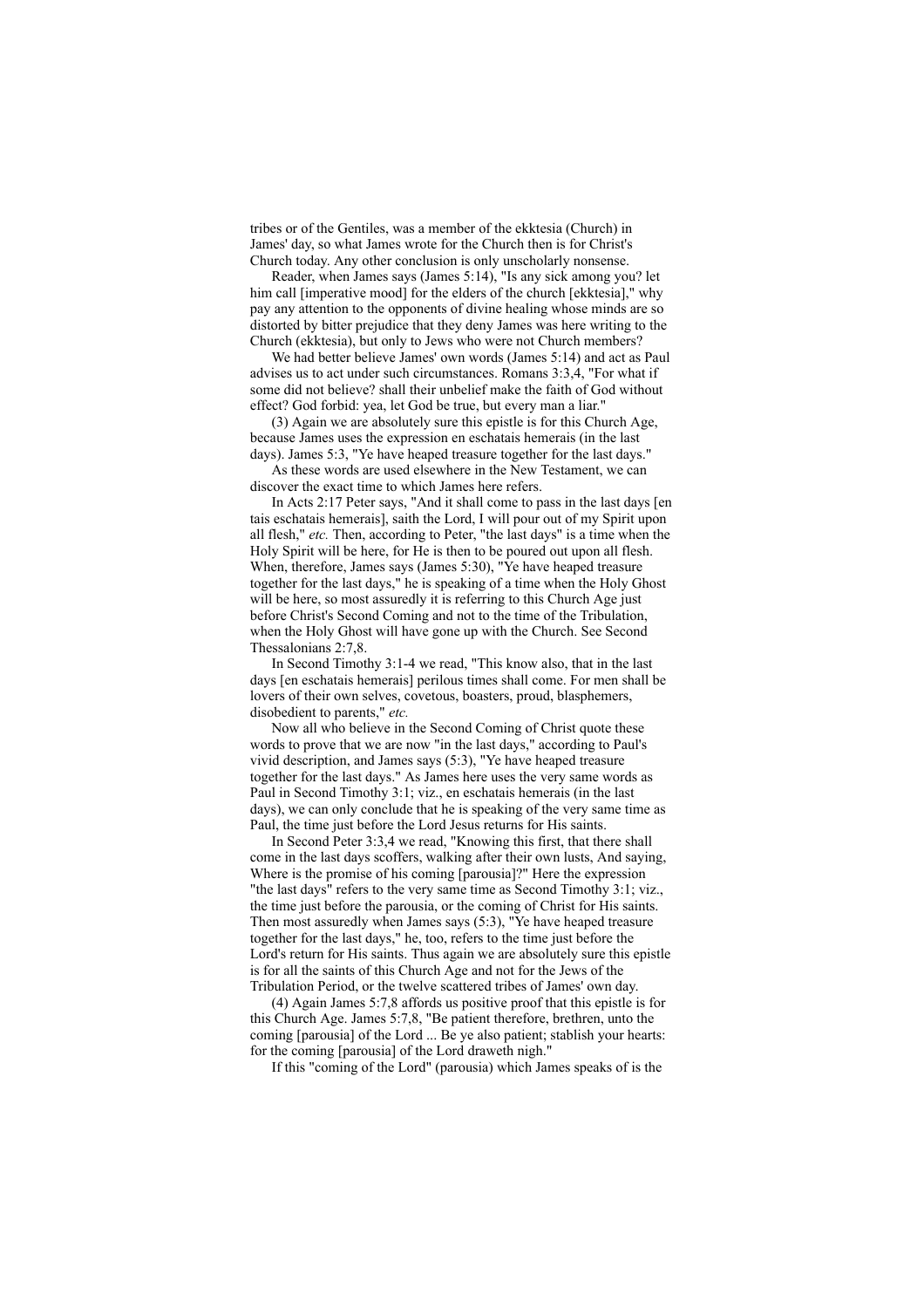tribes or of the Gentiles, was a member of the ekktesia (Church) in James' day, so what James wrote for the Church then is for Christ's Church today. Any other conclusion is only unscholarly nonsense.

Reader, when James says (James 5:14), "Is any sick among you? let him call [imperative mood] for the elders of the church [ekktesia]," why pay any attention to the opponents of divine healing whose minds are so distorted by bitter prejudice that they deny James was here writing to the Church (ekktesia), but only to Jews who were not Church members?

We had better believe James' own words (James 5:14) and act as Paul advises us to act under such circumstances. Romans 3:3,4, "For what if some did not believe? shall their unbelief make the faith of God without effect? God forbid: yea, let God be true, but every man a liar."

(3) Again we are absolutely sure this epistle is for this Church Age, because James uses the expression en eschatais hemerais (in the last days). James 5:3, "Ye have heaped treasure together for the last days."

As these words are used elsewhere in the New Testament, we can discover the exact time to which James here refers.

In Acts 2:17 Peter says, "And it shall come to pass in the last days [en tais eschatais hemerais], saith the Lord, I will pour out of my Spirit upon all flesh," *etc.* Then, according to Peter, "the last days" is a time when the Holy Spirit will be here, for He is then to be poured out upon all flesh. When, therefore, James says (James 5:30), "Ye have heaped treasure together for the last days," he is speaking of a time when the Holy Ghost will be here, so most assuredly it is referring to this Church Age just before Christ's Second Coming and not to the time of the Tribulation, when the Holy Ghost will have gone up with the Church. See Second Thessalonians 2:7,8.

In Second Timothy 3:1-4 we read, "This know also, that in the last days [en eschatais hemerais] perilous times shall come. For men shall be lovers of their own selves, covetous, boasters, proud, blasphemers, disobedient to parents," *etc.*

Now all who believe in the Second Coming of Christ quote these words to prove that we are now "in the last days," according to Paul's vivid description, and James says (5:3), "Ye have heaped treasure together for the last days." As James here uses the very same words as Paul in Second Timothy 3:1; viz., en eschatais hemerais (in the last days), we can only conclude that he is speaking of the very same time as Paul, the time just before the Lord Jesus returns for His saints.

In Second Peter 3:3,4 we read, "Knowing this first, that there shall come in the last days scoffers, walking after their own lusts, And saying, Where is the promise of his coming [parousia]?" Here the expression "the last days" refers to the very same time as Second Timothy 3:1; viz., the time just before the parousia, or the coming of Christ for His saints. Then most assuredly when James says (5:3), "Ye have heaped treasure together for the last days," he, too, refers to the time just before the Lord's return for His saints. Thus again we are absolutely sure this epistle is for all the saints of this Church Age and not for the Jews of the Tribulation Period, or the twelve scattered tribes of James' own day.

(4) Again James 5:7,8 affords us positive proof that this epistle is for this Church Age. James 5:7,8, "Be patient therefore, brethren, unto the coming [parousia] of the Lord ... Be ye also patient; stablish your hearts: for the coming [parousia] of the Lord draweth nigh."

If this "coming of the Lord" (parousia) which James speaks of is the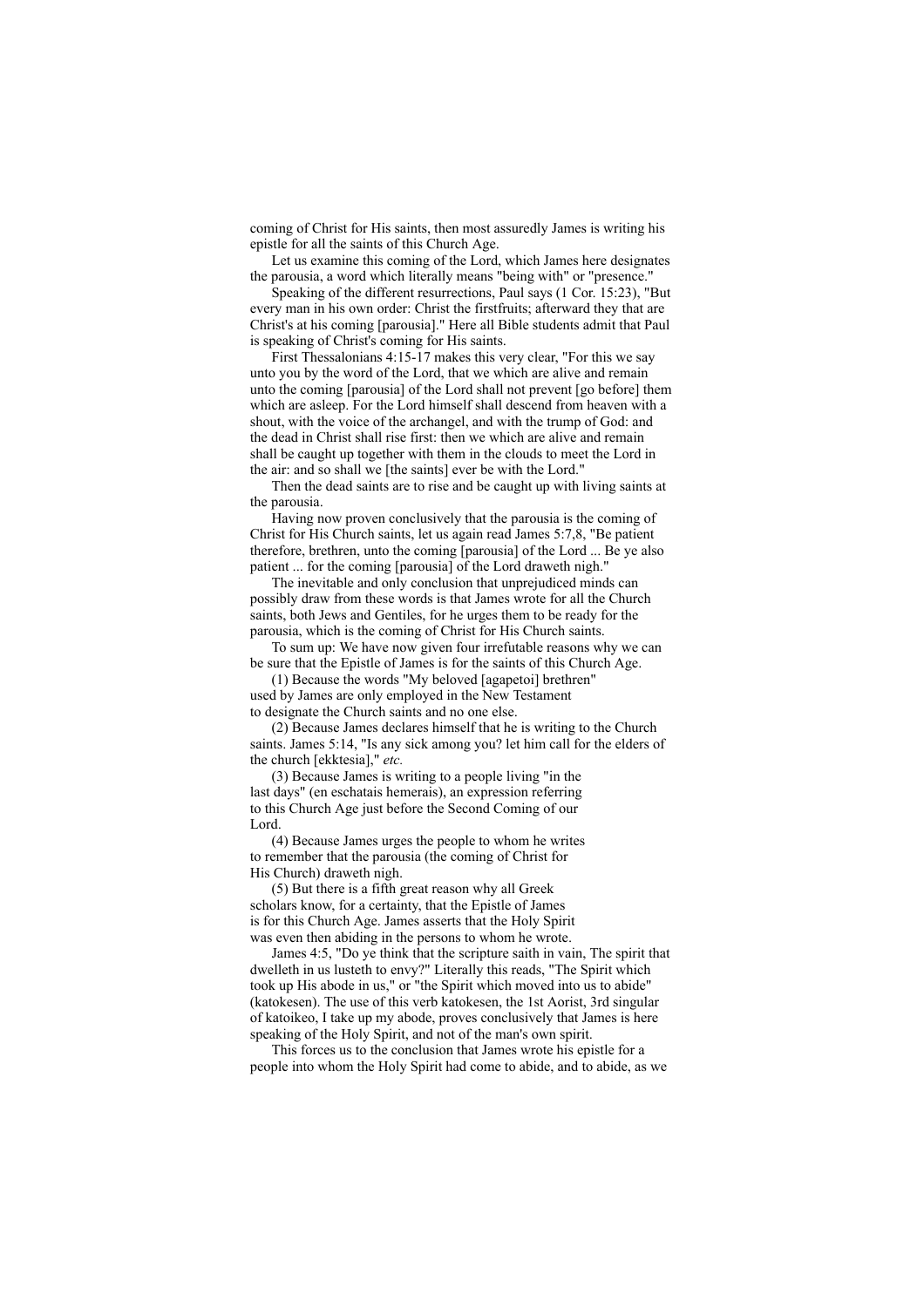coming of Christ for His saints, then most assuredly James is writing his epistle for all the saints of this Church Age.

Let us examine this coming of the Lord, which James here designates the parousia, a word which literally means "being with" or "presence."

Speaking of the different resurrections, Paul says (1 Cor. 15:23), "But every man in his own order: Christ the firstfruits; afterward they that are Christ's at his coming [parousia]." Here all Bible students admit that Paul is speaking of Christ's coming for His saints.

First Thessalonians 4:15-17 makes this very clear, "For this we say unto you by the word of the Lord, that we which are alive and remain unto the coming [parousia] of the Lord shall not prevent [go before] them which are asleep. For the Lord himself shall descend from heaven with a shout, with the voice of the archangel, and with the trump of God: and the dead in Christ shall rise first: then we which are alive and remain shall be caught up together with them in the clouds to meet the Lord in the air: and so shall we [the saints] ever be with the Lord."

Then the dead saints are to rise and be caught up with living saints at the parousia.

Having now proven conclusively that the parousia is the coming of Christ for His Church saints, let us again read James 5:7,8, "Be patient therefore, brethren, unto the coming [parousia] of the Lord ... Be ye also patient ... for the coming [parousia] of the Lord draweth nigh."

The inevitable and only conclusion that unprejudiced minds can possibly draw from these words is that James wrote for all the Church saints, both Jews and Gentiles, for he urges them to be ready for the parousia, which is the coming of Christ for His Church saints.

To sum up: We have now given four irrefutable reasons why we can be sure that the Epistle of James is for the saints of this Church Age.

(1) Because the words "My beloved [agapetoi] brethren" used by James are only employed in the New Testament to designate the Church saints and no one else.

(2) Because James declares himself that he is writing to the Church saints. James 5:14, "Is any sick among you? let him call for the elders of the church [ekktesia]," *etc.*

(3) Because James is writing to a people living "in the last days" (en eschatais hemerais), an expression referring to this Church Age just before the Second Coming of our Lord.

(4) Because James urges the people to whom he writes to remember that the parousia (the coming of Christ for His Church) draweth nigh.

(5) But there is a fifth great reason why all Greek scholars know, for a certainty, that the Epistle of James is for this Church Age. James asserts that the Holy Spirit was even then abiding in the persons to whom he wrote.

James 4:5, "Do ye think that the scripture saith in vain, The spirit that dwelleth in us lusteth to envy?" Literally this reads, "The Spirit which took up His abode in us," or "the Spirit which moved into us to abide" (katokesen). The use of this verb katokesen, the 1st Aorist, 3rd singular of katoikeo, I take up my abode, proves conclusively that James is here speaking of the Holy Spirit, and not of the man's own spirit.

This forces us to the conclusion that James wrote his epistle for a people into whom the Holy Spirit had come to abide, and to abide, as we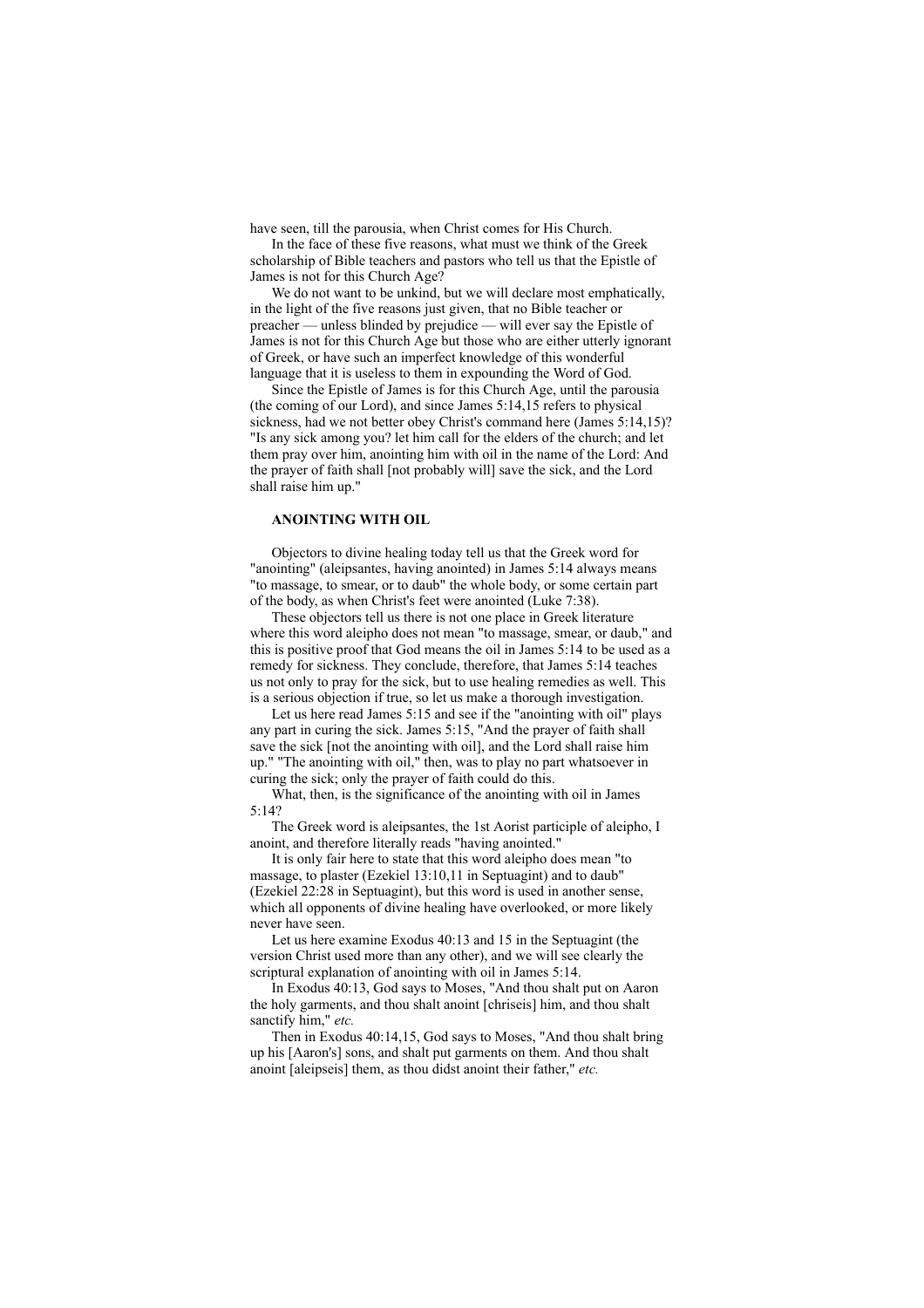have seen, till the parousia, when Christ comes for His Church.

In the face of these five reasons, what must we think of the Greek scholarship of Bible teachers and pastors who tell us that the Epistle of James is not for this Church Age?

We do not want to be unkind, but we will declare most emphatically, in the light of the five reasons just given, that no Bible teacher or preacher — unless blinded by prejudice — will ever say the Epistle of James is not for this Church Age but those who are either utterly ignorant of Greek, or have such an imperfect knowledge of this wonderful language that it is useless to them in expounding the Word of God.

Since the Epistle of James is for this Church Age, until the parousia (the coming of our Lord), and since James 5:14,15 refers to physical sickness, had we not better obey Christ's command here (James 5:14,15)? "Is any sick among you? let him call for the elders of the church; and let them pray over him, anointing him with oil in the name of the Lord: And the prayer of faith shall [not probably will] save the sick, and the Lord shall raise him up."

**ANOINTING WITH OIL**

Objectors to divine healing today tell us that the Greek word for "anointing" (aleipsantes, having anointed) in James 5:14 always means "to massage, to smear, or to daub" the whole body, or some certain part of the body, as when Christ's feet were anointed (Luke 7:38).

These objectors tell us there is not one place in Greek literature where this word aleipho does not mean "to massage, smear, or daub," and this is positive proof that God means the oil in James 5:14 to be used as a remedy for sickness. They conclude, therefore, that James 5:14 teaches us not only to pray for the sick, but to use healing remedies as well. This is a serious objection if true, so let us make a thorough investigation.

Let us here read James 5:15 and see if the "anointing with oil" plays any part in curing the sick. James 5:15, "And the prayer of faith shall save the sick [not the anointing with oil], and the Lord shall raise him up." "The anointing with oil," then, was to play no part whatsoever in curing the sick; only the prayer of faith could do this.

What, then, is the significance of the anointing with oil in James 5:14?

The Greek word is aleipsantes, the 1st Aorist participle of aleipho, I anoint, and therefore literally reads "having anointed."

It is only fair here to state that this word aleipho does mean "to massage, to plaster (Ezekiel 13:10,11 in Septuagint) and to daub" (Ezekiel 22:28 in Septuagint), but this word is used in another sense, which all opponents of divine healing have overlooked, or more likely never have seen.

Let us here examine Exodus 40:13 and 15 in the Septuagint (the version Christ used more than any other), and we will see clearly the scriptural explanation of anointing with oil in James 5:14.

In Exodus 40:13, God says to Moses, "And thou shalt put on Aaron the holy garments, and thou shalt anoint [chriseis] him, and thou shalt sanctify him," *etc.*

Then in Exodus 40:14,15, God says to Moses, "And thou shalt bring up his [Aaron's] sons, and shalt put garments on them. And thou shalt anoint [aleipseis] them, as thou didst anoint their father," *etc.*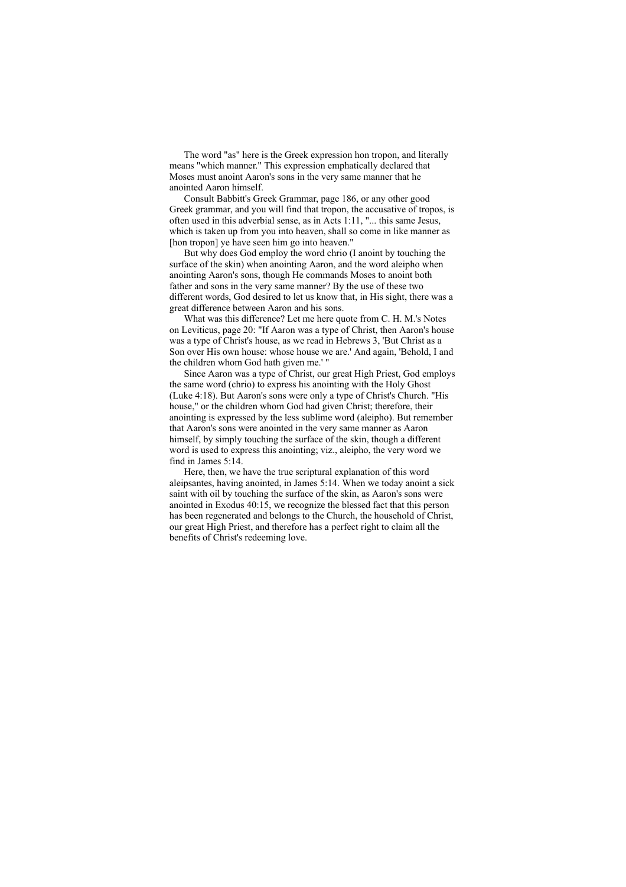The word "as" here is the Greek expression hon tropon, and literally means "which manner." This expression emphatically declared that Moses must anoint Aaron's sons in the very same manner that he anointed Aaron himself.

Consult Babbitt's Greek Grammar, page 186, or any other good Greek grammar, and you will find that tropon, the accusative of tropos, is often used in this adverbial sense, as in Acts 1:11, "... this same Jesus, which is taken up from you into heaven, shall so come in like manner as [hon tropon] ye have seen him go into heaven."

But why does God employ the word chrio (I anoint by touching the surface of the skin) when anointing Aaron, and the word aleipho when anointing Aaron's sons, though He commands Moses to anoint both father and sons in the very same manner? By the use of these two different words, God desired to let us know that, in His sight, there was a great difference between Aaron and his sons.

What was this difference? Let me here quote from C. H. M.'s Notes on Leviticus, page 20: "If Aaron was a type of Christ, then Aaron's house was a type of Christ's house, as we read in Hebrews 3, 'But Christ as a Son over His own house: whose house we are.' And again, 'Behold, I and the children whom God hath given me.' "

Since Aaron was a type of Christ, our great High Priest, God employs the same word (chrio) to express his anointing with the Holy Ghost (Luke 4:18). But Aaron's sons were only a type of Christ's Church. "His house," or the children whom God had given Christ; therefore, their anointing is expressed by the less sublime word (aleipho). But remember that Aaron's sons were anointed in the very same manner as Aaron himself, by simply touching the surface of the skin, though a different word is used to express this anointing; viz., aleipho, the very word we find in James 5:14.

Here, then, we have the true scriptural explanation of this word aleipsantes, having anointed, in James 5:14. When we today anoint a sick saint with oil by touching the surface of the skin, as Aaron's sons were anointed in Exodus 40:15, we recognize the blessed fact that this person has been regenerated and belongs to the Church, the household of Christ, our great High Priest, and therefore has a perfect right to claim all the benefits of Christ's redeeming love.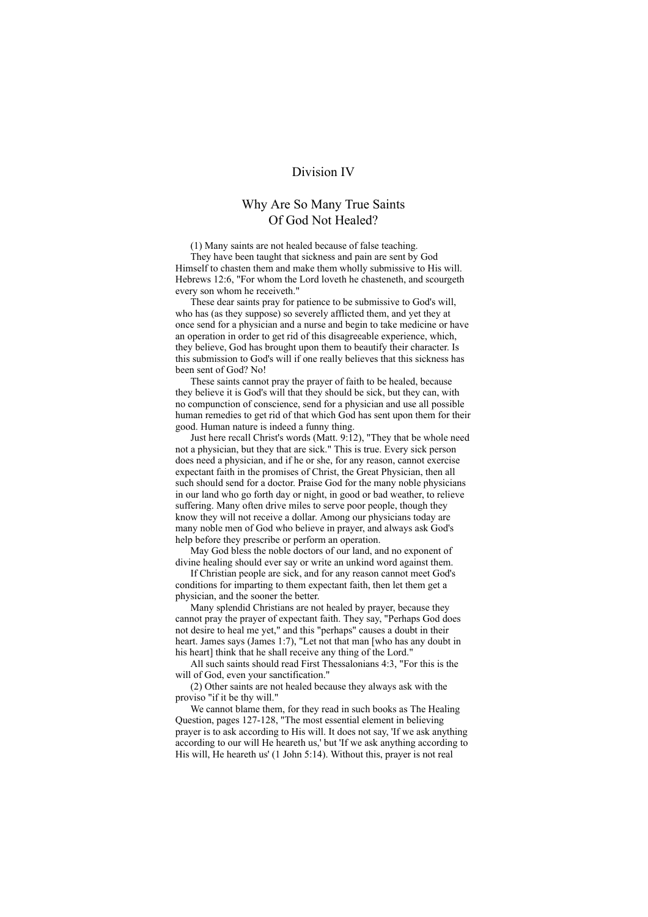# Division IV

## Why Are So Many True Saints Of God Not Healed?

(1) Many saints are not healed because of false teaching.

They have been taught that sickness and pain are sent by God Himself to chasten them and make them wholly submissive to His will. Hebrews 12:6, "For whom the Lord loveth he chasteneth, and scourgeth every son whom he receiveth."

These dear saints pray for patience to be submissive to God's will, who has (as they suppose) so severely afflicted them, and yet they at once send for a physician and a nurse and begin to take medicine or have an operation in order to get rid of this disagreeable experience, which, they believe, God has brought upon them to beautify their character. Is this submission to God's will if one really believes that this sickness has been sent of God? No!

These saints cannot pray the prayer of faith to be healed, because they believe it is God's will that they should be sick, but they can, with no compunction of conscience, send for a physician and use all possible human remedies to get rid of that which God has sent upon them for their good. Human nature is indeed a funny thing.

Just here recall Christ's words (Matt. 9:12), "They that be whole need not a physician, but they that are sick." This is true. Every sick person does need a physician, and if he or she, for any reason, cannot exercise expectant faith in the promises of Christ, the Great Physician, then all such should send for a doctor. Praise God for the many noble physicians in our land who go forth day or night, in good or bad weather, to relieve suffering. Many often drive miles to serve poor people, though they know they will not receive a dollar. Among our physicians today are many noble men of God who believe in prayer, and always ask God's help before they prescribe or perform an operation.

May God bless the noble doctors of our land, and no exponent of divine healing should ever say or write an unkind word against them.

If Christian people are sick, and for any reason cannot meet God's conditions for imparting to them expectant faith, then let them get a physician, and the sooner the better.

Many splendid Christians are not healed by prayer, because they cannot pray the prayer of expectant faith. They say, "Perhaps God does not desire to heal me yet," and this "perhaps" causes a doubt in their heart. James says (James 1:7), "Let not that man [who has any doubt in his heart] think that he shall receive any thing of the Lord."

All such saints should read First Thessalonians 4:3, "For this is the will of God, even your sanctification."

(2) Other saints are not healed because they always ask with the proviso "if it be thy will."

We cannot blame them, for they read in such books as The Healing Question, pages 127-128, "The most essential element in believing prayer is to ask according to His will. It does not say, 'If we ask anything according to our will He heareth us,' but 'If we ask anything according to His will, He heareth us' (1 John 5:14). Without this, prayer is not real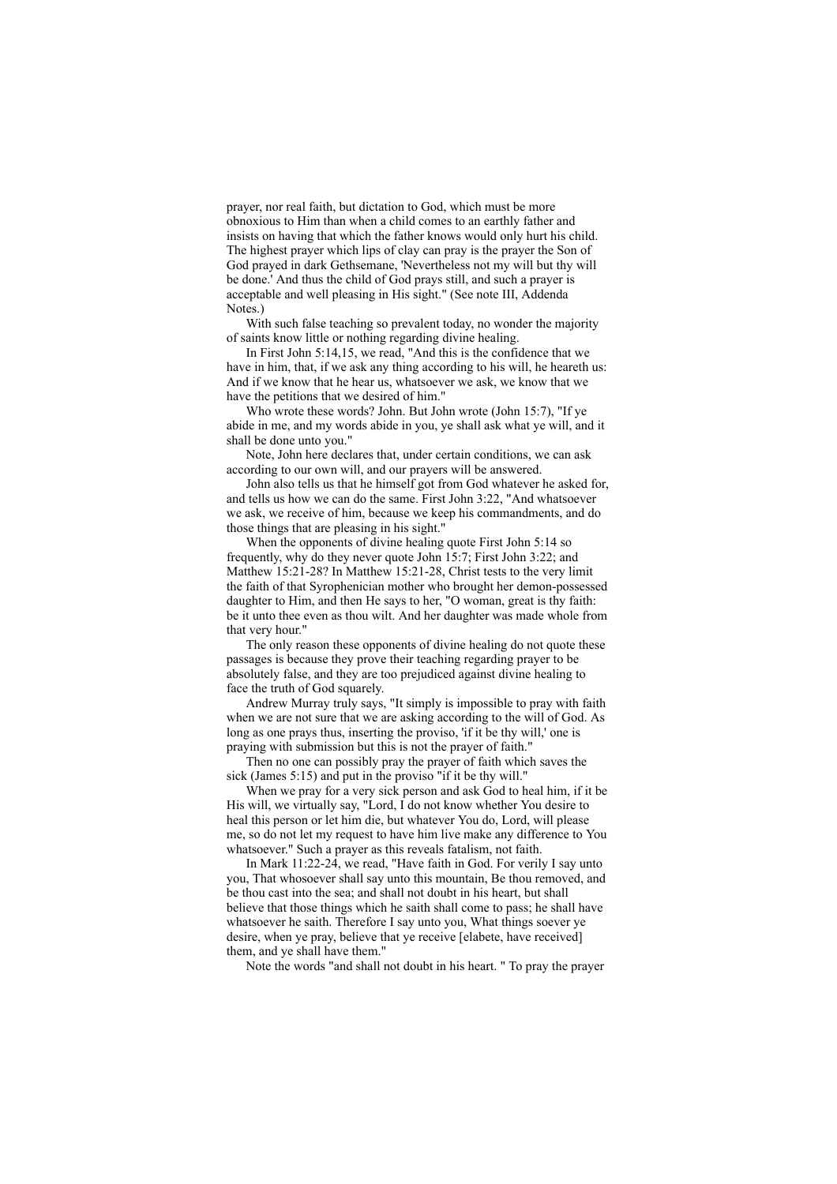prayer, nor real faith, but dictation to God, which must be more obnoxious to Him than when a child comes to an earthly father and insists on having that which the father knows would only hurt his child. The highest prayer which lips of clay can pray is the prayer the Son of God prayed in dark Gethsemane, 'Nevertheless not my will but thy will be done.' And thus the child of God prays still, and such a prayer is acceptable and well pleasing in His sight." (See note III, Addenda Notes.)

With such false teaching so prevalent today, no wonder the majority of saints know little or nothing regarding divine healing.

In First John 5:14,15, we read, "And this is the confidence that we have in him, that, if we ask any thing according to his will, he heareth us: And if we know that he hear us, whatsoever we ask, we know that we have the petitions that we desired of him."

Who wrote these words? John. But John wrote (John 15:7), "If ye abide in me, and my words abide in you, ye shall ask what ye will, and it shall be done unto you."

Note, John here declares that, under certain conditions, we can ask according to our own will, and our prayers will be answered.

John also tells us that he himself got from God whatever he asked for, and tells us how we can do the same. First John 3:22, "And whatsoever we ask, we receive of him, because we keep his commandments, and do those things that are pleasing in his sight."

When the opponents of divine healing quote First John 5:14 so frequently, why do they never quote John 15:7; First John 3:22; and Matthew 15:21-28? In Matthew 15:21-28, Christ tests to the very limit the faith of that Syrophenician mother who brought her demon-possessed daughter to Him, and then He says to her, "O woman, great is thy faith: be it unto thee even as thou wilt. And her daughter was made whole from that very hour."

The only reason these opponents of divine healing do not quote these passages is because they prove their teaching regarding prayer to be absolutely false, and they are too prejudiced against divine healing to face the truth of God squarely.

Andrew Murray truly says, "It simply is impossible to pray with faith when we are not sure that we are asking according to the will of God. As long as one prays thus, inserting the proviso, 'if it be thy will,' one is praying with submission but this is not the prayer of faith."

Then no one can possibly pray the prayer of faith which saves the sick (James 5:15) and put in the proviso "if it be thy will."

When we pray for a very sick person and ask God to heal him, if it be His will, we virtually say, "Lord, I do not know whether You desire to heal this person or let him die, but whatever You do, Lord, will please me, so do not let my request to have him live make any difference to You whatsoever." Such a prayer as this reveals fatalism, not faith.

In Mark 11:22-24, we read, "Have faith in God. For verily I say unto you, That whosoever shall say unto this mountain, Be thou removed, and be thou cast into the sea; and shall not doubt in his heart, but shall believe that those things which he saith shall come to pass; he shall have whatsoever he saith. Therefore I say unto you, What things soever ye desire, when ye pray, believe that ye receive [elabete, have received] them, and ye shall have them."

Note the words "and shall not doubt in his heart. " To pray the prayer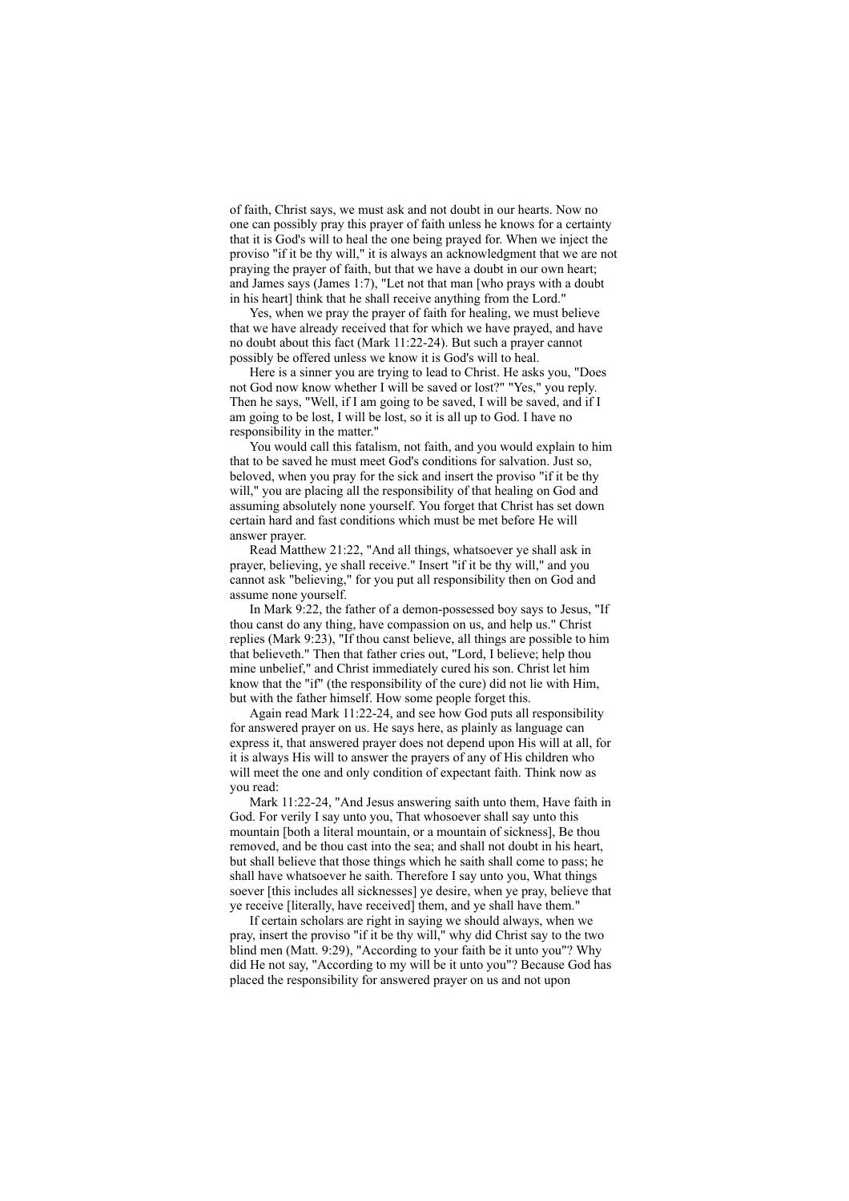of faith, Christ says, we must ask and not doubt in our hearts. Now no one can possibly pray this prayer of faith unless he knows for a certainty that it is God's will to heal the one being prayed for. When we inject the proviso "if it be thy will," it is always an acknowledgment that we are not praying the prayer of faith, but that we have a doubt in our own heart; and James says (James 1:7), "Let not that man [who prays with a doubt in his heart] think that he shall receive anything from the Lord."

Yes, when we pray the prayer of faith for healing, we must believe that we have already received that for which we have prayed, and have no doubt about this fact (Mark 11:22-24). But such a prayer cannot possibly be offered unless we know it is God's will to heal.

Here is a sinner you are trying to lead to Christ. He asks you, "Does not God now know whether I will be saved or lost?" "Yes," you reply. Then he says, "Well, if I am going to be saved, I will be saved, and if I am going to be lost, I will be lost, so it is all up to God. I have no responsibility in the matter."

You would call this fatalism, not faith, and you would explain to him that to be saved he must meet God's conditions for salvation. Just so, beloved, when you pray for the sick and insert the proviso "if it be thy will," you are placing all the responsibility of that healing on God and assuming absolutely none yourself. You forget that Christ has set down certain hard and fast conditions which must be met before He will answer prayer.

Read Matthew 21:22, "And all things, whatsoever ye shall ask in prayer, believing, ye shall receive." Insert "if it be thy will," and you cannot ask "believing," for you put all responsibility then on God and assume none yourself.

In Mark 9:22, the father of a demon-possessed boy says to Jesus, "If thou canst do any thing, have compassion on us, and help us." Christ replies (Mark 9:23), "If thou canst believe, all things are possible to him that believeth." Then that father cries out, "Lord, I believe; help thou mine unbelief," and Christ immediately cured his son. Christ let him know that the "if" (the responsibility of the cure) did not lie with Him, but with the father himself. How some people forget this.

Again read Mark 11:22-24, and see how God puts all responsibility for answered prayer on us. He says here, as plainly as language can express it, that answered prayer does not depend upon His will at all, for it is always His will to answer the prayers of any of His children who will meet the one and only condition of expectant faith. Think now as you read:

Mark 11:22-24, "And Jesus answering saith unto them, Have faith in God. For verily I say unto you, That whosoever shall say unto this mountain [both a literal mountain, or a mountain of sickness], Be thou removed, and be thou cast into the sea; and shall not doubt in his heart, but shall believe that those things which he saith shall come to pass; he shall have whatsoever he saith. Therefore I say unto you, What things soever [this includes all sicknesses] ye desire, when ye pray, believe that ye receive [literally, have received] them, and ye shall have them."

If certain scholars are right in saying we should always, when we pray, insert the proviso "if it be thy will," why did Christ say to the two blind men (Matt. 9:29), "According to your faith be it unto you"? Why did He not say, "According to my will be it unto you"? Because God has placed the responsibility for answered prayer on us and not upon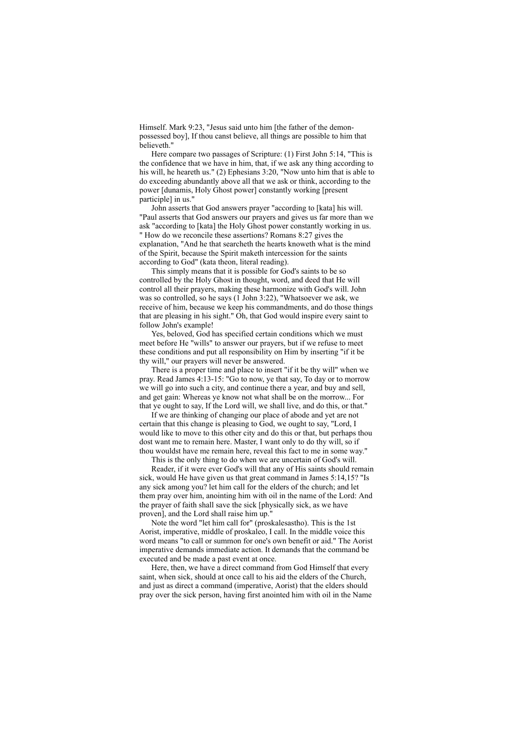Himself. Mark 9:23, "Jesus said unto him [the father of the demon-possessed boy], If thou canst believe, all things are possible to him that believeth."

Here compare two passages of Scripture: (1) First John 5:14, "This is the confidence that we have in him, that, if we ask any thing according to his will, he heareth us." (2) Ephesians 3:20, "Now unto him that is able to do exceeding abundantly above all that we ask or think, according to the power [dunamis, Holy Ghost power] constantly working [present participle] in us."

John asserts that God answers prayer "according to [kata] his will. "Paul asserts that God answers our prayers and gives us far more than we ask "according to [kata] the Holy Ghost power constantly working in us. " How do we reconcile these assertions? Romans 8:27 gives the explanation, "And he that searcheth the hearts knoweth what is the mind of the Spirit, because the Spirit maketh intercession for the saints according to God" (kata theon, literal reading).

This simply means that it is possible for God's saints to be so controlled by the Holy Ghost in thought, word, and deed that He will control all their prayers, making these harmonize with God's will. John was so controlled, so he says (1 John 3:22), "Whatsoever we ask, we receive of him, because we keep his commandments, and do those things that are pleasing in his sight." Oh, that God would inspire every saint to follow John's example!

Yes, beloved, God has specified certain conditions which we must meet before He "wills" to answer our prayers, but if we refuse to meet these conditions and put all responsibility on Him by inserting "if it be thy will," our prayers will never be answered.

There is a proper time and place to insert "if it be thy will" when we pray. Read James 4:13-15: "Go to now, ye that say, To day or to morrow we will go into such a city, and continue there a year, and buy and sell, and get gain: Whereas ye know not what shall be on the morrow... For that ye ought to say, If the Lord will, we shall live, and do this, or that."

If we are thinking of changing our place of abode and yet are not certain that this change is pleasing to God, we ought to say, "Lord, I would like to move to this other city and do this or that, but perhaps thou dost want me to remain here. Master, I want only to do thy will, so if thou wouldst have me remain here, reveal this fact to me in some way."

This is the only thing to do when we are uncertain of God's will.

Reader, if it were ever God's will that any of His saints should remain sick, would He have given us that great command in James 5:14,15? "Is any sick among you? let him call for the elders of the church; and let them pray over him, anointing him with oil in the name of the Lord: And the prayer of faith shall save the sick [physically sick, as we have proven], and the Lord shall raise him up."

Note the word "let him call for" (proskalesastho). This is the 1st Aorist, imperative, middle of proskaleo, I call. In the middle voice this word means "to call or summon for one's own benefit or aid." The Aorist imperative demands immediate action. It demands that the command be executed and be made a past event at once.

Here, then, we have a direct command from God Himself that every saint, when sick, should at once call to his aid the elders of the Church, and just as direct a command (imperative, Aorist) that the elders should pray over the sick person, having first anointed him with oil in the Name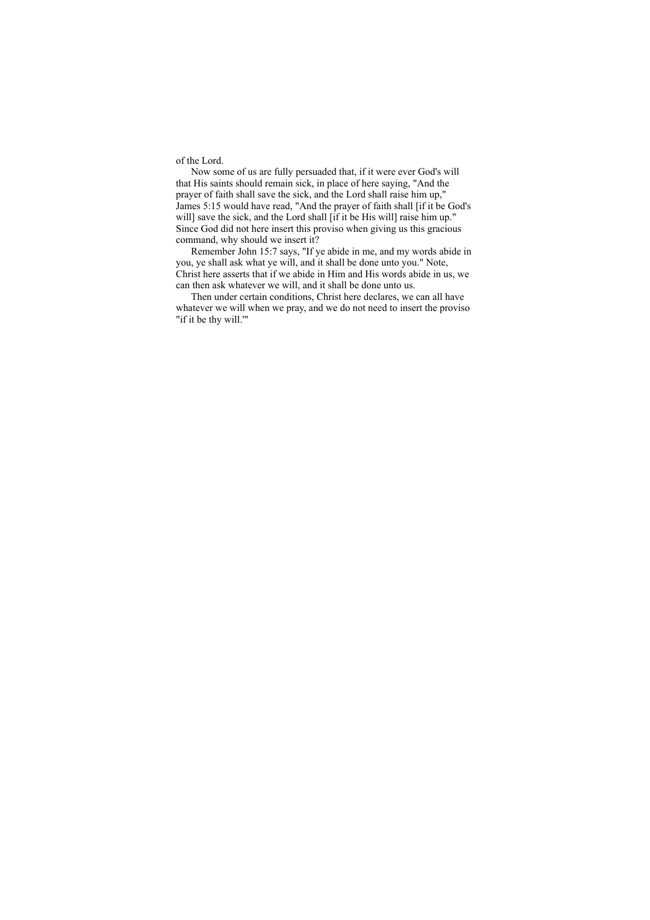of the Lord.

Now some of us are fully persuaded that, if it were ever God's will that His saints should remain sick, in place of here saying, "And the prayer of faith shall save the sick, and the Lord shall raise him up," James 5:15 would have read, "And the prayer of faith shall [if it be God's will] save the sick, and the Lord shall [if it be His will] raise him up." Since God did not here insert this proviso when giving us this gracious command, why should we insert it?

Remember John 15:7 says, "If ye abide in me, and my words abide in you, ye shall ask what ye will, and it shall be done unto you." Note, Christ here asserts that if we abide in Him and His words abide in us, we can then ask whatever we will, and it shall be done unto us.

Then under certain conditions, Christ here declares, we can all have whatever we will when we pray, and we do not need to insert the proviso "if it be thy will.'"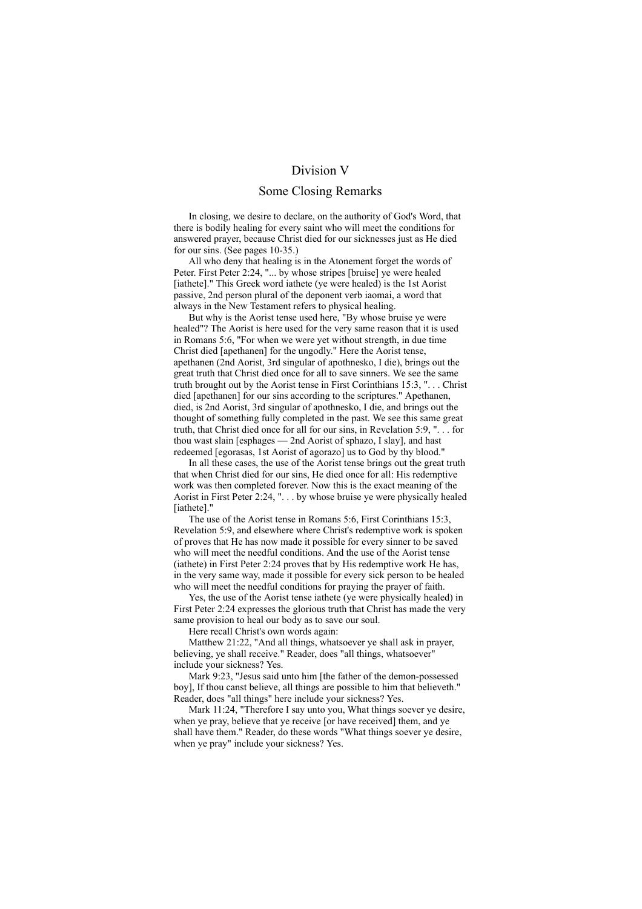# Division V

## Some Closing Remarks

In closing, we desire to declare, on the authority of God's Word, that there is bodily healing for every saint who will meet the conditions for answered prayer, because Christ died for our sicknesses just as He died for our sins. (See pages 10-35.)

All who deny that healing is in the Atonement forget the words of Peter. First Peter 2:24, "... by whose stripes [bruise] ye were healed [iathete]." This Greek word iathete (ye were healed) is the 1st Aorist passive, 2nd person plural of the deponent verb iaomai, a word that always in the New Testament refers to physical healing.

But why is the Aorist tense used here, "By whose bruise ye were healed"? The Aorist is here used for the very same reason that it is used in Romans 5:6, "For when we were yet without strength, in due time Christ died [apethanen] for the ungodly." Here the Aorist tense, apethanen (2nd Aorist, 3rd singular of apothnesko, I die), brings out the great truth that Christ died once for all to save sinners. We see the same truth brought out by the Aorist tense in First Corinthians 15:3, ". . . Christ died [apethanen] for our sins according to the scriptures." Apethanen, died, is 2nd Aorist, 3rd singular of apothnesko, I die, and brings out the thought of something fully completed in the past. We see this same great truth, that Christ died once for all for our sins, in Revelation 5:9, ". . . for thou wast slain [esphages — 2nd Aorist of sphazo, I slay], and hast redeemed [egorasas, 1st Aorist of agorazo] us to God by thy blood."

In all these cases, the use of the Aorist tense brings out the great truth that when Christ died for our sins, He died once for all: His redemptive work was then completed forever. Now this is the exact meaning of the Aorist in First Peter 2:24, ". . . by whose bruise ye were physically healed [iathete]."

The use of the Aorist tense in Romans 5:6, First Corinthians 15:3, Revelation 5:9, and elsewhere where Christ's redemptive work is spoken of proves that He has now made it possible for every sinner to be saved who will meet the needful conditions. And the use of the Aorist tense (iathete) in First Peter 2:24 proves that by His redemptive work He has, in the very same way, made it possible for every sick person to be healed who will meet the needful conditions for praying the prayer of faith.

Yes, the use of the Aorist tense iathete (ye were physically healed) in First Peter 2:24 expresses the glorious truth that Christ has made the very same provision to heal our body as to save our soul.

Here recall Christ's own words again:

Matthew 21:22, "And all things, whatsoever ye shall ask in prayer, believing, ye shall receive." Reader, does "all things, whatsoever" include your sickness? Yes.

Mark 9:23, "Jesus said unto him [the father of the demon-possessed boy], If thou canst believe, all things are possible to him that believeth." Reader, does "all things" here include your sickness? Yes.

Mark 11:24, "Therefore I say unto you, What things soever ye desire, when ye pray, believe that ye receive [or have received] them, and ye shall have them." Reader, do these words "What things soever ye desire, when ye pray" include your sickness? Yes.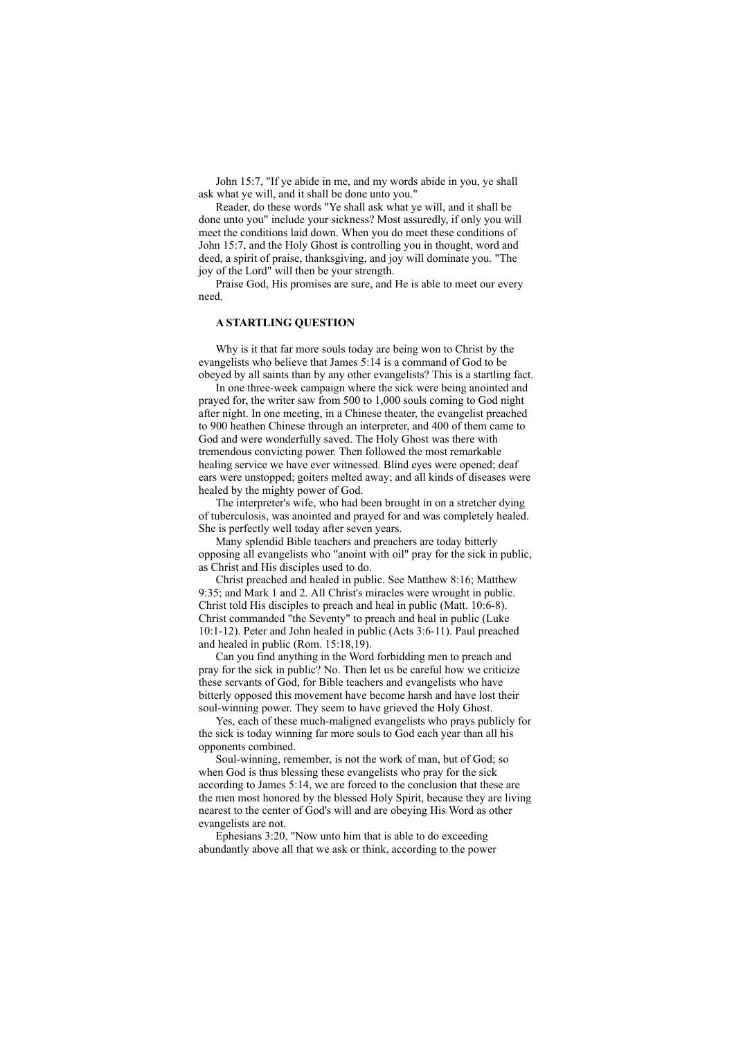John 15:7, "If ye abide in me, and my words abide in you, ye shall ask what ye will, and it shall be done unto you."

Reader, do these words "Ye shall ask what ye will, and it shall be done unto you" include your sickness? Most assuredly, if only you will meet the conditions laid down. When you do meet these conditions of John 15:7, and the Holy Ghost is controlling you in thought, word and deed, a spirit of praise, thanksgiving, and joy will dominate you. "The joy of the Lord" will then be your strength.

Praise God, His promises are sure, and He is able to meet our every need.

### A STARTLING QUESTION

Why is it that far more souls today are being won to Christ by the evangelists who believe that James 5:14 is a command of God to be obeyed by all saints than by any other evangelists? This is a startling fact.

In one three-week campaign where the sick were being anointed and prayed for, the writer saw from 500 to 1,000 souls coming to God night after night. In one meeting, in a Chinese theater, the evangelist preached to 900 heathen Chinese through an interpreter, and 400 of them came to God and were wonderfully saved. The Holy Ghost was there with tremendous convicting power. Then followed the most remarkable healing service we have ever witnessed. Blind eyes were opened; deaf ears were unstopped; goiters melted away; and all kinds of diseases were healed by the mighty power of God.

The interpreter's wife, who had been brought in on a stretcher dying of tuberculosis, was anointed and prayed for and was completely healed. She is perfectly well today after seven years.

Many splendid Bible teachers and preachers are today bitterly opposing all evangelists who "anoint with oil" pray for the sick in public, as Christ and His disciples used to do.

Christ preached and healed in public. See Matthew 8:16; Matthew 9:35; and Mark 1 and 2. All Christ's miracles were wrought in public. Christ told His disciples to preach and heal in public (Matt. 10:6-8). Christ commanded "the Seventy" to preach and heal in public (Luke 10:1-12). Peter and John healed in public (Acts 3:6-11). Paul preached and healed in public (Rom. 15:18,19).

Can you find anything in the Word forbidding men to preach and pray for the sick in public? No. Then let us be careful how we criticize these servants of God, for Bible teachers and evangelists who have bitterly opposed this movement have become harsh and have lost their soul-winning power. They seem to have grieved the Holy Ghost.

Yes, each of these much-maligned evangelists who prays publicly for the sick is today winning far more souls to God each year than all his opponents combined.

Soul-winning, remember, is not the work of man, but of God; so when God is thus blessing these evangelists who pray for the sick according to James 5:14, we are forced to the conclusion that these are the men most honored by the blessed Holy Spirit, because they are living nearest to the center of God's will and are obeying His Word as other evangelists are not.

Ephesians 3:20, "Now unto him that is able to do exceeding abundantly above all that we ask or think, according to the power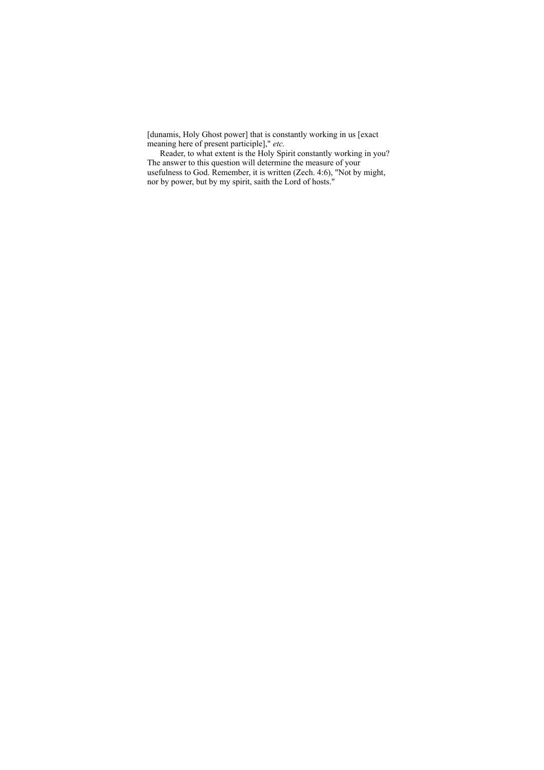[dunamis, Holy Ghost power] that is constantly working in us [exact meaning here of present participle]," *etc.*

Reader, to what extent is the Holy Spirit constantly working in you? The answer to this question will determine the measure of your usefulness to God. Remember, it is written (Zech. 4:6), "Not by might, nor by power, but by my spirit, saith the Lord of hosts."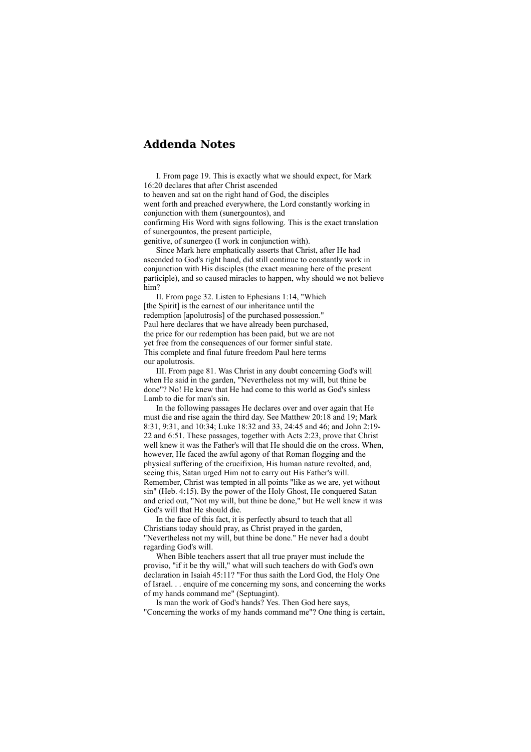## Addenda Notes

I. From page 19. This is exactly what we should expect, for Mark 16:20 declares that after Christ ascended to heaven and sat on the right hand of God, the disciples went forth and preached everywhere, the Lord constantly working in conjunction with them (sunergountos), and confirming His Word with signs following. This is the exact translation of sunergountos, the present participle, genitive, of sunergeo (I work in conjunction with).

Since Mark here emphatically asserts that Christ, after He had ascended to God's right hand, did still continue to constantly work in conjunction with His disciples (the exact meaning here of the present participle), and so caused miracles to happen, why should we not believe him?

II. From page 32. Listen to Ephesians 1:14, "Which [the Spirit] is the earnest of our inheritance until the redemption [apolutrosis] of the purchased possession." Paul here declares that we have already been purchased, the price for our redemption has been paid, but we are not yet free from the consequences of our former sinful state. This complete and final future freedom Paul here terms our apolutrosis.

III. From page 81. Was Christ in any doubt concerning God's will when He said in the garden, "Nevertheless not my will, but thine be done"? No! He knew that He had come to this world as God's sinless Lamb to die for man's sin.

In the following passages He declares over and over again that He must die and rise again the third day. See Matthew 20:18 and 19; Mark 8:31, 9:31, and 10:34; Luke 18:32 and 33, 24:45 and 46; and John 2:19-22 and 6:51. These passages, together with Acts 2:23, prove that Christ well knew it was the Father's will that He should die on the cross. When, however, He faced the awful agony of that Roman flogging and the physical suffering of the crucifixion, His human nature revolted, and, seeing this, Satan urged Him not to carry out His Father's will. Remember, Christ was tempted in all points "like as we are, yet without sin" (Heb. 4:15). By the power of the Holy Ghost, He conquered Satan and cried out, "Not my will, but thine be done," but He well knew it was God's will that He should die.

In the face of this fact, it is perfectly absurd to teach that all Christians today should pray, as Christ prayed in the garden, "Nevertheless not my will, but thine be done." He never had a doubt regarding God's will.

When Bible teachers assert that all true prayer must include the proviso, "if it be thy will," what will such teachers do with God's own declaration in Isaiah 45:11? "For thus saith the Lord God, the Holy One of Israel. . . enquire of me concerning my sons, and concerning the works of my hands command me" (Septuagint).

Is man the work of God's hands? Yes. Then God here says, "Concerning the works of my hands command me"? One thing is certain,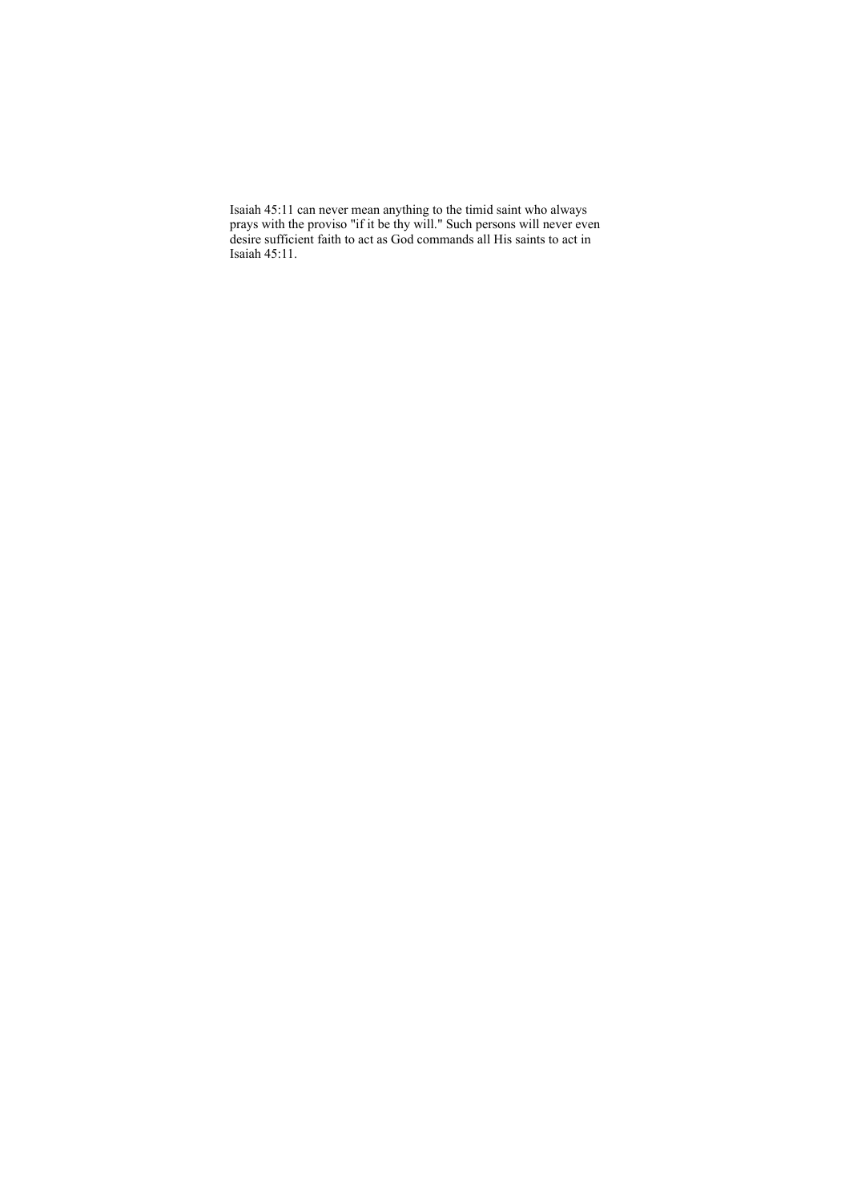Isaiah 45:11 can never mean anything to the timid saint who always prays with the proviso "if it be thy will." Such persons will never even desire sufficient faith to act as God commands all His saints to act in Isaiah 45:11.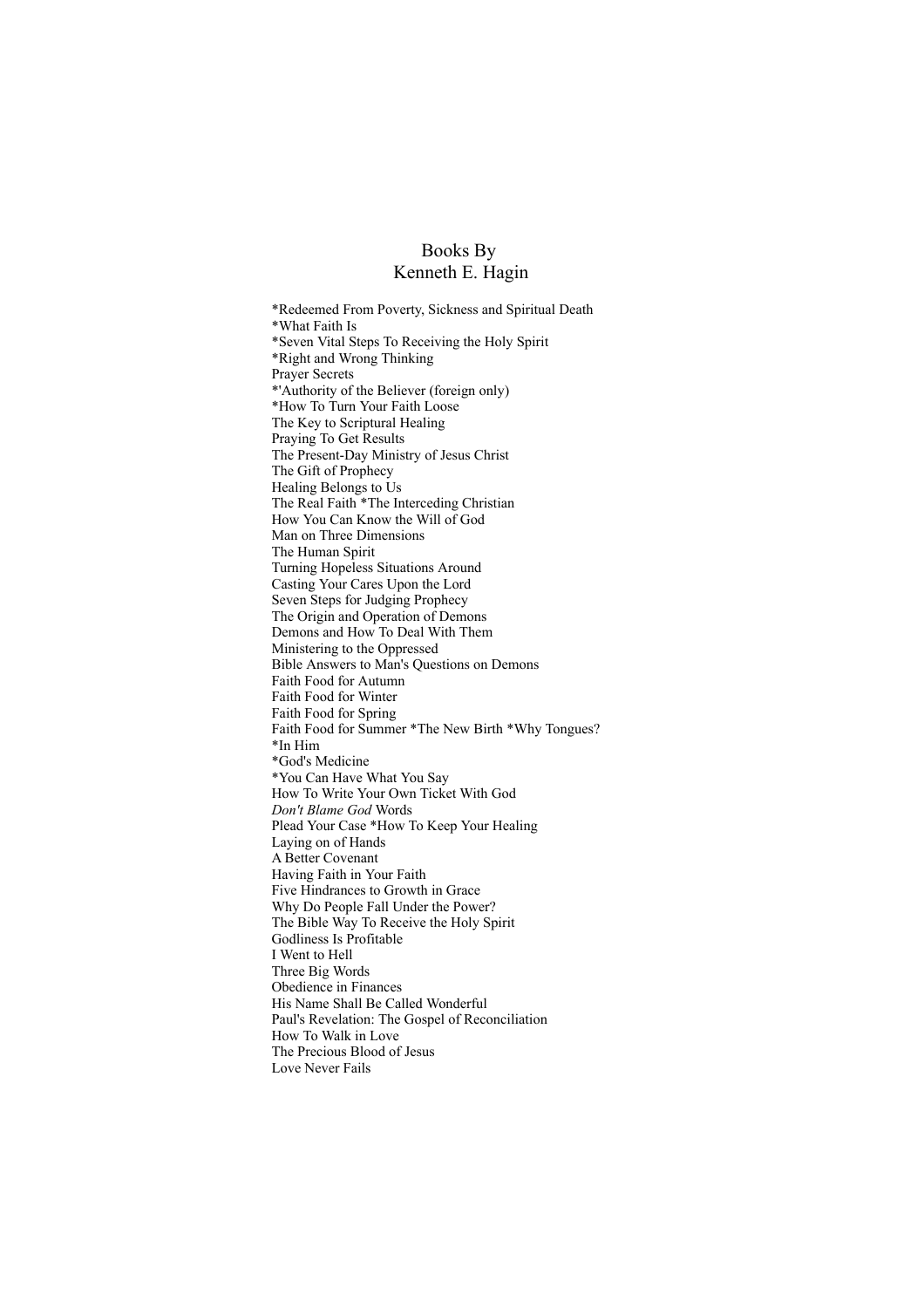# Books By
# Kenneth E. Hagin

*Redeemed From Poverty, Sickness and Spiritual Death
*What Faith Is
*Seven Vital Steps To Receiving the Holy Spirit
*Right and Wrong Thinking
Prayer Secrets
*'Authority of the Believer (foreign only)
*How To Turn Your Faith Loose
The Key to Scriptural Healing
Praying To Get Results
The Present-Day Ministry of Jesus Christ
The Gift of Prophecy
Healing Belongs to Us
The Real Faith *The Interceding Christian
How You Can Know the Will of God
Man on Three Dimensions
The Human Spirit
Turning Hopeless Situations Around
Casting Your Cares Upon the Lord
Seven Steps for Judging Prophecy
The Origin and Operation of Demons
Demons and How To Deal With Them
Ministering to the Oppressed
Bible Answers to Man's Questions on Demons
Faith Food for Autumn
Faith Food for Winter
Faith Food for Spring
Faith Food for Summer *The New Birth *Why Tongues?
*In Him
*God's Medicine
*You Can Have What You Say
How To Write Your Own Ticket With God
*Don't Blame God* Words
Plead Your Case *How To Keep Your Healing
Laying on of Hands
A Better Covenant
Having Faith in Your Faith
Five Hindrances to Growth in Grace
Why Do People Fall Under the Power?
The Bible Way To Receive the Holy Spirit
Godliness Is Profitable
I Went to Hell
Three Big Words
Obedience in Finances
His Name Shall Be Called Wonderful
Paul's Revelation: The Gospel of Reconciliation
How To Walk in Love
The Precious Blood of Jesus
Love Never Fails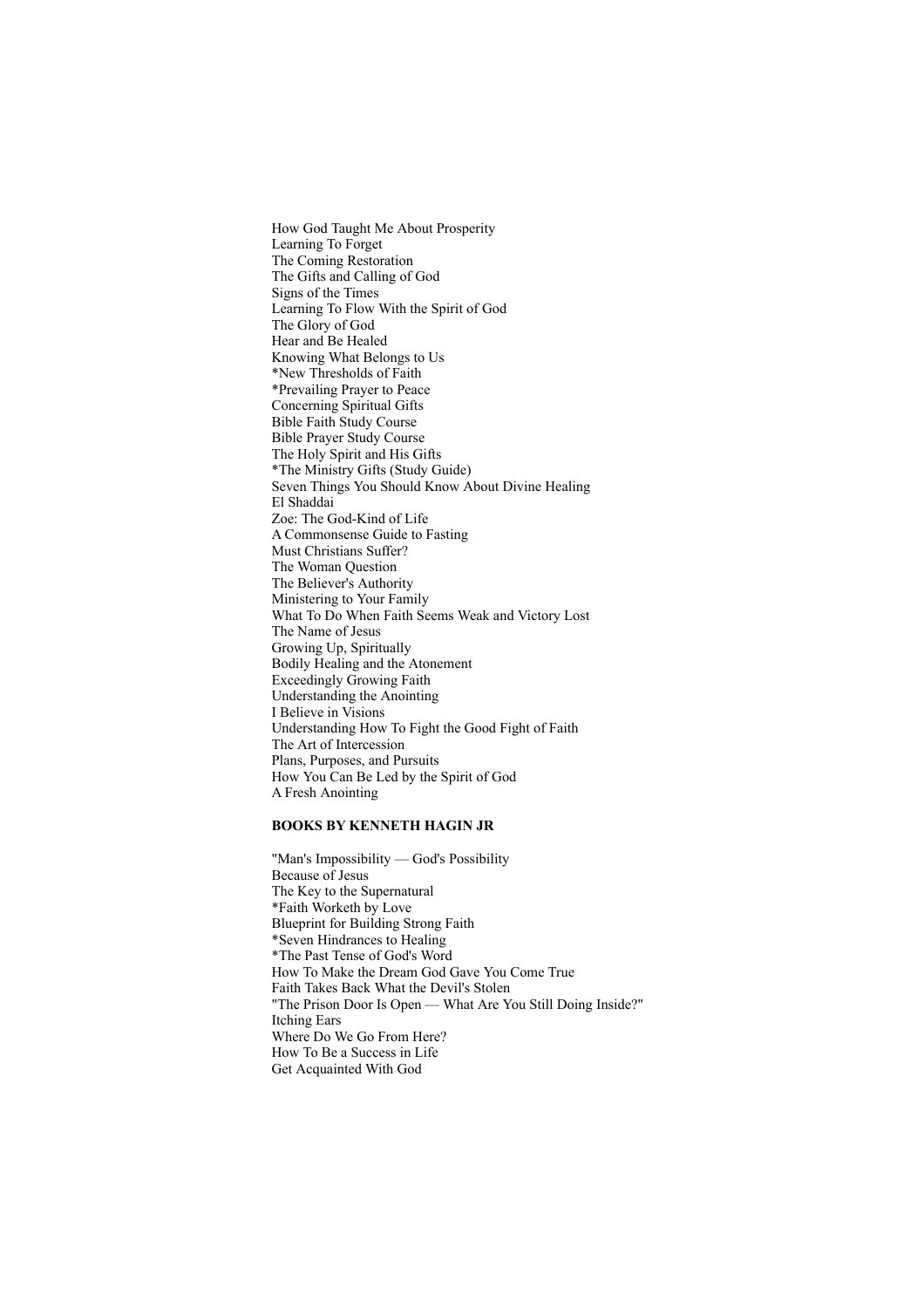How God Taught Me About Prosperity
Learning To Forget
The Coming Restoration
The Gifts and Calling of God
Signs of the Times
Learning To Flow With the Spirit of God
The Glory of God
Hear and Be Healed
Knowing What Belongs to Us
*New Thresholds of Faith
*Prevailing Prayer to Peace
Concerning Spiritual Gifts
Bible Faith Study Course
Bible Prayer Study Course
The Holy Spirit and His Gifts
*The Ministry Gifts (Study Guide)
Seven Things You Should Know About Divine Healing
El Shaddai
Zoe: The God-Kind of Life
A Commonsense Guide to Fasting
Must Christians Suffer?
The Woman Question
The Believer's Authority
Ministering to Your Family
What To Do When Faith Seems Weak and Victory Lost
The Name of Jesus
Growing Up, Spiritually
Bodily Healing and the Atonement
Exceedingly Growing Faith
Understanding the Anointing
I Believe in Visions
Understanding How To Fight the Good Fight of Faith
The Art of Intercession
Plans, Purposes, and Pursuits
How You Can Be Led by the Spirit of God
A Fresh Anointing

**BOOKS BY KENNETH HAGIN JR**

"Man's Impossibility — God's Possibility
Because of Jesus
The Key to the Supernatural
*Faith Worketh by Love
Blueprint for Building Strong Faith
*Seven Hindrances to Healing
*The Past Tense of God's Word
How To Make the Dream God Gave You Come True
Faith Takes Back What the Devil's Stolen
"The Prison Door Is Open — What Are You Still Doing Inside?"
Itching Ears
Where Do We Go From Here?
How To Be a Success in Life
Get Acquainted With God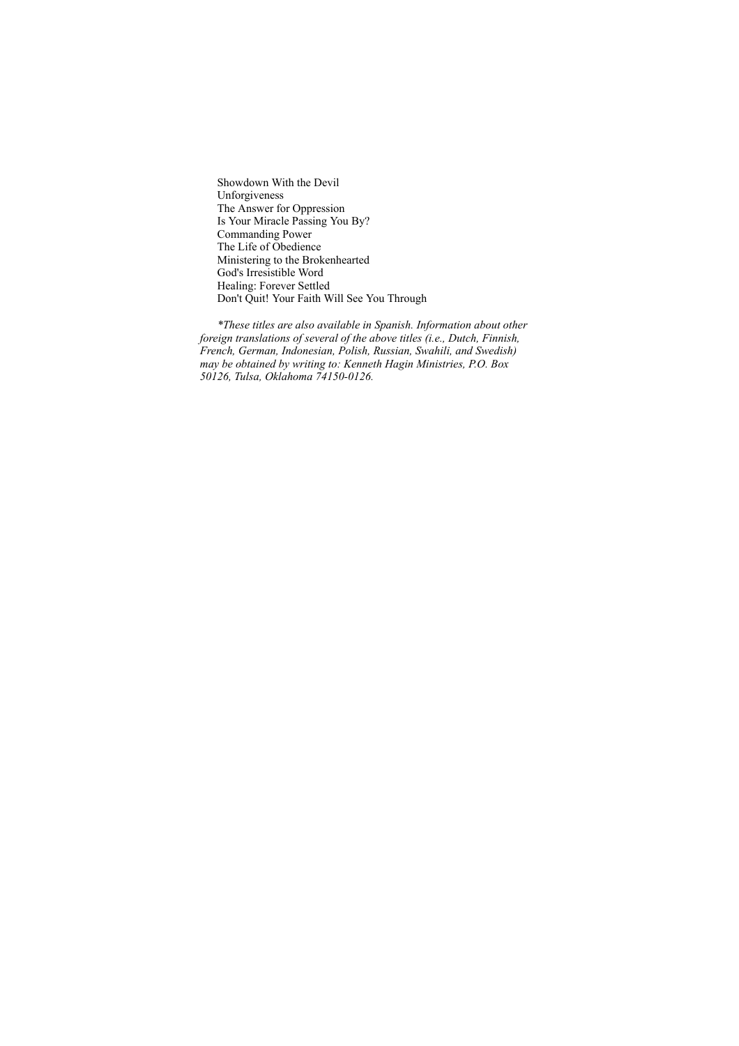Showdown With the Devil
Unforgiveness
The Answer for Oppression
Is Your Miracle Passing You By?
Commanding Power
The Life of Obedience
Ministering to the Brokenhearted
God's Irresistible Word
Healing: Forever Settled
Don't Quit! Your Faith Will See You Through

*\*These titles are also available in Spanish. Information about other foreign translations of several of the above titles (i.e., Dutch, Finnish, French, German, Indonesian, Polish, Russian, Swahili, and Swedish) may be obtained by writing to: Kenneth Hagin Ministries, P.O. Box 50126, Tulsa, Oklahoma 74150-0126.*